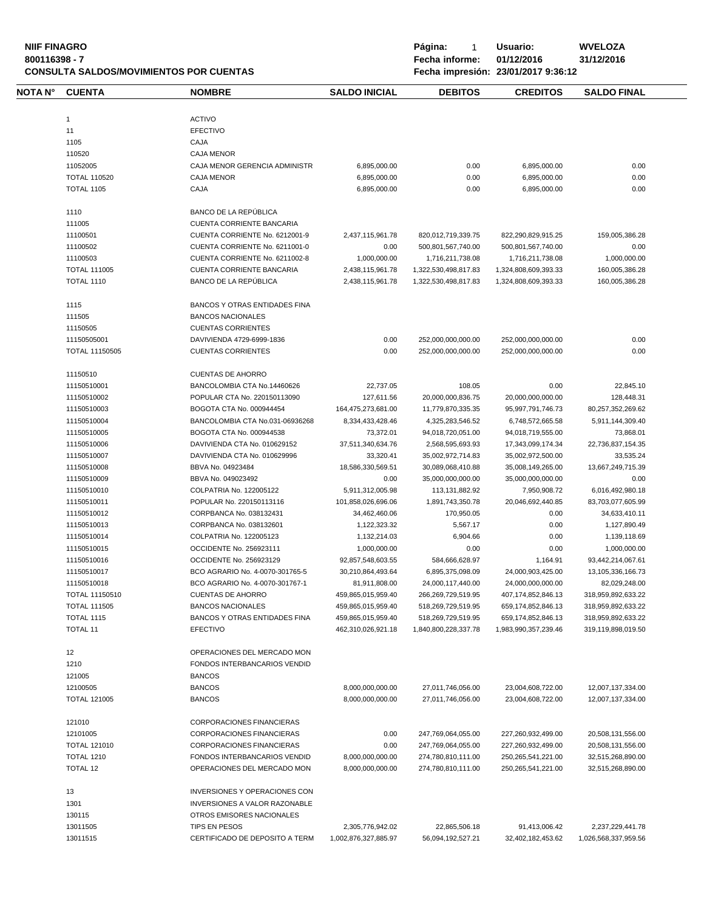**NIIF FINAGRO**
**800116398 - 7**
**CONSULTA SALDOS/MOVIMIENTOS POR CUENTAS**

**Página:** 1 **Usuario:** **WVELOZA**
**Fecha informe:** **01/12/2016** **31/12/2016**
**Fecha impresión:** **23/01/2017 9:36:12**

| NOTA N° | CUENTA | NOMBRE | SALDO INICIAL | DEBITOS | CREDITOS | SALDO FINAL |
|---|---|---|---|---|---|---|
| | 1 | ACTIVO | | | | |
| | 11 | EFECTIVO | | | | |
| | 1105 | CAJA | | | | |
| | 110520 | CAJA MENOR | | | | |
| | 11052005 | CAJA MENOR GERENCIA ADMINISTR | 6,895,000.00 | 0.00 | 6,895,000.00 | 0.00 |
| | TOTAL 110520 | CAJA MENOR | 6,895,000.00 | 0.00 | 6,895,000.00 | 0.00 |
| | TOTAL 1105 | CAJA | 6,895,000.00 | 0.00 | 6,895,000.00 | 0.00 |
| | 1110 | BANCO DE LA REPÚBLICA | | | | |
| | 111005 | CUENTA CORRIENTE BANCARIA | | | | |
| | 11100501 | CUENTA CORRIENTE No. 6212001-9 | 2,437,115,961.78 | 820,012,719,339.75 | 822,290,829,915.25 | 159,005,386.28 |
| | 11100502 | CUENTA CORRIENTE No. 6211001-0 | 0.00 | 500,801,567,740.00 | 500,801,567,740.00 | 0.00 |
| | 11100503 | CUENTA CORRIENTE No. 6211002-8 | 1,000,000.00 | 1,716,211,738.08 | 1,716,211,738.08 | 1,000,000.00 |
| | TOTAL 111005 | CUENTA CORRIENTE BANCARIA | 2,438,115,961.78 | 1,322,530,498,817.83 | 1,324,808,609,393.33 | 160,005,386.28 |
| | TOTAL 1110 | BANCO DE LA REPÚBLICA | 2,438,115,961.78 | 1,322,530,498,817.83 | 1,324,808,609,393.33 | 160,005,386.28 |
| | 1115 | BANCOS Y OTRAS ENTIDADES FINA | | | | |
| | 111505 | BANCOS NACIONALES | | | | |
| | 11150505 | CUENTAS CORRIENTES | | | | |
| | 11150505001 | DAVIVIENDA 4729-6999-1836 | 0.00 | 252,000,000,000.00 | 252,000,000,000.00 | 0.00 |
| | TOTAL 11150505 | CUENTAS CORRIENTES | 0.00 | 252,000,000,000.00 | 252,000,000,000.00 | 0.00 |
| | 11150510 | CUENTAS DE AHORRO | | | | |
| | 11150510001 | BANCOLOMBIA CTA No.14460626 | 22,737.05 | 108.05 | 0.00 | 22,845.10 |
| | 11150510002 | POPULAR CTA No. 220150113090 | 127,611.56 | 20,000,000,836.75 | 20,000,000,000.00 | 128,448.31 |
| | 11150510003 | BOGOTA CTA No. 000944454 | 164,475,273,681.00 | 11,779,870,335.35 | 95,997,791,746.73 | 80,257,352,269.62 |
| | 11150510004 | BANCOLOMBIA CTA No.031-06936268 | 8,334,433,428.46 | 4,325,283,546.52 | 6,748,572,665.58 | 5,911,144,309.40 |
| | 11150510005 | BOGOTA CTA No. 000944538 | 73,372.01 | 94,018,720,051.00 | 94,018,719,555.00 | 73,868.01 |
| | 11150510006 | DAVIVIENDA CTA No. 010629152 | 37,511,340,634.76 | 2,568,595,693.93 | 17,343,099,174.34 | 22,736,837,154.35 |
| | 11150510007 | DAVIVIENDA CTA No. 010629996 | 33,320.41 | 35,002,972,714.83 | 35,002,972,500.00 | 33,535.24 |
| | 11150510008 | BBVA No. 04923484 | 18,586,330,569.51 | 30,089,068,410.88 | 35,008,149,265.00 | 13,667,249,715.39 |
| | 11150510009 | BBVA No. 049023492 | 0.00 | 35,000,000,000.00 | 35,000,000,000.00 | 0.00 |
| | 11150510010 | COLPATRIA No. 122005122 | 5,911,312,005.98 | 113,131,882.92 | 7,950,908.72 | 6,016,492,980.18 |
| | 11150510011 | POPULAR No. 220150113116 | 101,858,026,696.06 | 1,891,743,350.78 | 20,046,692,440.85 | 83,703,077,605.99 |
| | 11150510012 | CORPBANCA No. 038132431 | 34,462,460.06 | 170,950.05 | 0.00 | 34,633,410.11 |
| | 11150510013 | CORPBANCA No. 038132601 | 1,122,323.32 | 5,567.17 | 0.00 | 1,127,890.49 |
| | 11150510014 | COLPATRIA No. 122005123 | 1,132,214.03 | 6,904.66 | 0.00 | 1,139,118.69 |
| | 11150510015 | OCCIDENTE No. 256923111 | 1,000,000.00 | 0.00 | 0.00 | 1,000,000.00 |
| | 11150510016 | OCCIDENTE No. 256923129 | 92,857,548,603.55 | 584,666,628.97 | 1,164.91 | 93,442,214,067.61 |
| | 11150510017 | BCO AGRARIO No. 4-0070-301765-5 | 30,210,864,493.64 | 6,895,375,098.09 | 24,000,903,425.00 | 13,105,336,166.73 |
| | 11150510018 | BCO AGRARIO No. 4-0070-301767-1 | 81,911,808.00 | 24,000,117,440.00 | 24,000,000,000.00 | 82,029,248.00 |
| | TOTAL 11150510 | CUENTAS DE AHORRO | 459,865,015,959.40 | 266,269,729,519.95 | 407,174,852,846.13 | 318,959,892,633.22 |
| | TOTAL 111505 | BANCOS NACIONALES | 459,865,015,959.40 | 518,269,729,519.95 | 659,174,852,846.13 | 318,959,892,633.22 |
| | TOTAL 1115 | BANCOS Y OTRAS ENTIDADES FINA | 459,865,015,959.40 | 518,269,729,519.95 | 659,174,852,846.13 | 318,959,892,633.22 |
| | TOTAL 11 | EFECTIVO | 462,310,026,921.18 | 1,840,800,228,337.78 | 1,983,990,357,239.46 | 319,119,898,019.50 |
| | 12 | OPERACIONES DEL MERCADO MON | | | | |
| | 1210 | FONDOS INTERBANCARIOS VENDID | | | | |
| | 121005 | BANCOS | | | | |
| | 12100505 | BANCOS | 8,000,000,000.00 | 27,011,746,056.00 | 23,004,608,722.00 | 12,007,137,334.00 |
| | TOTAL 121005 | BANCOS | 8,000,000,000.00 | 27,011,746,056.00 | 23,004,608,722.00 | 12,007,137,334.00 |
| | 121010 | CORPORACIONES FINANCIERAS | | | | |
| | 12101005 | CORPORACIONES FINANCIERAS | 0.00 | 247,769,064,055.00 | 227,260,932,499.00 | 20,508,131,556.00 |
| | TOTAL 121010 | CORPORACIONES FINANCIERAS | 0.00 | 247,769,064,055.00 | 227,260,932,499.00 | 20,508,131,556.00 |
| | TOTAL 1210 | FONDOS INTERBANCARIOS VENDID | 8,000,000,000.00 | 274,780,810,111.00 | 250,265,541,221.00 | 32,515,268,890.00 |
| | TOTAL 12 | OPERACIONES DEL MERCADO MON | 8,000,000,000.00 | 274,780,810,111.00 | 250,265,541,221.00 | 32,515,268,890.00 |
| | 13 | INVERSIONES Y OPERACIONES CON | | | | |
| | 1301 | INVERSIONES A VALOR RAZONABLE | | | | |
| | 130115 | OTROS EMISORES NACIONALES | | | | |
| | 13011505 | TIPS EN PESOS | 2,305,776,942.02 | 22,865,506.18 | 91,413,006.42 | 2,237,229,441.78 |
| | 13011515 | CERTIFICADO DE DEPOSITO A TERM | 1,002,876,327,885.97 | 56,094,192,527.21 | 32,402,182,453.62 | 1,026,568,337,959.56 |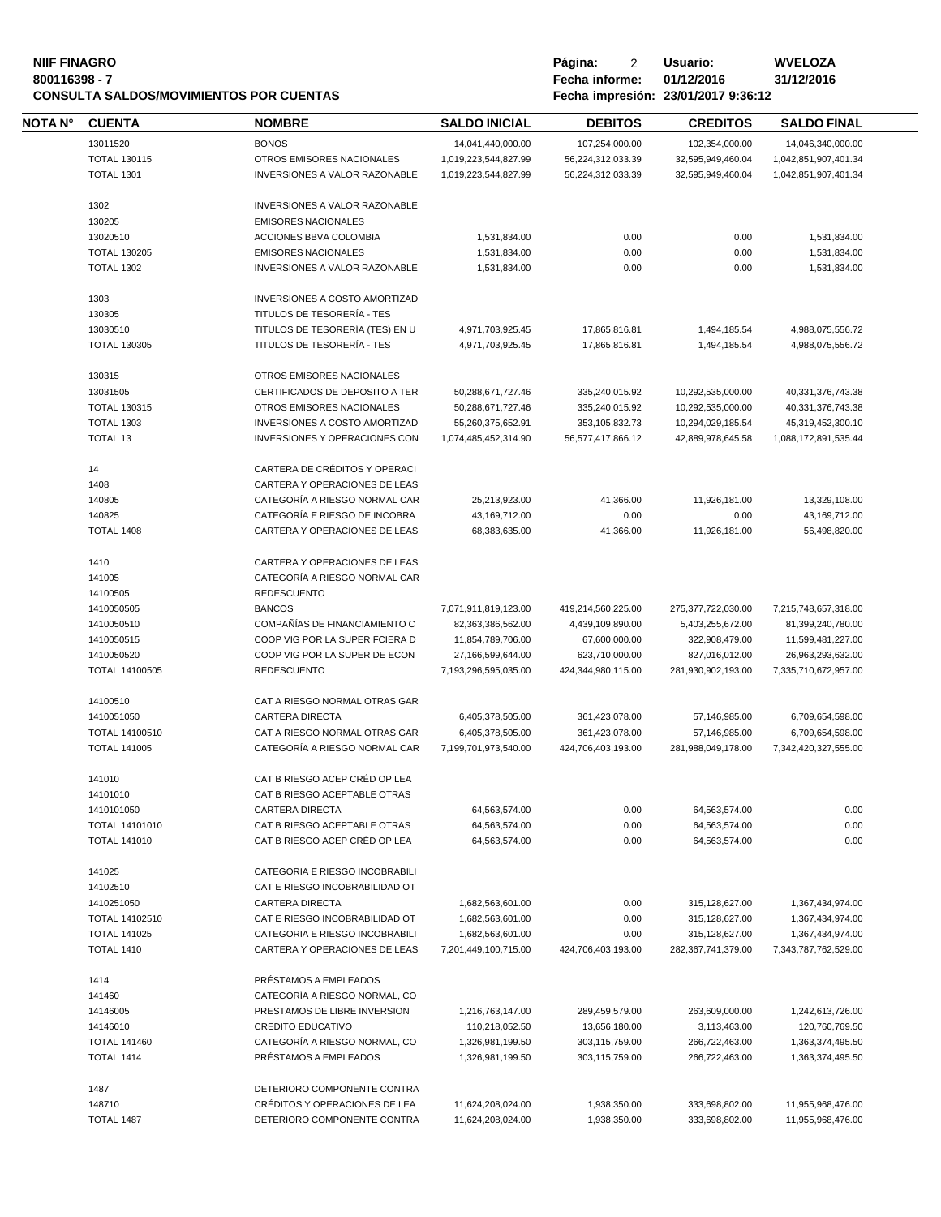| NOTA N° | CUENTA | NOMBRE | SALDO INICIAL | DEBITOS | CREDITOS | SALDO FINAL |
|---|---|---|---|---|---|---|
| | 13011520 | BONOS | 14,041,440,000.00 | 107,254,000.00 | 102,354,000.00 | 14,046,340,000.00 |
| | TOTAL 130115 | OTROS EMISORES NACIONALES | 1,019,223,544,827.99 | 56,224,312,033.39 | 32,595,949,460.04 | 1,042,851,907,401.34 |
| | TOTAL 1301 | INVERSIONES A VALOR RAZONABLE | 1,019,223,544,827.99 | 56,224,312,033.39 | 32,595,949,460.04 | 1,042,851,907,401.34 |
| | 1302 | INVERSIONES A VALOR RAZONABLE | | | | |
| | 130205 | EMISORES NACIONALES | | | | |
| | 13020510 | ACCIONES BBVA COLOMBIA | 1,531,834.00 | 0.00 | 0.00 | 1,531,834.00 |
| | TOTAL 130205 | EMISORES NACIONALES | 1,531,834.00 | 0.00 | 0.00 | 1,531,834.00 |
| | TOTAL 1302 | INVERSIONES A VALOR RAZONABLE | 1,531,834.00 | 0.00 | 0.00 | 1,531,834.00 |
| | 1303 | INVERSIONES A COSTO AMORTIZAD | | | | |
| | 130305 | TITULOS DE TESORERÍA - TES | | | | |
| | 13030510 | TITULOS DE TESORERÍA (TES) EN U | 4,971,703,925.45 | 17,865,816.81 | 1,494,185.54 | 4,988,075,556.72 |
| | TOTAL 130305 | TITULOS DE TESORERÍA - TES | 4,971,703,925.45 | 17,865,816.81 | 1,494,185.54 | 4,988,075,556.72 |
| | 130315 | OTROS EMISORES NACIONALES | | | | |
| | 13031505 | CERTIFICADOS DE DEPOSITO A TER | 50,288,671,727.46 | 335,240,015.92 | 10,292,535,000.00 | 40,331,376,743.38 |
| | TOTAL 130315 | OTROS EMISORES NACIONALES | 50,288,671,727.46 | 335,240,015.92 | 10,292,535,000.00 | 40,331,376,743.38 |
| | TOTAL 1303 | INVERSIONES A COSTO AMORTIZAD | 55,260,375,652.91 | 353,105,832.73 | 10,294,029,185.54 | 45,319,452,300.10 |
| | TOTAL 13 | INVERSIONES Y OPERACIONES CON | 1,074,485,452,314.90 | 56,577,417,866.12 | 42,889,978,645.58 | 1,088,172,891,535.44 |
| | 14 | CARTERA DE CRÉDITOS Y OPERACI | | | | |
| | 1408 | CARTERA Y OPERACIONES DE LEAS | | | | |
| | 140805 | CATEGORÍA A RIESGO NORMAL CAR | 25,213,923.00 | 41,366.00 | 11,926,181.00 | 13,329,108.00 |
| | 140825 | CATEGORÍA E RIESGO DE INCOBRA | 43,169,712.00 | 0.00 | 0.00 | 43,169,712.00 |
| | TOTAL 1408 | CARTERA Y OPERACIONES DE LEAS | 68,383,635.00 | 41,366.00 | 11,926,181.00 | 56,498,820.00 |
| | 1410 | CARTERA Y OPERACIONES DE LEAS | | | | |
| | 141005 | CATEGORÍA A RIESGO NORMAL CAR | | | | |
| | 14100505 | REDESCUENTO | | | | |
| | 1410050505 | BANCOS | 7,071,911,819,123.00 | 419,214,560,225.00 | 275,377,722,030.00 | 7,215,748,657,318.00 |
| | 1410050510 | COMPAÑÍAS DE FINANCIAMIENTO C | 82,363,386,562.00 | 4,439,109,890.00 | 5,403,255,672.00 | 81,399,240,780.00 |
| | 1410050515 | COOP VIG POR LA SUPER FCIERA D | 11,854,789,706.00 | 67,600,000.00 | 322,908,479.00 | 11,599,481,227.00 |
| | 1410050520 | COOP VIG POR LA SUPER DE ECON | 27,166,599,644.00 | 623,710,000.00 | 827,016,012.00 | 26,963,293,632.00 |
| | TOTAL 14100505 | REDESCUENTO | 7,193,296,595,035.00 | 424,344,980,115.00 | 281,930,902,193.00 | 7,335,710,672,957.00 |
| | 14100510 | CAT A RIESGO NORMAL OTRAS GAR | | | | |
| | 1410051050 | CARTERA DIRECTA | 6,405,378,505.00 | 361,423,078.00 | 57,146,985.00 | 6,709,654,598.00 |
| | TOTAL 14100510 | CAT A RIESGO NORMAL OTRAS GAR | 6,405,378,505.00 | 361,423,078.00 | 57,146,985.00 | 6,709,654,598.00 |
| | TOTAL 141005 | CATEGORÍA A RIESGO NORMAL CAR | 7,199,701,973,540.00 | 424,706,403,193.00 | 281,988,049,178.00 | 7,342,420,327,555.00 |
| | 141010 | CAT B RIESGO ACEP CRÉD OP LEA | | | | |
| | 14101010 | CAT B RIESGO ACEPTABLE OTRAS | | | | |
| | 1410101050 | CARTERA DIRECTA | 64,563,574.00 | 0.00 | 64,563,574.00 | 0.00 |
| | TOTAL 14101010 | CAT B RIESGO ACEPTABLE OTRAS | 64,563,574.00 | 0.00 | 64,563,574.00 | 0.00 |
| | TOTAL 141010 | CAT B RIESGO ACEP CRÉD OP LEA | 64,563,574.00 | 0.00 | 64,563,574.00 | 0.00 |
| | 141025 | CATEGORIA E RIESGO INCOBRABILI | | | | |
| | 14102510 | CAT E RIESGO INCOBRABILIDAD OT | | | | |
| | 1410251050 | CARTERA DIRECTA | 1,682,563,601.00 | 0.00 | 315,128,627.00 | 1,367,434,974.00 |
| | TOTAL 14102510 | CAT E RIESGO INCOBRABILIDAD OT | 1,682,563,601.00 | 0.00 | 315,128,627.00 | 1,367,434,974.00 |
| | TOTAL 141025 | CATEGORIA E RIESGO INCOBRABILI | 1,682,563,601.00 | 0.00 | 315,128,627.00 | 1,367,434,974.00 |
| | TOTAL 1410 | CARTERA Y OPERACIONES DE LEAS | 7,201,449,100,715.00 | 424,706,403,193.00 | 282,367,741,379.00 | 7,343,787,762,529.00 |
| | 1414 | PRÉSTAMOS A EMPLEADOS | | | | |
| | 141460 | CATEGORÍA A RIESGO NORMAL, CO | | | | |
| | 14146005 | PRESTAMOS DE LIBRE INVERSION | 1,216,763,147.00 | 289,459,579.00 | 263,609,000.00 | 1,242,613,726.00 |
| | 14146010 | CREDITO EDUCATIVO | 110,218,052.50 | 13,656,180.00 | 3,113,463.00 | 120,760,769.50 |
| | TOTAL 141460 | CATEGORÍA A RIESGO NORMAL, CO | 1,326,981,199.50 | 303,115,759.00 | 266,722,463.00 | 1,363,374,495.50 |
| | TOTAL 1414 | PRÉSTAMOS A EMPLEADOS | 1,326,981,199.50 | 303,115,759.00 | 266,722,463.00 | 1,363,374,495.50 |
| | 1487 | DETERIORO COMPONENTE CONTRA | | | | |
| | 148710 | CRÉDITOS Y OPERACIONES DE LEA | 11,624,208,024.00 | 1,938,350.00 | 333,698,802.00 | 11,955,968,476.00 |
| | TOTAL 1487 | DETERIORO COMPONENTE CONTRA | 11,624,208,024.00 | 1,938,350.00 | 333,698,802.00 | 11,955,968,476.00 |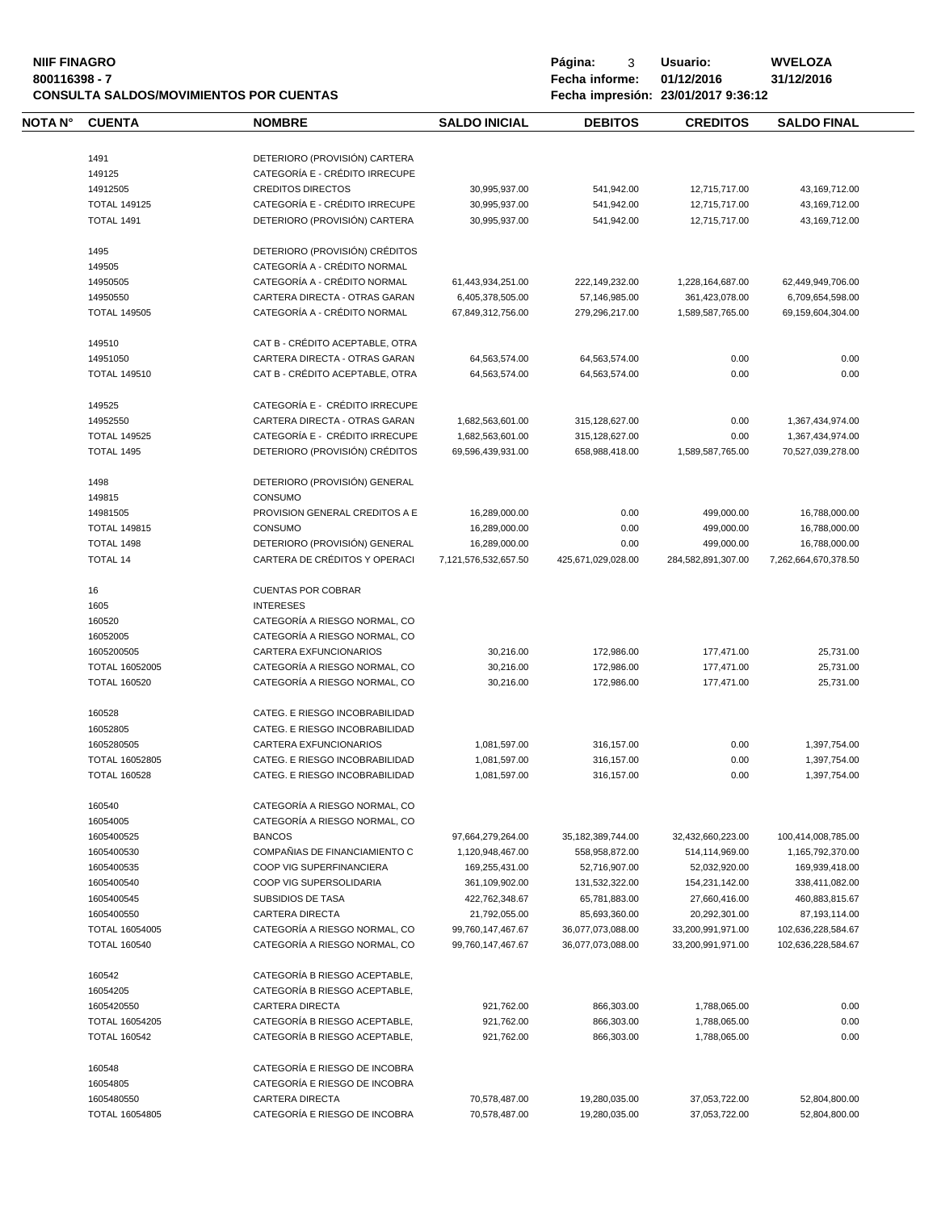**NIIF FINAGRO**
**800116398 - 7**
**CONSULTA SALDOS/MOVIMIENTOS POR CUENTAS**

**Usuario:** WVELOZA
**Fecha informe:** 01/12/2016 31/12/2016
**Fecha impresión:** 23/01/2017 9:36:12

| NOTA N° | CUENTA | NOMBRE | SALDO INICIAL | DEBITOS | CREDITOS | SALDO FINAL |
|---|---|---|---|---|---|---|
| | 1491 | DETERIORO (PROVISIÓN) CARTERA | | | | |
| | 149125 | CATEGORÍA E - CRÉDITO IRRECUPE | | | | |
| | 14912505 | CREDITOS DIRECTOS | 30,995,937.00 | 541,942.00 | 12,715,717.00 | 43,169,712.00 |
| | TOTAL 149125 | CATEGORÍA E - CRÉDITO IRRECUPE | 30,995,937.00 | 541,942.00 | 12,715,717.00 | 43,169,712.00 |
| | TOTAL 1491 | DETERIORO (PROVISIÓN) CARTERA | 30,995,937.00 | 541,942.00 | 12,715,717.00 | 43,169,712.00 |
| | 1495 | DETERIORO (PROVISIÓN) CRÉDITOS | | | | |
| | 149505 | CATEGORÍA A - CRÉDITO NORMAL | | | | |
| | 14950505 | CATEGORÍA A - CRÉDITO NORMAL | 61,443,934,251.00 | 222,149,232.00 | 1,228,164,687.00 | 62,449,949,706.00 |
| | 14950550 | CARTERA DIRECTA - OTRAS GARAN | 6,405,378,505.00 | 57,146,985.00 | 361,423,078.00 | 6,709,654,598.00 |
| | TOTAL 149505 | CATEGORÍA A - CRÉDITO NORMAL | 67,849,312,756.00 | 279,296,217.00 | 1,589,587,765.00 | 69,159,604,304.00 |
| | 149510 | CAT B - CRÉDITO ACEPTABLE, OTRA | | | | |
| | 14951050 | CARTERA DIRECTA - OTRAS GARAN | 64,563,574.00 | 64,563,574.00 | 0.00 | 0.00 |
| | TOTAL 149510 | CAT B - CRÉDITO ACEPTABLE, OTRA | 64,563,574.00 | 64,563,574.00 | 0.00 | 0.00 |
| | 149525 | CATEGORÍA E - CRÉDITO IRRECUPE | | | | |
| | 14952550 | CARTERA DIRECTA - OTRAS GARAN | 1,682,563,601.00 | 315,128,627.00 | 0.00 | 1,367,434,974.00 |
| | TOTAL 149525 | CATEGORÍA E - CRÉDITO IRRECUPE | 1,682,563,601.00 | 315,128,627.00 | 0.00 | 1,367,434,974.00 |
| | TOTAL 1495 | DETERIORO (PROVISIÓN) CRÉDITOS | 69,596,439,931.00 | 658,988,418.00 | 1,589,587,765.00 | 70,527,039,278.00 |
| | 1498 | DETERIORO (PROVISIÓN) GENERAL | | | | |
| | 149815 | CONSUMO | | | | |
| | 14981505 | PROVISION GENERAL CREDITOS A E | 16,289,000.00 | 0.00 | 499,000.00 | 16,788,000.00 |
| | TOTAL 149815 | CONSUMO | 16,289,000.00 | 0.00 | 499,000.00 | 16,788,000.00 |
| | TOTAL 1498 | DETERIORO (PROVISIÓN) GENERAL | 16,289,000.00 | 0.00 | 499,000.00 | 16,788,000.00 |
| | TOTAL 14 | CARTERA DE CRÉDITOS Y OPERACI | 7,121,576,532,657.50 | 425,671,029,028.00 | 284,582,891,307.00 | 7,262,664,670,378.50 |
| | 16 | CUENTAS POR COBRAR | | | | |
| | 1605 | INTERESES | | | | |
| | 160520 | CATEGORÍA A RIESGO NORMAL, CO | | | | |
| | 16052005 | CATEGORÍA A RIESGO NORMAL, CO | | | | |
| | 1605200505 | CARTERA EXFUNCIONARIOS | 30,216.00 | 172,986.00 | 177,471.00 | 25,731.00 |
| | TOTAL 16052005 | CATEGORÍA A RIESGO NORMAL, CO | 30,216.00 | 172,986.00 | 177,471.00 | 25,731.00 |
| | TOTAL 160520 | CATEGORÍA A RIESGO NORMAL, CO | 30,216.00 | 172,986.00 | 177,471.00 | 25,731.00 |
| | 160528 | CATEG. E RIESGO INCOBRABILIDAD | | | | |
| | 16052805 | CATEG. E RIESGO INCOBRABILIDAD | | | | |
| | 1605280505 | CARTERA EXFUNCIONARIOS | 1,081,597.00 | 316,157.00 | 0.00 | 1,397,754.00 |
| | TOTAL 16052805 | CATEG. E RIESGO INCOBRABILIDAD | 1,081,597.00 | 316,157.00 | 0.00 | 1,397,754.00 |
| | TOTAL 160528 | CATEG. E RIESGO INCOBRABILIDAD | 1,081,597.00 | 316,157.00 | 0.00 | 1,397,754.00 |
| | 160540 | CATEGORÍA A RIESGO NORMAL, CO | | | | |
| | 16054005 | CATEGORÍA A RIESGO NORMAL, CO | | | | |
| | 1605400525 | BANCOS | 97,664,279,264.00 | 35,182,389,744.00 | 32,432,660,223.00 | 100,414,008,785.00 |
| | 1605400530 | COMPAÑIAS DE FINANCIAMIENTO C | 1,120,948,467.00 | 558,958,872.00 | 514,114,969.00 | 1,165,792,370.00 |
| | 1605400535 | COOP VIG SUPERFINANCIERA | 169,255,431.00 | 52,716,907.00 | 52,032,920.00 | 169,939,418.00 |
| | 1605400540 | COOP VIG SUPERSOLIDARIA | 361,109,902.00 | 131,532,322.00 | 154,231,142.00 | 338,411,082.00 |
| | 1605400545 | SUBSIDIOS DE TASA | 422,762,348.67 | 65,781,883.00 | 27,660,416.00 | 460,883,815.67 |
| | 1605400550 | CARTERA DIRECTA | 21,792,055.00 | 85,693,360.00 | 20,292,301.00 | 87,193,114.00 |
| | TOTAL 16054005 | CATEGORÍA A RIESGO NORMAL, CO | 99,760,147,467.67 | 36,077,073,088.00 | 33,200,991,971.00 | 102,636,228,584.67 |
| | TOTAL 160540 | CATEGORÍA A RIESGO NORMAL, CO | 99,760,147,467.67 | 36,077,073,088.00 | 33,200,991,971.00 | 102,636,228,584.67 |
| | 160542 | CATEGORÍA B RIESGO ACEPTABLE, | | | | |
| | 16054205 | CATEGORÍA B RIESGO ACEPTABLE, | | | | |
| | 1605420550 | CARTERA DIRECTA | 921,762.00 | 866,303.00 | 1,788,065.00 | 0.00 |
| | TOTAL 16054205 | CATEGORÍA B RIESGO ACEPTABLE, | 921,762.00 | 866,303.00 | 1,788,065.00 | 0.00 |
| | TOTAL 160542 | CATEGORÍA B RIESGO ACEPTABLE, | 921,762.00 | 866,303.00 | 1,788,065.00 | 0.00 |
| | 160548 | CATEGORÍA E RIESGO DE INCOBRA | | | | |
| | 16054805 | CATEGORÍA E RIESGO DE INCOBRA | | | | |
| | 1605480550 | CARTERA DIRECTA | 70,578,487.00 | 19,280,035.00 | 37,053,722.00 | 52,804,800.00 |
| | TOTAL 16054805 | CATEGORÍA E RIESGO DE INCOBRA | 70,578,487.00 | 19,280,035.00 | 37,053,722.00 | 52,804,800.00 |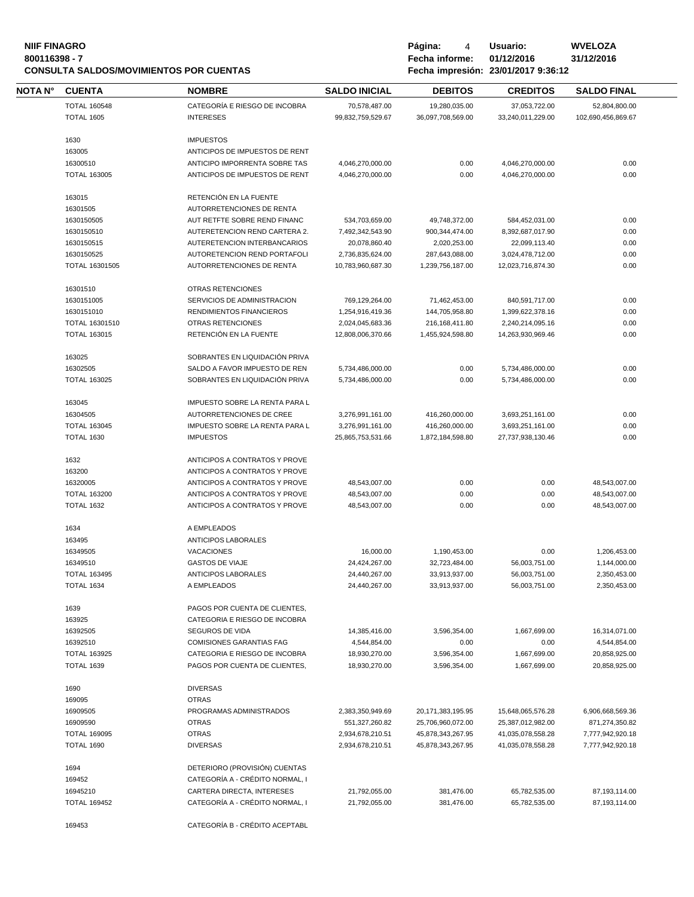**NIIF FINAGRO**
**800116398 - 7**
**CONSULTA SALDOS/MOVIMIENTOS POR CUENTAS**

**Página:** 4 **Usuario:** WVELOZA
**Fecha informe:** 01/12/2016 31/12/2016
**Fecha impresión:** 23/01/2017 9:36:12

| NOTA N° | CUENTA | NOMBRE | SALDO INICIAL | DEBITOS | CREDITOS | SALDO FINAL |
|---|---|---|---|---|---|---|
| | TOTAL 160548 | CATEGORÍA E RIESGO DE INCOBRA | 70,578,487.00 | 19,280,035.00 | 37,053,722.00 | 52,804,800.00 |
| | TOTAL 1605 | INTERESES | 99,832,759,529.67 | 36,097,708,569.00 | 33,240,011,229.00 | 102,690,456,869.67 |
| | 1630 | IMPUESTOS | | | | |
| | 163005 | ANTICIPOS DE IMPUESTOS DE RENT | | | | |
| | 16300510 | ANTICIPO IMPORRENTA SOBRE TAS | 4,046,270,000.00 | 0.00 | 4,046,270,000.00 | 0.00 |
| | TOTAL 163005 | ANTICIPOS DE IMPUESTOS DE RENT | 4,046,270,000.00 | 0.00 | 4,046,270,000.00 | 0.00 |
| | 163015 | RETENCIÓN EN LA FUENTE | | | | |
| | 16301505 | AUTORRETENCIONES DE RENTA | | | | |
| | 1630150505 | AUT RETFTE SOBRE REND FINANC | 534,703,659.00 | 49,748,372.00 | 584,452,031.00 | 0.00 |
| | 1630150510 | AUTERETENCION REND CARTERA 2. | 7,492,342,543.90 | 900,344,474.00 | 8,392,687,017.90 | 0.00 |
| | 1630150515 | AUTERETENCION INTERBANCARIOS | 20,078,860.40 | 2,020,253.00 | 22,099,113.40 | 0.00 |
| | 1630150525 | AUTORETENCION REND PORTAFOLI | 2,736,835,624.00 | 287,643,088.00 | 3,024,478,712.00 | 0.00 |
| | TOTAL 16301505 | AUTORRETENCIONES DE RENTA | 10,783,960,687.30 | 1,239,756,187.00 | 12,023,716,874.30 | 0.00 |
| | 16301510 | OTRAS RETENCIONES | | | | |
| | 1630151005 | SERVICIOS DE ADMINISTRACION | 769,129,264.00 | 71,462,453.00 | 840,591,717.00 | 0.00 |
| | 1630151010 | RENDIMIENTOS FINANCIEROS | 1,254,916,419.36 | 144,705,958.80 | 1,399,622,378.16 | 0.00 |
| | TOTAL 16301510 | OTRAS RETENCIONES | 2,024,045,683.36 | 216,168,411.80 | 2,240,214,095.16 | 0.00 |
| | TOTAL 163015 | RETENCIÓN EN LA FUENTE | 12,808,006,370.66 | 1,455,924,598.80 | 14,263,930,969.46 | 0.00 |
| | 163025 | SOBRANTES EN LIQUIDACIÓN PRIVA | | | | |
| | 16302505 | SALDO A FAVOR IMPUESTO DE REN | 5,734,486,000.00 | 0.00 | 5,734,486,000.00 | 0.00 |
| | TOTAL 163025 | SOBRANTES EN LIQUIDACIÓN PRIVA | 5,734,486,000.00 | 0.00 | 5,734,486,000.00 | 0.00 |
| | 163045 | IMPUESTO SOBRE LA RENTA PARA L | | | | |
| | 16304505 | AUTORRETENCIONES DE CREE | 3,276,991,161.00 | 416,260,000.00 | 3,693,251,161.00 | 0.00 |
| | TOTAL 163045 | IMPUESTO SOBRE LA RENTA PARA L | 3,276,991,161.00 | 416,260,000.00 | 3,693,251,161.00 | 0.00 |
| | TOTAL 1630 | IMPUESTOS | 25,865,753,531.66 | 1,872,184,598.80 | 27,737,938,130.46 | 0.00 |
| | 1632 | ANTICIPOS A CONTRATOS Y PROVE | | | | |
| | 163200 | ANTICIPOS A CONTRATOS Y PROVE | | | | |
| | 16320005 | ANTICIPOS A CONTRATOS Y PROVE | 48,543,007.00 | 0.00 | 0.00 | 48,543,007.00 |
| | TOTAL 163200 | ANTICIPOS A CONTRATOS Y PROVE | 48,543,007.00 | 0.00 | 0.00 | 48,543,007.00 |
| | TOTAL 1632 | ANTICIPOS A CONTRATOS Y PROVE | 48,543,007.00 | 0.00 | 0.00 | 48,543,007.00 |
| | 1634 | A EMPLEADOS | | | | |
| | 163495 | ANTICIPOS LABORALES | | | | |
| | 16349505 | VACACIONES | 16,000.00 | 1,190,453.00 | 0.00 | 1,206,453.00 |
| | 16349510 | GASTOS DE VIAJE | 24,424,267.00 | 32,723,484.00 | 56,003,751.00 | 1,144,000.00 |
| | TOTAL 163495 | ANTICIPOS LABORALES | 24,440,267.00 | 33,913,937.00 | 56,003,751.00 | 2,350,453.00 |
| | TOTAL 1634 | A EMPLEADOS | 24,440,267.00 | 33,913,937.00 | 56,003,751.00 | 2,350,453.00 |
| | 1639 | PAGOS POR CUENTA DE CLIENTES, | | | | |
| | 163925 | CATEGORIA E RIESGO DE INCOBRA | | | | |
| | 16392505 | SEGUROS DE VIDA | 14,385,416.00 | 3,596,354.00 | 1,667,699.00 | 16,314,071.00 |
| | 16392510 | COMISIONES GARANTIAS FAG | 4,544,854.00 | 0.00 | 0.00 | 4,544,854.00 |
| | TOTAL 163925 | CATEGORIA E RIESGO DE INCOBRA | 18,930,270.00 | 3,596,354.00 | 1,667,699.00 | 20,858,925.00 |
| | TOTAL 1639 | PAGOS POR CUENTA DE CLIENTES, | 18,930,270.00 | 3,596,354.00 | 1,667,699.00 | 20,858,925.00 |
| | 1690 | DIVERSAS | | | | |
| | 169095 | OTRAS | | | | |
| | 16909505 | PROGRAMAS ADMINISTRADOS | 2,383,350,949.69 | 20,171,383,195.95 | 15,648,065,576.28 | 6,906,668,569.36 |
| | 16909590 | OTRAS | 551,327,260.82 | 25,706,960,072.00 | 25,387,012,982.00 | 871,274,350.82 |
| | TOTAL 169095 | OTRAS | 2,934,678,210.51 | 45,878,343,267.95 | 41,035,078,558.28 | 7,777,942,920.18 |
| | TOTAL 1690 | DIVERSAS | 2,934,678,210.51 | 45,878,343,267.95 | 41,035,078,558.28 | 7,777,942,920.18 |
| | 1694 | DETERIORO (PROVISIÓN) CUENTAS | | | | |
| | 169452 | CATEGORÍA A - CRÉDITO NORMAL, I | | | | |
| | 16945210 | CARTERA DIRECTA, INTERESES | 21,792,055.00 | 381,476.00 | 65,782,535.00 | 87,193,114.00 |
| | TOTAL 169452 | CATEGORÍA A - CRÉDITO NORMAL, I | 21,792,055.00 | 381,476.00 | 65,782,535.00 | 87,193,114.00 |
| | 169453 | CATEGORÍA B - CRÉDITO ACEPTABL | | | | |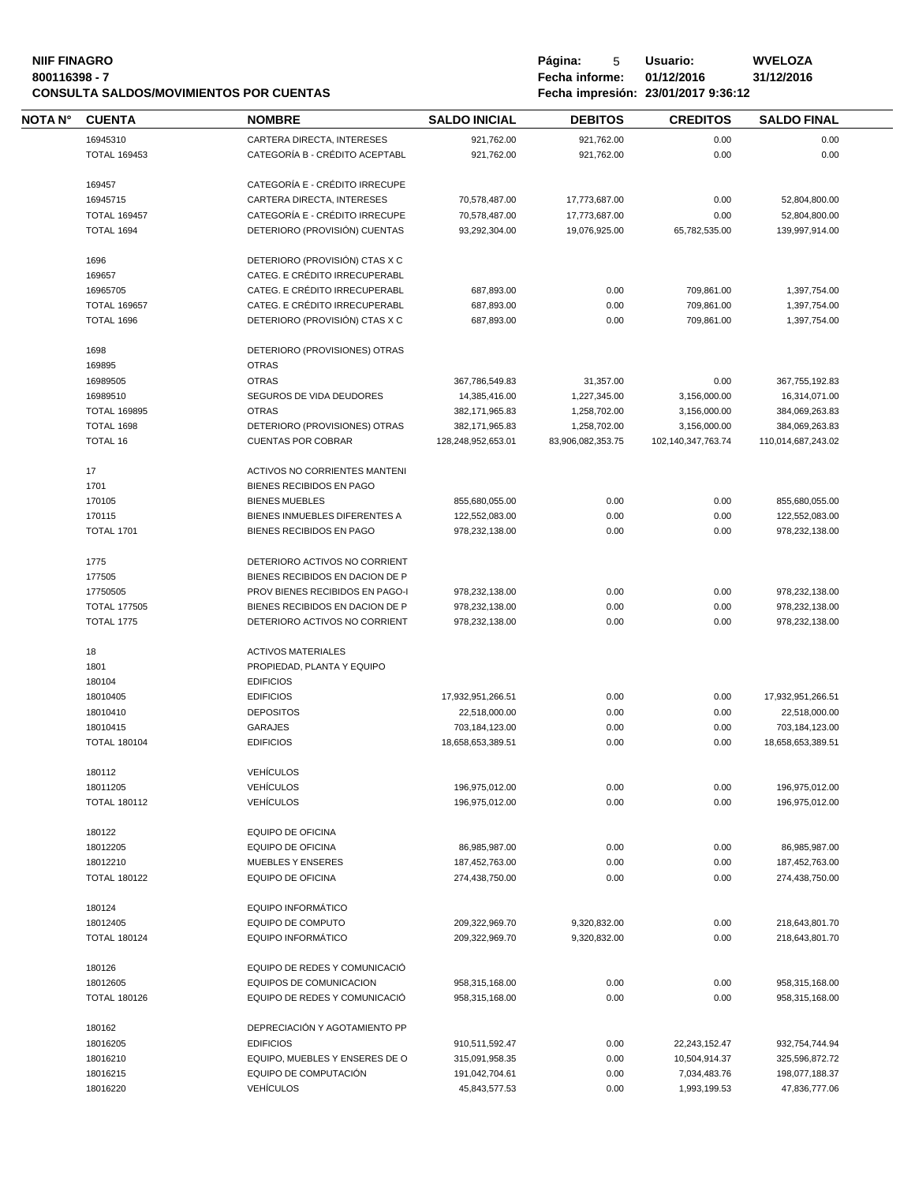| NOTA N° | CUENTA | NOMBRE | SALDO INICIAL | DEBITOS | CREDITOS | SALDO FINAL |
|---|---|---|---|---|---|---|
| | 16945310 | CARTERA DIRECTA, INTERESES | 921,762.00 | 921,762.00 | 0.00 | 0.00 |
| | TOTAL 169453 | CATEGORÍA B - CRÉDITO ACEPTABL | 921,762.00 | 921,762.00 | 0.00 | 0.00 |
| | 169457 | CATEGORÍA E - CRÉDITO IRRECUPE | | | | |
| | 16945715 | CARTERA DIRECTA, INTERESES | 70,578,487.00 | 17,773,687.00 | 0.00 | 52,804,800.00 |
| | TOTAL 169457 | CATEGORÍA E - CRÉDITO IRRECUPE | 70,578,487.00 | 17,773,687.00 | 0.00 | 52,804,800.00 |
| | TOTAL 1694 | DETERIORO (PROVISIÓN) CUENTAS | 93,292,304.00 | 19,076,925.00 | 65,782,535.00 | 139,997,914.00 |
| | 1696 | DETERIORO (PROVISIÓN) CTAS X C | | | | |
| | 169657 | CATEG. E CRÉDITO IRRECUPERABL | | | | |
| | 16965705 | CATEG. E CRÉDITO IRRECUPERABL | 687,893.00 | 0.00 | 709,861.00 | 1,397,754.00 |
| | TOTAL 169657 | CATEG. E CRÉDITO IRRECUPERABL | 687,893.00 | 0.00 | 709,861.00 | 1,397,754.00 |
| | TOTAL 1696 | DETERIORO (PROVISIÓN) CTAS X C | 687,893.00 | 0.00 | 709,861.00 | 1,397,754.00 |
| | 1698 | DETERIORO (PROVISIONES) OTRAS | | | | |
| | 169895 | OTRAS | | | | |
| | 16989505 | OTRAS | 367,786,549.83 | 31,357.00 | 0.00 | 367,755,192.83 |
| | 16989510 | SEGUROS DE VIDA DEUDORES | 14,385,416.00 | 1,227,345.00 | 3,156,000.00 | 16,314,071.00 |
| | TOTAL 169895 | OTRAS | 382,171,965.83 | 1,258,702.00 | 3,156,000.00 | 384,069,263.83 |
| | TOTAL 1698 | DETERIORO (PROVISIONES) OTRAS | 382,171,965.83 | 1,258,702.00 | 3,156,000.00 | 384,069,263.83 |
| | TOTAL 16 | CUENTAS POR COBRAR | 128,248,952,653.01 | 83,906,082,353.75 | 102,140,347,763.74 | 110,014,687,243.02 |
| | 17 | ACTIVOS NO CORRIENTES MANTENI | | | | |
| | 1701 | BIENES RECIBIDOS EN PAGO | | | | |
| | 170105 | BIENES MUEBLES | 855,680,055.00 | 0.00 | 0.00 | 855,680,055.00 |
| | 170115 | BIENES INMUEBLES DIFERENTES A | 122,552,083.00 | 0.00 | 0.00 | 122,552,083.00 |
| | TOTAL 1701 | BIENES RECIBIDOS EN PAGO | 978,232,138.00 | 0.00 | 0.00 | 978,232,138.00 |
| | 1775 | DETERIORO ACTIVOS NO CORRIENT | | | | |
| | 177505 | BIENES RECIBIDOS EN DACION DE P | | | | |
| | 17750505 | PROV BIENES RECIBIDOS EN PAGO-I | 978,232,138.00 | 0.00 | 0.00 | 978,232,138.00 |
| | TOTAL 177505 | BIENES RECIBIDOS EN DACION DE P | 978,232,138.00 | 0.00 | 0.00 | 978,232,138.00 |
| | TOTAL 1775 | DETERIORO ACTIVOS NO CORRIENT | 978,232,138.00 | 0.00 | 0.00 | 978,232,138.00 |
| | 18 | ACTIVOS MATERIALES | | | | |
| | 1801 | PROPIEDAD, PLANTA Y EQUIPO | | | | |
| | 180104 | EDIFICIOS | | | | |
| | 18010405 | EDIFICIOS | 17,932,951,266.51 | 0.00 | 0.00 | 17,932,951,266.51 |
| | 18010410 | DEPOSITOS | 22,518,000.00 | 0.00 | 0.00 | 22,518,000.00 |
| | 18010415 | GARAJES | 703,184,123.00 | 0.00 | 0.00 | 703,184,123.00 |
| | TOTAL 180104 | EDIFICIOS | 18,658,653,389.51 | 0.00 | 0.00 | 18,658,653,389.51 |
| | 180112 | VEHÍCULOS | | | | |
| | 18011205 | VEHÍCULOS | 196,975,012.00 | 0.00 | 0.00 | 196,975,012.00 |
| | TOTAL 180112 | VEHÍCULOS | 196,975,012.00 | 0.00 | 0.00 | 196,975,012.00 |
| | 180122 | EQUIPO DE OFICINA | | | | |
| | 18012205 | EQUIPO DE OFICINA | 86,985,987.00 | 0.00 | 0.00 | 86,985,987.00 |
| | 18012210 | MUEBLES Y ENSERES | 187,452,763.00 | 0.00 | 0.00 | 187,452,763.00 |
| | TOTAL 180122 | EQUIPO DE OFICINA | 274,438,750.00 | 0.00 | 0.00 | 274,438,750.00 |
| | 180124 | EQUIPO INFORMÁTICO | | | | |
| | 18012405 | EQUIPO DE COMPUTO | 209,322,969.70 | 9,320,832.00 | 0.00 | 218,643,801.70 |
| | TOTAL 180124 | EQUIPO INFORMÁTICO | 209,322,969.70 | 9,320,832.00 | 0.00 | 218,643,801.70 |
| | 180126 | EQUIPO DE REDES Y COMUNICACIÓ | | | | |
| | 18012605 | EQUIPOS DE COMUNICACION | 958,315,168.00 | 0.00 | 0.00 | 958,315,168.00 |
| | TOTAL 180126 | EQUIPO DE REDES Y COMUNICACIÓ | 958,315,168.00 | 0.00 | 0.00 | 958,315,168.00 |
| | 180162 | DEPRECIACIÓN Y AGOTAMIENTO PP | | | | |
| | 18016205 | EDIFICIOS | 910,511,592.47 | 0.00 | 22,243,152.47 | 932,754,744.94 |
| | 18016210 | EQUIPO, MUEBLES Y ENSERES DE O | 315,091,958.35 | 0.00 | 10,504,914.37 | 325,596,872.72 |
| | 18016215 | EQUIPO DE COMPUTACIÓN | 191,042,704.61 | 0.00 | 7,034,483.76 | 198,077,188.37 |
| | 18016220 | VEHÍCULOS | 45,843,577.53 | 0.00 | 1,993,199.53 | 47,836,777.06 |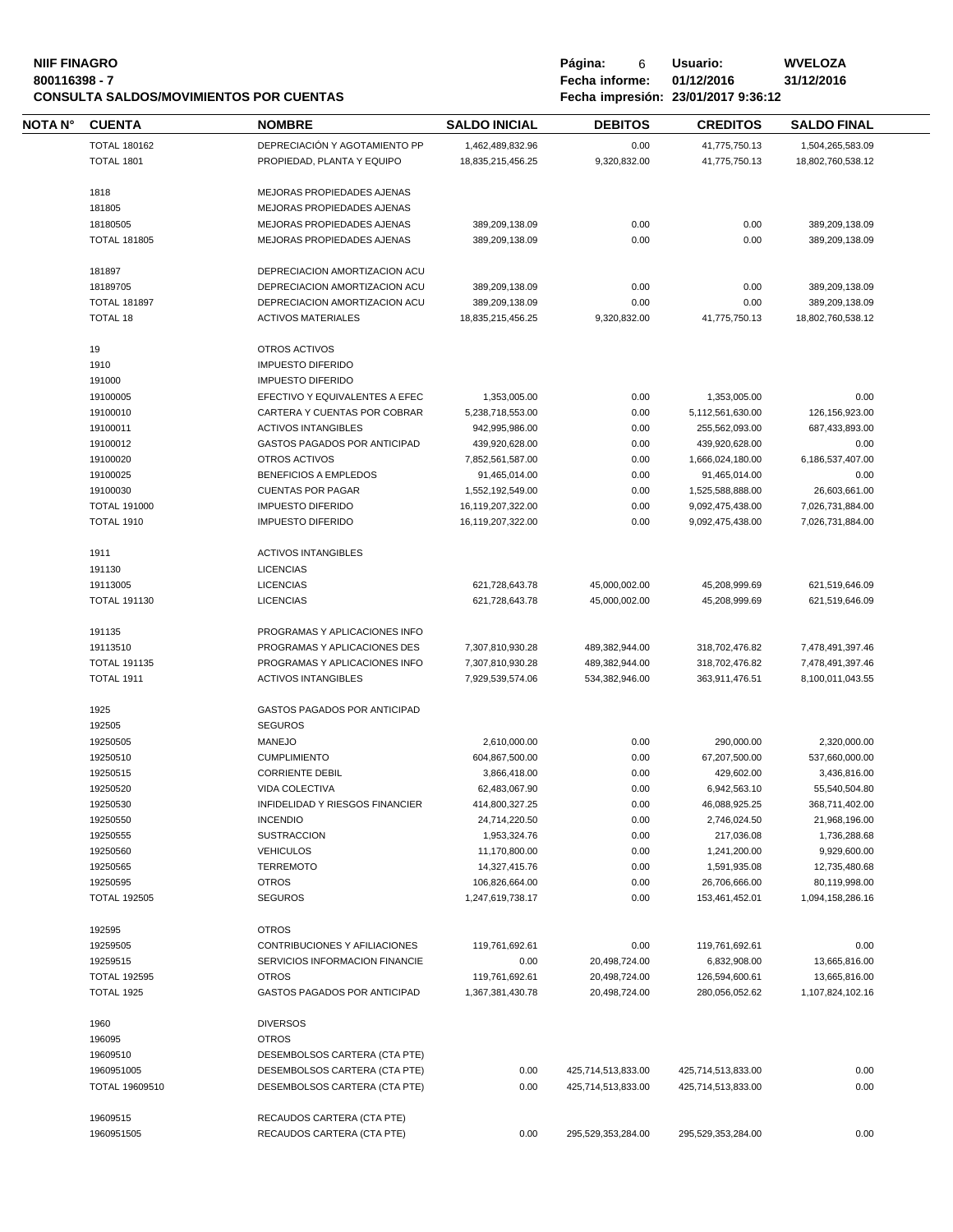| NOTA N° | CUENTA | NOMBRE | SALDO INICIAL | DEBITOS | CREDITOS | SALDO FINAL |
|---|---|---|---|---|---|---|
| | TOTAL 180162 | DEPRECIACIÓN Y AGOTAMIENTO PP | 1,462,489,832.96 | 0.00 | 41,775,750.13 | 1,504,265,583.09 |
| | TOTAL 1801 | PROPIEDAD, PLANTA Y EQUIPO | 18,835,215,456.25 | 9,320,832.00 | 41,775,750.13 | 18,802,760,538.12 |
| | 1818 | MEJORAS PROPIEDADES AJENAS | | | | |
| | 181805 | MEJORAS PROPIEDADES AJENAS | | | | |
| | 18180505 | MEJORAS PROPIEDADES AJENAS | 389,209,138.09 | 0.00 | 0.00 | 389,209,138.09 |
| | TOTAL 181805 | MEJORAS PROPIEDADES AJENAS | 389,209,138.09 | 0.00 | 0.00 | 389,209,138.09 |
| | 181897 | DEPRECIACION AMORTIZACION ACU | | | | |
| | 18189705 | DEPRECIACION AMORTIZACION ACU | 389,209,138.09 | 0.00 | 0.00 | 389,209,138.09 |
| | TOTAL 181897 | DEPRECIACION AMORTIZACION ACU | 389,209,138.09 | 0.00 | 0.00 | 389,209,138.09 |
| | TOTAL 18 | ACTIVOS MATERIALES | 18,835,215,456.25 | 9,320,832.00 | 41,775,750.13 | 18,802,760,538.12 |
| | 19 | OTROS ACTIVOS | | | | |
| | 1910 | IMPUESTO DIFERIDO | | | | |
| | 191000 | IMPUESTO DIFERIDO | | | | |
| | 19100005 | EFECTIVO Y EQUIVALENTES A EFEC | 1,353,005.00 | 0.00 | 1,353,005.00 | 0.00 |
| | 19100010 | CARTERA Y CUENTAS POR COBRAR | 5,238,718,553.00 | 0.00 | 5,112,561,630.00 | 126,156,923.00 |
| | 19100011 | ACTIVOS INTANGIBLES | 942,995,986.00 | 0.00 | 255,562,093.00 | 687,433,893.00 |
| | 19100012 | GASTOS PAGADOS POR ANTICIPAD | 439,920,628.00 | 0.00 | 439,920,628.00 | 0.00 |
| | 19100020 | OTROS ACTIVOS | 7,852,561,587.00 | 0.00 | 1,666,024,180.00 | 6,186,537,407.00 |
| | 19100025 | BENEFICIOS A EMPLEDOS | 91,465,014.00 | 0.00 | 91,465,014.00 | 0.00 |
| | 19100030 | CUENTAS POR PAGAR | 1,552,192,549.00 | 0.00 | 1,525,588,888.00 | 26,603,661.00 |
| | TOTAL 191000 | IMPUESTO DIFERIDO | 16,119,207,322.00 | 0.00 | 9,092,475,438.00 | 7,026,731,884.00 |
| | TOTAL 1910 | IMPUESTO DIFERIDO | 16,119,207,322.00 | 0.00 | 9,092,475,438.00 | 7,026,731,884.00 |
| | 1911 | ACTIVOS INTANGIBLES | | | | |
| | 191130 | LICENCIAS | | | | |
| | 19113005 | LICENCIAS | 621,728,643.78 | 45,000,002.00 | 45,208,999.69 | 621,519,646.09 |
| | TOTAL 191130 | LICENCIAS | 621,728,643.78 | 45,000,002.00 | 45,208,999.69 | 621,519,646.09 |
| | 191135 | PROGRAMAS Y APLICACIONES INFO | | | | |
| | 19113510 | PROGRAMAS Y APLICACIONES DES | 7,307,810,930.28 | 489,382,944.00 | 318,702,476.82 | 7,478,491,397.46 |
| | TOTAL 191135 | PROGRAMAS Y APLICACIONES INFO | 7,307,810,930.28 | 489,382,944.00 | 318,702,476.82 | 7,478,491,397.46 |
| | TOTAL 1911 | ACTIVOS INTANGIBLES | 7,929,539,574.06 | 534,382,946.00 | 363,911,476.51 | 8,100,011,043.55 |
| | 1925 | GASTOS PAGADOS POR ANTICIPAD | | | | |
| | 192505 | SEGUROS | | | | |
| | 19250505 | MANEJO | 2,610,000.00 | 0.00 | 290,000.00 | 2,320,000.00 |
| | 19250510 | CUMPLIMIENTO | 604,867,500.00 | 0.00 | 67,207,500.00 | 537,660,000.00 |
| | 19250515 | CORRIENTE DEBIL | 3,866,418.00 | 0.00 | 429,602.00 | 3,436,816.00 |
| | 19250520 | VIDA COLECTIVA | 62,483,067.90 | 0.00 | 6,942,563.10 | 55,540,504.80 |
| | 19250530 | INFIDELIDAD Y RIESGOS FINANCIER | 414,800,327.25 | 0.00 | 46,088,925.25 | 368,711,402.00 |
| | 19250550 | INCENDIO | 24,714,220.50 | 0.00 | 2,746,024.50 | 21,968,196.00 |
| | 19250555 | SUSTRACCION | 1,953,324.76 | 0.00 | 217,036.08 | 1,736,288.68 |
| | 19250560 | VEHICULOS | 11,170,800.00 | 0.00 | 1,241,200.00 | 9,929,600.00 |
| | 19250565 | TERREMOTO | 14,327,415.76 | 0.00 | 1,591,935.08 | 12,735,480.68 |
| | 19250595 | OTROS | 106,826,664.00 | 0.00 | 26,706,666.00 | 80,119,998.00 |
| | TOTAL 192505 | SEGUROS | 1,247,619,738.17 | 0.00 | 153,461,452.01 | 1,094,158,286.16 |
| | 192595 | OTROS | | | | |
| | 19259505 | CONTRIBUCIONES Y AFILIACIONES | 119,761,692.61 | 0.00 | 119,761,692.61 | 0.00 |
| | 19259515 | SERVICIOS INFORMACION FINANCIE | 0.00 | 20,498,724.00 | 6,832,908.00 | 13,665,816.00 |
| | TOTAL 192595 | OTROS | 119,761,692.61 | 20,498,724.00 | 126,594,600.61 | 13,665,816.00 |
| | TOTAL 1925 | GASTOS PAGADOS POR ANTICIPAD | 1,367,381,430.78 | 20,498,724.00 | 280,056,052.62 | 1,107,824,102.16 |
| | 1960 | DIVERSOS | | | | |
| | 196095 | OTROS | | | | |
| | 19609510 | DESEMBOLSOS CARTERA (CTA PTE) | | | | |
| | 1960951005 | DESEMBOLSOS CARTERA (CTA PTE) | 0.00 | 425,714,513,833.00 | 425,714,513,833.00 | 0.00 |
| | TOTAL 19609510 | DESEMBOLSOS CARTERA (CTA PTE) | 0.00 | 425,714,513,833.00 | 425,714,513,833.00 | 0.00 |
| | 19609515 | RECAUDOS CARTERA (CTA PTE) | | | | |
| | 1960951505 | RECAUDOS CARTERA (CTA PTE) | 0.00 | 295,529,353,284.00 | 295,529,353,284.00 | 0.00 |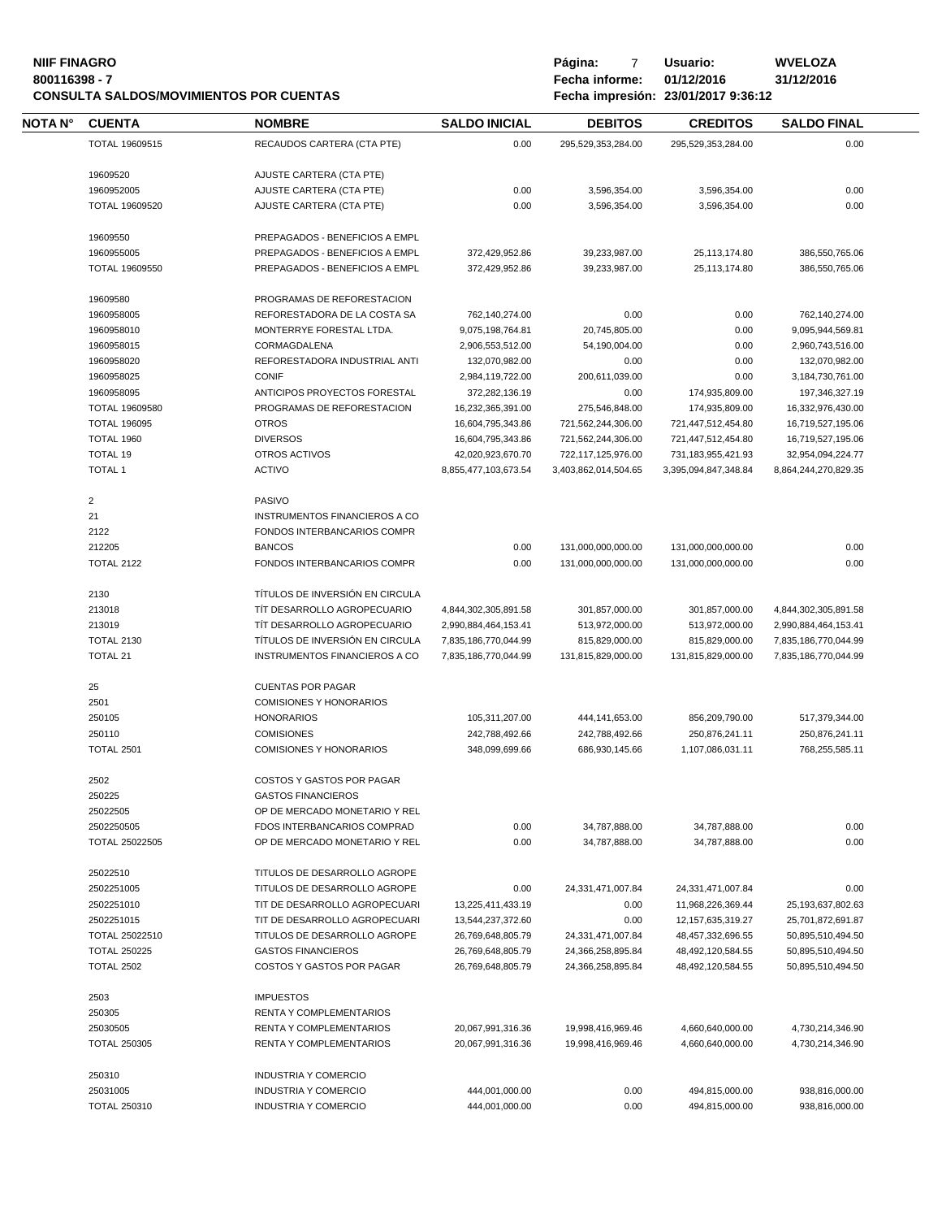**NIIF FINAGRO**
**800116398 - 7**
**CONSULTA SALDOS/MOVIMIENTOS POR CUENTAS**

**Página:** 7 **Usuario:** WVELOZA
**Fecha informe:** 01/12/2016 31/12/2016
**Fecha impresión:** 23/01/2017 9:36:12

| NOTA N° | CUENTA | NOMBRE | SALDO INICIAL | DEBITOS | CREDITOS | SALDO FINAL |
|---|---|---|---|---|---|---|
| | TOTAL 19609515 | RECAUDOS CARTERA (CTA PTE) | 0.00 | 295,529,353,284.00 | 295,529,353,284.00 | 0.00 |
| | 19609520 | AJUSTE CARTERA (CTA PTE) | | | | |
| | 1960952005 | AJUSTE CARTERA (CTA PTE) | 0.00 | 3,596,354.00 | 3,596,354.00 | 0.00 |
| | TOTAL 19609520 | AJUSTE CARTERA (CTA PTE) | 0.00 | 3,596,354.00 | 3,596,354.00 | 0.00 |
| | 19609550 | PREPAGADOS - BENEFICIOS A EMPL | | | | |
| | 1960955005 | PREPAGADOS - BENEFICIOS A EMPL | 372,429,952.86 | 39,233,987.00 | 25,113,174.80 | 386,550,765.06 |
| | TOTAL 19609550 | PREPAGADOS - BENEFICIOS A EMPL | 372,429,952.86 | 39,233,987.00 | 25,113,174.80 | 386,550,765.06 |
| | 19609580 | PROGRAMAS DE REFORESTACION | | | | |
| | 1960958005 | REFORESTADORA DE LA COSTA SA | 762,140,274.00 | 0.00 | 0.00 | 762,140,274.00 |
| | 1960958010 | MONTERRYE FORESTAL LTDA. | 9,075,198,764.81 | 20,745,805.00 | 0.00 | 9,095,944,569.81 |
| | 1960958015 | CORMAGDALENA | 2,906,553,512.00 | 54,190,004.00 | 0.00 | 2,960,743,516.00 |
| | 1960958020 | REFORESTADORA INDUSTRIAL ANTI | 132,070,982.00 | 0.00 | 0.00 | 132,070,982.00 |
| | 1960958025 | CONIF | 2,984,119,722.00 | 200,611,039.00 | 0.00 | 3,184,730,761.00 |
| | 1960958095 | ANTICIPOS PROYECTOS FORESTAL | 372,282,136.19 | 0.00 | 174,935,809.00 | 197,346,327.19 |
| | TOTAL 19609580 | PROGRAMAS DE REFORESTACION | 16,232,365,391.00 | 275,546,848.00 | 174,935,809.00 | 16,332,976,430.00 |
| | TOTAL 196095 | OTROS | 16,604,795,343.86 | 721,562,244,306.00 | 721,447,512,454.80 | 16,719,527,195.06 |
| | TOTAL 1960 | DIVERSOS | 16,604,795,343.86 | 721,562,244,306.00 | 721,447,512,454.80 | 16,719,527,195.06 |
| | TOTAL 19 | OTROS ACTIVOS | 42,020,923,670.70 | 722,117,125,976.00 | 731,183,955,421.93 | 32,954,094,224.77 |
| | TOTAL 1 | ACTIVO | 8,855,477,103,673.54 | 3,403,862,014,504.65 | 3,395,094,847,348.84 | 8,864,244,270,829.35 |
| | 2 | PASIVO | | | | |
| | 21 | INSTRUMENTOS FINANCIEROS A CO | | | | |
| | 2122 | FONDOS INTERBANCARIOS COMPR | | | | |
| | 212205 | BANCOS | 0.00 | 131,000,000,000.00 | 131,000,000,000.00 | 0.00 |
| | TOTAL 2122 | FONDOS INTERBANCARIOS COMPR | 0.00 | 131,000,000,000.00 | 131,000,000,000.00 | 0.00 |
| | 2130 | TÍTULOS DE INVERSIÓN EN CIRCULA | | | | |
| | 213018 | TÍT DESARROLLO AGROPECUARIO | 4,844,302,305,891.58 | 301,857,000.00 | 301,857,000.00 | 4,844,302,305,891.58 |
| | 213019 | TÍT DESARROLLO AGROPECUARIO | 2,990,884,464,153.41 | 513,972,000.00 | 513,972,000.00 | 2,990,884,464,153.41 |
| | TOTAL 2130 | TÍTULOS DE INVERSIÓN EN CIRCULA | 7,835,186,770,044.99 | 815,829,000.00 | 815,829,000.00 | 7,835,186,770,044.99 |
| | TOTAL 21 | INSTRUMENTOS FINANCIEROS A CO | 7,835,186,770,044.99 | 131,815,829,000.00 | 131,815,829,000.00 | 7,835,186,770,044.99 |
| | 25 | CUENTAS POR PAGAR | | | | |
| | 2501 | COMISIONES Y HONORARIOS | | | | |
| | 250105 | HONORARIOS | 105,311,207.00 | 444,141,653.00 | 856,209,790.00 | 517,379,344.00 |
| | 250110 | COMISIONES | 242,788,492.66 | 242,788,492.66 | 250,876,241.11 | 250,876,241.11 |
| | TOTAL 2501 | COMISIONES Y HONORARIOS | 348,099,699.66 | 686,930,145.66 | 1,107,086,031.11 | 768,255,585.11 |
| | 2502 | COSTOS Y GASTOS POR PAGAR | | | | |
| | 250225 | GASTOS FINANCIEROS | | | | |
| | 25022505 | OP DE MERCADO MONETARIO Y REL | | | | |
| | 2502250505 | FDOS INTERBANCARIOS COMPRAD | 0.00 | 34,787,888.00 | 34,787,888.00 | 0.00 |
| | TOTAL 25022505 | OP DE MERCADO MONETARIO Y REL | 0.00 | 34,787,888.00 | 34,787,888.00 | 0.00 |
| | 25022510 | TITULOS DE DESARROLLO AGROPE | | | | |
| | 2502251005 | TITULOS DE DESARROLLO AGROPE | 0.00 | 24,331,471,007.84 | 24,331,471,007.84 | 0.00 |
| | 2502251010 | TIT DE DESARROLLO AGROPECUARI | 13,225,411,433.19 | 0.00 | 11,968,226,369.44 | 25,193,637,802.63 |
| | 2502251015 | TIT DE DESARROLLO AGROPECUARI | 13,544,237,372.60 | 0.00 | 12,157,635,319.27 | 25,701,872,691.87 |
| | TOTAL 25022510 | TITULOS DE DESARROLLO AGROPE | 26,769,648,805.79 | 24,331,471,007.84 | 48,457,332,696.55 | 50,895,510,494.50 |
| | TOTAL 250225 | GASTOS FINANCIEROS | 26,769,648,805.79 | 24,366,258,895.84 | 48,492,120,584.55 | 50,895,510,494.50 |
| | TOTAL 2502 | COSTOS Y GASTOS POR PAGAR | 26,769,648,805.79 | 24,366,258,895.84 | 48,492,120,584.55 | 50,895,510,494.50 |
| | 2503 | IMPUESTOS | | | | |
| | 250305 | RENTA Y COMPLEMENTARIOS | | | | |
| | 25030505 | RENTA Y COMPLEMENTARIOS | 20,067,991,316.36 | 19,998,416,969.46 | 4,660,640,000.00 | 4,730,214,346.90 |
| | TOTAL 250305 | RENTA Y COMPLEMENTARIOS | 20,067,991,316.36 | 19,998,416,969.46 | 4,660,640,000.00 | 4,730,214,346.90 |
| | 250310 | INDUSTRIA Y COMERCIO | | | | |
| | 25031005 | INDUSTRIA Y COMERCIO | 444,001,000.00 | 0.00 | 494,815,000.00 | 938,816,000.00 |
| | TOTAL 250310 | INDUSTRIA Y COMERCIO | 444,001,000.00 | 0.00 | 494,815,000.00 | 938,816,000.00 |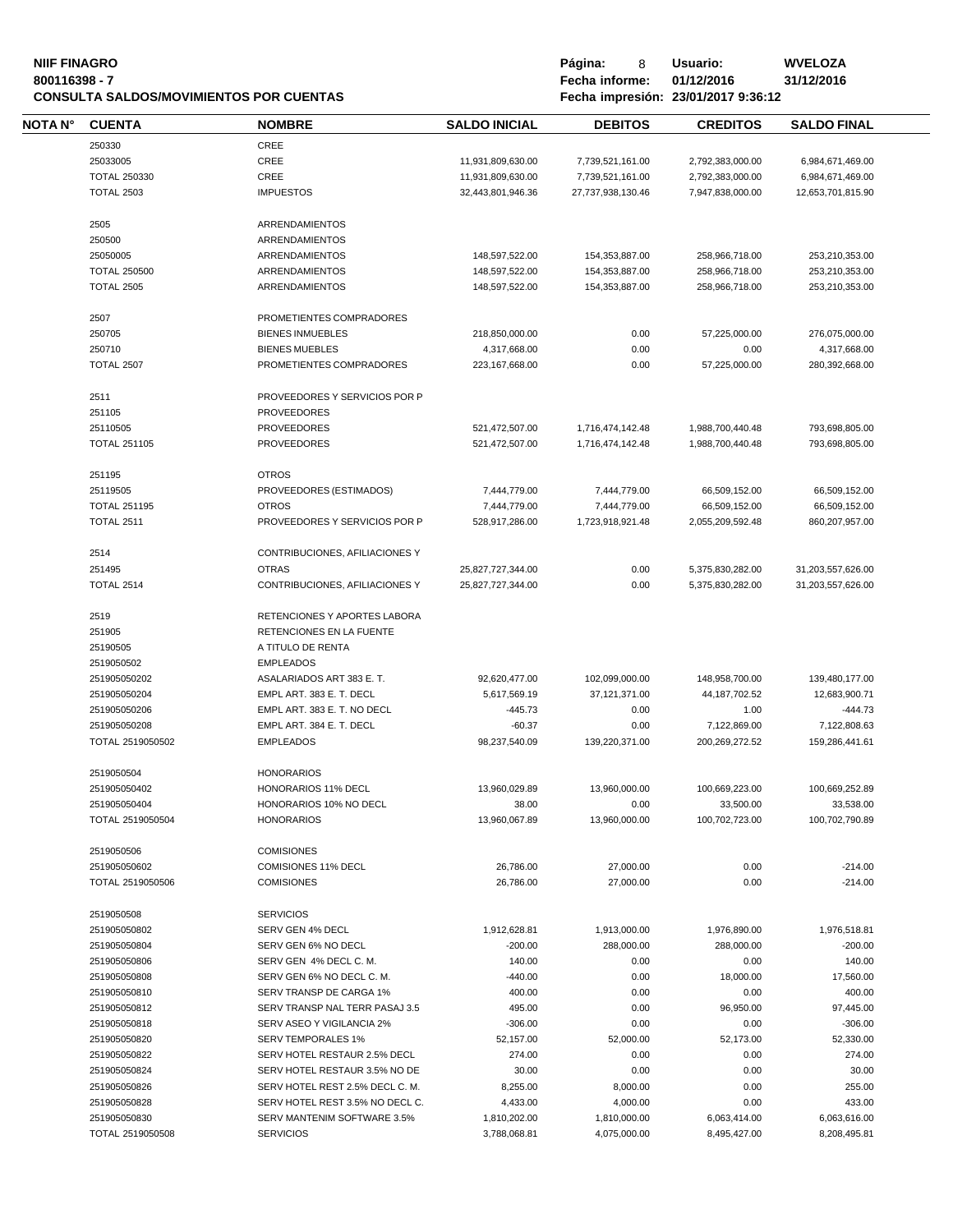**NIIF FINAGRO**
**800116398 - 7**
**CONSULTA SALDOS/MOVIMIENTOS POR CUENTAS**

**Usuario:** WVELOZA
**Fecha informe:** 01/12/2016 31/12/2016
**Fecha impresión:** 23/01/2017 9:36:12

| NOTA N° | CUENTA | NOMBRE | SALDO INICIAL | DEBITOS | CREDITOS | SALDO FINAL |
|---|---|---|---|---|---|---|
| | 250330 | CREE | | | | |
| | 25033005 | CREE | 11,931,809,630.00 | 7,739,521,161.00 | 2,792,383,000.00 | 6,984,671,469.00 |
| | TOTAL 250330 | CREE | 11,931,809,630.00 | 7,739,521,161.00 | 2,792,383,000.00 | 6,984,671,469.00 |
| | TOTAL 2503 | IMPUESTOS | 32,443,801,946.36 | 27,737,938,130.46 | 7,947,838,000.00 | 12,653,701,815.90 |
| | 2505 | ARRENDAMIENTOS | | | | |
| | 250500 | ARRENDAMIENTOS | | | | |
| | 25050005 | ARRENDAMIENTOS | 148,597,522.00 | 154,353,887.00 | 258,966,718.00 | 253,210,353.00 |
| | TOTAL 250500 | ARRENDAMIENTOS | 148,597,522.00 | 154,353,887.00 | 258,966,718.00 | 253,210,353.00 |
| | TOTAL 2505 | ARRENDAMIENTOS | 148,597,522.00 | 154,353,887.00 | 258,966,718.00 | 253,210,353.00 |
| | 2507 | PROMETIENTES COMPRADORES | | | | |
| | 250705 | BIENES INMUEBLES | 218,850,000.00 | 0.00 | 57,225,000.00 | 276,075,000.00 |
| | 250710 | BIENES MUEBLES | 4,317,668.00 | 0.00 | 0.00 | 4,317,668.00 |
| | TOTAL 2507 | PROMETIENTES COMPRADORES | 223,167,668.00 | 0.00 | 57,225,000.00 | 280,392,668.00 |
| | 2511 | PROVEEDORES Y SERVICIOS POR P | | | | |
| | 251105 | PROVEEDORES | | | | |
| | 25110505 | PROVEEDORES | 521,472,507.00 | 1,716,474,142.48 | 1,988,700,440.48 | 793,698,805.00 |
| | TOTAL 251105 | PROVEEDORES | 521,472,507.00 | 1,716,474,142.48 | 1,988,700,440.48 | 793,698,805.00 |
| | 251195 | OTROS | | | | |
| | 25119505 | PROVEEDORES (ESTIMADOS) | 7,444,779.00 | 7,444,779.00 | 66,509,152.00 | 66,509,152.00 |
| | TOTAL 251195 | OTROS | 7,444,779.00 | 7,444,779.00 | 66,509,152.00 | 66,509,152.00 |
| | TOTAL 2511 | PROVEEDORES Y SERVICIOS POR P | 528,917,286.00 | 1,723,918,921.48 | 2,055,209,592.48 | 860,207,957.00 |
| | 2514 | CONTRIBUCIONES, AFILIACIONES Y | | | | |
| | 251495 | OTRAS | 25,827,727,344.00 | 0.00 | 5,375,830,282.00 | 31,203,557,626.00 |
| | TOTAL 2514 | CONTRIBUCIONES, AFILIACIONES Y | 25,827,727,344.00 | 0.00 | 5,375,830,282.00 | 31,203,557,626.00 |
| | 2519 | RETENCIONES Y APORTES LABORA | | | | |
| | 251905 | RETENCIONES EN LA FUENTE | | | | |
| | 25190505 | A TITULO DE RENTA | | | | |
| | 2519050502 | EMPLEADOS | | | | |
| | 251905050202 | ASALARIADOS ART 383 E. T. | 92,620,477.00 | 102,099,000.00 | 148,958,700.00 | 139,480,177.00 |
| | 251905050204 | EMPL ART. 383 E. T. DECL | 5,617,569.19 | 37,121,371.00 | 44,187,702.52 | 12,683,900.71 |
| | 251905050206 | EMPL ART. 383 E. T. NO DECL | -445.73 | 0.00 | 1.00 | -444.73 |
| | 251905050208 | EMPL ART. 384 E. T. DECL | -60.37 | 0.00 | 7,122,869.00 | 7,122,808.63 |
| | TOTAL 2519050502 | EMPLEADOS | 98,237,540.09 | 139,220,371.00 | 200,269,272.52 | 159,286,441.61 |
| | 2519050504 | HONORARIOS | | | | |
| | 251905050402 | HONORARIOS 11% DECL | 13,960,029.89 | 13,960,000.00 | 100,669,223.00 | 100,669,252.89 |
| | 251905050404 | HONORARIOS 10% NO DECL | 38.00 | 0.00 | 33,500.00 | 33,538.00 |
| | TOTAL 2519050504 | HONORARIOS | 13,960,067.89 | 13,960,000.00 | 100,702,723.00 | 100,702,790.89 |
| | 2519050506 | COMISIONES | | | | |
| | 251905050602 | COMISIONES 11% DECL | 26,786.00 | 27,000.00 | 0.00 | -214.00 |
| | TOTAL 2519050506 | COMISIONES | 26,786.00 | 27,000.00 | 0.00 | -214.00 |
| | 2519050508 | SERVICIOS | | | | |
| | 251905050802 | SERV GEN 4% DECL | 1,912,628.81 | 1,913,000.00 | 1,976,890.00 | 1,976,518.81 |
| | 251905050804 | SERV GEN 6% NO DECL | -200.00 | 288,000.00 | 288,000.00 | -200.00 |
| | 251905050806 | SERV GEN 4% DECL C. M. | 140.00 | 0.00 | 0.00 | 140.00 |
| | 251905050808 | SERV GEN 6% NO DECL C. M. | -440.00 | 0.00 | 18,000.00 | 17,560.00 |
| | 251905050810 | SERV TRANSP DE CARGA 1% | 400.00 | 0.00 | 0.00 | 400.00 |
| | 251905050812 | SERV TRANSP NAL TERR PASAJ 3.5 | 495.00 | 0.00 | 96,950.00 | 97,445.00 |
| | 251905050818 | SERV ASEO Y VIGILANCIA 2% | -306.00 | 0.00 | 0.00 | -306.00 |
| | 251905050820 | SERV TEMPORALES 1% | 52,157.00 | 52,000.00 | 52,173.00 | 52,330.00 |
| | 251905050822 | SERV HOTEL RESTAUR 2.5% DECL | 274.00 | 0.00 | 0.00 | 274.00 |
| | 251905050824 | SERV HOTEL RESTAUR 3.5% NO DE | 30.00 | 0.00 | 0.00 | 30.00 |
| | 251905050826 | SERV HOTEL REST 2.5% DECL C. M. | 8,255.00 | 8,000.00 | 0.00 | 255.00 |
| | 251905050828 | SERV HOTEL REST 3.5% NO DECL C. | 4,433.00 | 4,000.00 | 0.00 | 433.00 |
| | 251905050830 | SERV MANTENIM SOFTWARE 3.5% | 1,810,202.00 | 1,810,000.00 | 6,063,414.00 | 6,063,616.00 |
| | TOTAL 2519050508 | SERVICIOS | 3,788,068.81 | 4,075,000.00 | 8,495,427.00 | 8,208,495.81 |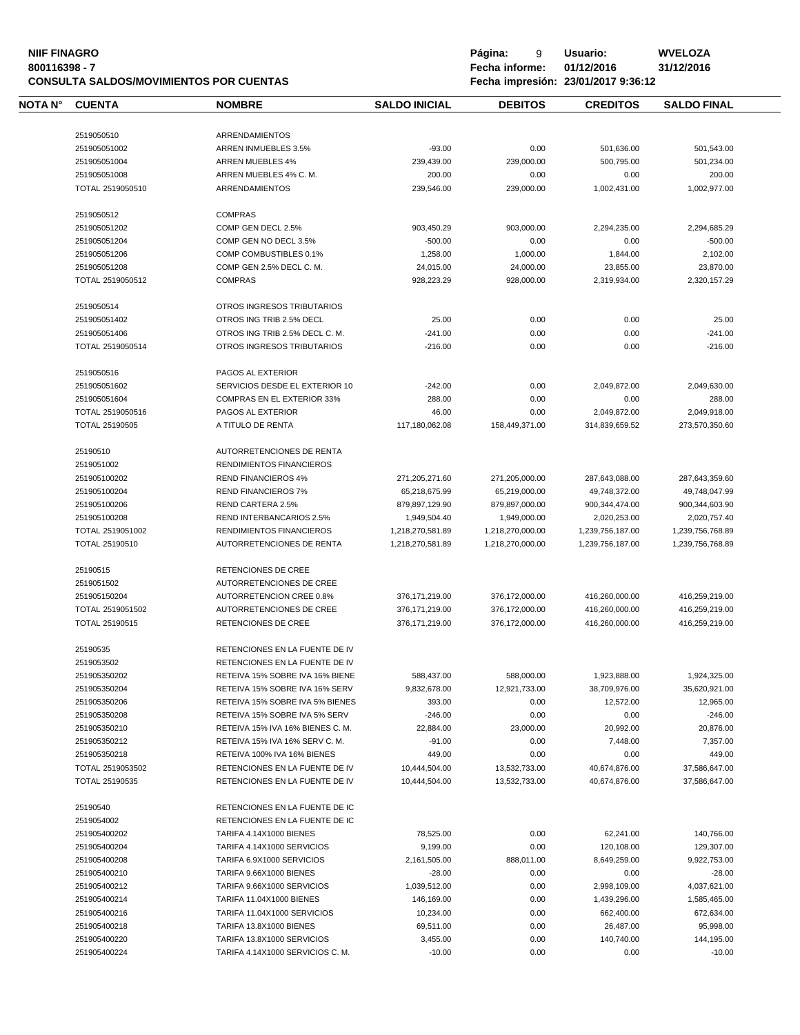**NIIF FINAGRO**
**800116398 - 7**
**CONSULTA SALDOS/MOVIMIENTOS POR CUENTAS**

**Página:** 9 **Usuario:** WVELOZA
**Fecha informe:** 01/12/2016 31/12/2016
**Fecha impresión:** 23/01/2017 9:36:12

| NOTA N° | CUENTA | NOMBRE | SALDO INICIAL | DEBITOS | CREDITOS | SALDO FINAL |
|---|---|---|---|---|---|---|
| | 2519050510 | ARRENDAMIENTOS | | | | |
| | 251905051002 | ARREN INMUEBLES 3.5% | -93.00 | 0.00 | 501,636.00 | 501,543.00 |
| | 251905051004 | ARREN MUEBLES 4% | 239,439.00 | 239,000.00 | 500,795.00 | 501,234.00 |
| | 251905051008 | ARREN MUEBLES 4% C. M. | 200.00 | 0.00 | 0.00 | 200.00 |
| | TOTAL 2519050510 | ARRENDAMIENTOS | 239,546.00 | 239,000.00 | 1,002,431.00 | 1,002,977.00 |
| | 2519050512 | COMPRAS | | | | |
| | 251905051202 | COMP GEN DECL 2.5% | 903,450.29 | 903,000.00 | 2,294,235.00 | 2,294,685.29 |
| | 251905051204 | COMP GEN NO DECL 3.5% | -500.00 | 0.00 | 0.00 | -500.00 |
| | 251905051206 | COMP COMBUSTIBLES 0.1% | 1,258.00 | 1,000.00 | 1,844.00 | 2,102.00 |
| | 251905051208 | COMP GEN 2.5% DECL C. M. | 24,015.00 | 24,000.00 | 23,855.00 | 23,870.00 |
| | TOTAL 2519050512 | COMPRAS | 928,223.29 | 928,000.00 | 2,319,934.00 | 2,320,157.29 |
| | 2519050514 | OTROS INGRESOS TRIBUTARIOS | | | | |
| | 251905051402 | OTROS ING TRIB 2.5% DECL | 25.00 | 0.00 | 0.00 | 25.00 |
| | 251905051406 | OTROS ING TRIB 2.5% DECL C. M. | -241.00 | 0.00 | 0.00 | -241.00 |
| | TOTAL 2519050514 | OTROS INGRESOS TRIBUTARIOS | -216.00 | 0.00 | 0.00 | -216.00 |
| | 2519050516 | PAGOS AL EXTERIOR | | | | |
| | 251905051602 | SERVICIOS DESDE EL EXTERIOR 10 | -242.00 | 0.00 | 2,049,872.00 | 2,049,630.00 |
| | 251905051604 | COMPRAS EN EL EXTERIOR 33% | 288.00 | 0.00 | 0.00 | 288.00 |
| | TOTAL 2519050516 | PAGOS AL EXTERIOR | 46.00 | 0.00 | 2,049,872.00 | 2,049,918.00 |
| | TOTAL 25190505 | A TITULO DE RENTA | 117,180,062.08 | 158,449,371.00 | 314,839,659.52 | 273,570,350.60 |
| | 25190510 | AUTORRETENCIONES DE RENTA | | | | |
| | 2519051002 | RENDIMIENTOS FINANCIEROS | | | | |
| | 251905100202 | REND FINANCIEROS 4% | 271,205,271.60 | 271,205,000.00 | 287,643,088.00 | 287,643,359.60 |
| | 251905100204 | REND FINANCIEROS 7% | 65,218,675.99 | 65,219,000.00 | 49,748,372.00 | 49,748,047.99 |
| | 251905100206 | REND CARTERA 2.5% | 879,897,129.90 | 879,897,000.00 | 900,344,474.00 | 900,344,603.90 |
| | 251905100208 | REND INTERBANCARIOS 2.5% | 1,949,504.40 | 1,949,000.00 | 2,020,253.00 | 2,020,757.40 |
| | TOTAL 2519051002 | RENDIMIENTOS FINANCIEROS | 1,218,270,581.89 | 1,218,270,000.00 | 1,239,756,187.00 | 1,239,756,768.89 |
| | TOTAL 25190510 | AUTORRETENCIONES DE RENTA | 1,218,270,581.89 | 1,218,270,000.00 | 1,239,756,187.00 | 1,239,756,768.89 |
| | 25190515 | RETENCIONES DE CREE | | | | |
| | 2519051502 | AUTORRETENCIONES DE CREE | | | | |
| | 251905150204 | AUTORRETENCION CREE 0.8% | 376,171,219.00 | 376,172,000.00 | 416,260,000.00 | 416,259,219.00 |
| | TOTAL 2519051502 | AUTORRETENCIONES DE CREE | 376,171,219.00 | 376,172,000.00 | 416,260,000.00 | 416,259,219.00 |
| | TOTAL 25190515 | RETENCIONES DE CREE | 376,171,219.00 | 376,172,000.00 | 416,260,000.00 | 416,259,219.00 |
| | 25190535 | RETENCIONES EN LA FUENTE DE IV | | | | |
| | 2519053502 | RETENCIONES EN LA FUENTE DE IV | | | | |
| | 251905350202 | RETEIVA 15% SOBRE IVA 16% BIENE | 588,437.00 | 588,000.00 | 1,923,888.00 | 1,924,325.00 |
| | 251905350204 | RETEIVA 15% SOBRE IVA 16% SERV | 9,832,678.00 | 12,921,733.00 | 38,709,976.00 | 35,620,921.00 |
| | 251905350206 | RETEIVA 15% SOBRE IVA 5% BIENES | 393.00 | 0.00 | 12,572.00 | 12,965.00 |
| | 251905350208 | RETEIVA 15% SOBRE IVA 5% SERV | -246.00 | 0.00 | 0.00 | -246.00 |
| | 251905350210 | RETEIVA 15% IVA 16% BIENES C. M. | 22,884.00 | 23,000.00 | 20,992.00 | 20,876.00 |
| | 251905350212 | RETEIVA 15% IVA 16% SERV C. M. | -91.00 | 0.00 | 7,448.00 | 7,357.00 |
| | 251905350218 | RETEIVA 100% IVA 16% BIENES | 449.00 | 0.00 | 0.00 | 449.00 |
| | TOTAL 2519053502 | RETENCIONES EN LA FUENTE DE IV | 10,444,504.00 | 13,532,733.00 | 40,674,876.00 | 37,586,647.00 |
| | TOTAL 25190535 | RETENCIONES EN LA FUENTE DE IV | 10,444,504.00 | 13,532,733.00 | 40,674,876.00 | 37,586,647.00 |
| | 25190540 | RETENCIONES EN LA FUENTE DE IC | | | | |
| | 2519054002 | RETENCIONES EN LA FUENTE DE IC | | | | |
| | 251905400202 | TARIFA 4.14X1000 BIENES | 78,525.00 | 0.00 | 62,241.00 | 140,766.00 |
| | 251905400204 | TARIFA 4.14X1000 SERVICIOS | 9,199.00 | 0.00 | 120,108.00 | 129,307.00 |
| | 251905400208 | TARIFA 6.9X1000 SERVICIOS | 2,161,505.00 | 888,011.00 | 8,649,259.00 | 9,922,753.00 |
| | 251905400210 | TARIFA 9.66X1000 BIENES | -28.00 | 0.00 | 0.00 | -28.00 |
| | 251905400212 | TARIFA 9.66X1000 SERVICIOS | 1,039,512.00 | 0.00 | 2,998,109.00 | 4,037,621.00 |
| | 251905400214 | TARIFA 11.04X1000 BIENES | 146,169.00 | 0.00 | 1,439,296.00 | 1,585,465.00 |
| | 251905400216 | TARIFA 11.04X1000 SERVICIOS | 10,234.00 | 0.00 | 662,400.00 | 672,634.00 |
| | 251905400218 | TARIFA 13.8X1000 BIENES | 69,511.00 | 0.00 | 26,487.00 | 95,998.00 |
| | 251905400220 | TARIFA 13.8X1000 SERVICIOS | 3,455.00 | 0.00 | 140,740.00 | 144,195.00 |
| | 251905400224 | TARIFA 4.14X1000 SERVICIOS C. M. | -10.00 | 0.00 | 0.00 | -10.00 |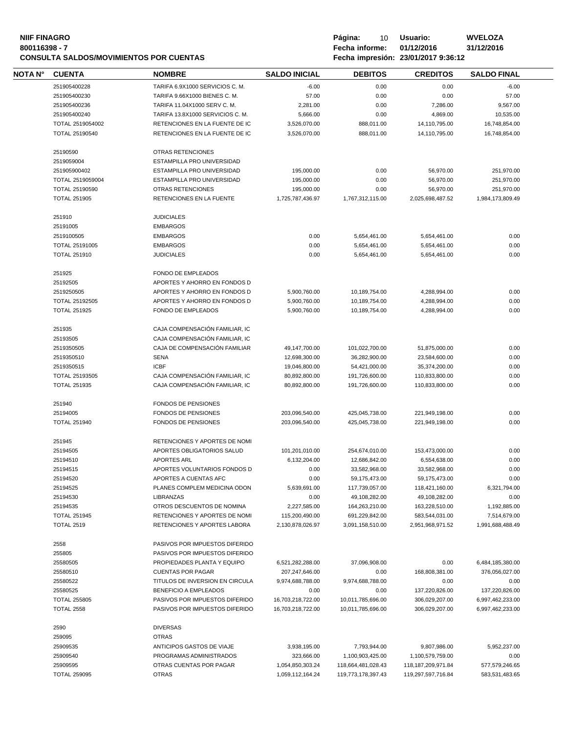**NIIF FINAGRO**
**800116398 - 7**
**CONSULTA SALDOS/MOVIMIENTOS POR CUENTAS**

**Usuario:** WVELOZA
**Fecha informe:** 01/12/2016 31/12/2016
**Fecha impresión:** 23/01/2017 9:36:12

| NOTA N° | CUENTA | NOMBRE | SALDO INICIAL | DEBITOS | CREDITOS | SALDO FINAL |
|---|---|---|---|---|---|---|
| | 251905400228 | TARIFA 6.9X1000 SERVICIOS C. M. | -6.00 | 0.00 | 0.00 | -6.00 |
| | 251905400230 | TARIFA 9.66X1000 BIENES C. M. | 57.00 | 0.00 | 0.00 | 57.00 |
| | 251905400236 | TARIFA 11.04X1000 SERV C. M. | 2,281.00 | 0.00 | 7,286.00 | 9,567.00 |
| | 251905400240 | TARIFA 13.8X1000 SERVICIOS C. M. | 5,666.00 | 0.00 | 4,869.00 | 10,535.00 |
| | TOTAL 2519054002 | RETENCIONES EN LA FUENTE DE IC | 3,526,070.00 | 888,011.00 | 14,110,795.00 | 16,748,854.00 |
| | TOTAL 25190540 | RETENCIONES EN LA FUENTE DE IC | 3,526,070.00 | 888,011.00 | 14,110,795.00 | 16,748,854.00 |
| | | | | | | |
| | 25190590 | OTRAS RETENCIONES | | | | |
| | 2519059004 | ESTAMPILLA PRO UNIVERSIDAD | | | | |
| | 251905900402 | ESTAMPILLA PRO UNIVERSIDAD | 195,000.00 | 0.00 | 56,970.00 | 251,970.00 |
| | TOTAL 2519059004 | ESTAMPILLA PRO UNIVERSIDAD | 195,000.00 | 0.00 | 56,970.00 | 251,970.00 |
| | TOTAL 25190590 | OTRAS RETENCIONES | 195,000.00 | 0.00 | 56,970.00 | 251,970.00 |
| | TOTAL 251905 | RETENCIONES EN LA FUENTE | 1,725,787,436.97 | 1,767,312,115.00 | 2,025,698,487.52 | 1,984,173,809.49 |
| | | | | | | |
| | 251910 | JUDICIALES | | | | |
| | 25191005 | EMBARGOS | | | | |
| | 2519100505 | EMBARGOS | 0.00 | 5,654,461.00 | 5,654,461.00 | 0.00 |
| | TOTAL 25191005 | EMBARGOS | 0.00 | 5,654,461.00 | 5,654,461.00 | 0.00 |
| | TOTAL 251910 | JUDICIALES | 0.00 | 5,654,461.00 | 5,654,461.00 | 0.00 |
| | | | | | | |
| | 251925 | FONDO DE EMPLEADOS | | | | |
| | 25192505 | APORTES Y AHORRO EN FONDOS D | | | | |
| | 2519250505 | APORTES Y AHORRO EN FONDOS D | 5,900,760.00 | 10,189,754.00 | 4,288,994.00 | 0.00 |
| | TOTAL 25192505 | APORTES Y AHORRO EN FONDOS D | 5,900,760.00 | 10,189,754.00 | 4,288,994.00 | 0.00 |
| | TOTAL 251925 | FONDO DE EMPLEADOS | 5,900,760.00 | 10,189,754.00 | 4,288,994.00 | 0.00 |
| | | | | | | |
| | 251935 | CAJA COMPENSACIÓN FAMILIAR, IC | | | | |
| | 25193505 | CAJA COMPENSACIÓN FAMILIAR, IC | | | | |
| | 2519350505 | CAJA DE COMPENSACIÓN FAMILIAR | 49,147,700.00 | 101,022,700.00 | 51,875,000.00 | 0.00 |
| | 2519350510 | SENA | 12,698,300.00 | 36,282,900.00 | 23,584,600.00 | 0.00 |
| | 2519350515 | ICBF | 19,046,800.00 | 54,421,000.00 | 35,374,200.00 | 0.00 |
| | TOTAL 25193505 | CAJA COMPENSACIÓN FAMILIAR, IC | 80,892,800.00 | 191,726,600.00 | 110,833,800.00 | 0.00 |
| | TOTAL 251935 | CAJA COMPENSACIÓN FAMILIAR, IC | 80,892,800.00 | 191,726,600.00 | 110,833,800.00 | 0.00 |
| | | | | | | |
| | 251940 | FONDOS DE PENSIONES | | | | |
| | 25194005 | FONDOS DE PENSIONES | 203,096,540.00 | 425,045,738.00 | 221,949,198.00 | 0.00 |
| | TOTAL 251940 | FONDOS DE PENSIONES | 203,096,540.00 | 425,045,738.00 | 221,949,198.00 | 0.00 |
| | | | | | | |
| | 251945 | RETENCIONES Y APORTES DE NOMI | | | | |
| | 25194505 | APORTES OBLIGATORIOS SALUD | 101,201,010.00 | 254,674,010.00 | 153,473,000.00 | 0.00 |
| | 25194510 | APORTES ARL | 6,132,204.00 | 12,686,842.00 | 6,554,638.00 | 0.00 |
| | 25194515 | APORTES VOLUNTARIOS FONDOS D | 0.00 | 33,582,968.00 | 33,582,968.00 | 0.00 |
| | 25194520 | APORTES A CUENTAS AFC | 0.00 | 59,175,473.00 | 59,175,473.00 | 0.00 |
| | 25194525 | PLANES COMPLEM MEDICINA ODON | 5,639,691.00 | 117,739,057.00 | 118,421,160.00 | 6,321,794.00 |
| | 25194530 | LIBRANZAS | 0.00 | 49,108,282.00 | 49,108,282.00 | 0.00 |
| | 25194535 | OTROS DESCUENTOS DE NOMINA | 2,227,585.00 | 164,263,210.00 | 163,228,510.00 | 1,192,885.00 |
| | TOTAL 251945 | RETENCIONES Y APORTES DE NOMI | 115,200,490.00 | 691,229,842.00 | 583,544,031.00 | 7,514,679.00 |
| | TOTAL 2519 | RETENCIONES Y APORTES LABORA | 2,130,878,026.97 | 3,091,158,510.00 | 2,951,968,971.52 | 1,991,688,488.49 |
| | | | | | | |
| | 2558 | PASIVOS POR IMPUESTOS DIFERIDO | | | | |
| | 255805 | PASIVOS POR IMPUESTOS DIFERIDO | | | | |
| | 25580505 | PROPIEDADES PLANTA Y EQUIPO | 6,521,282,288.00 | 37,096,908.00 | 0.00 | 6,484,185,380.00 |
| | 25580510 | CUENTAS POR PAGAR | 207,247,646.00 | 0.00 | 168,808,381.00 | 376,056,027.00 |
| | 25580522 | TITULOS DE INVERSION EN CIRCULA | 9,974,688,788.00 | 9,974,688,788.00 | 0.00 | 0.00 |
| | 25580525 | BENEFICIO A EMPLEADOS | 0.00 | 0.00 | 137,220,826.00 | 137,220,826.00 |
| | TOTAL 255805 | PASIVOS POR IMPUESTOS DIFERIDO | 16,703,218,722.00 | 10,011,785,696.00 | 306,029,207.00 | 6,997,462,233.00 |
| | TOTAL 2558 | PASIVOS POR IMPUESTOS DIFERIDO | 16,703,218,722.00 | 10,011,785,696.00 | 306,029,207.00 | 6,997,462,233.00 |
| | | | | | | |
| | 2590 | DIVERSAS | | | | |
| | 259095 | OTRAS | | | | |
| | 25909535 | ANTICIPOS GASTOS DE VIAJE | 3,938,195.00 | 7,793,944.00 | 9,807,986.00 | 5,952,237.00 |
| | 25909540 | PROGRAMAS ADMINISTRADOS | 323,666.00 | 1,100,903,425.00 | 1,100,579,759.00 | 0.00 |
| | 25909595 | OTRAS CUENTAS POR PAGAR | 1,054,850,303.24 | 118,664,481,028.43 | 118,187,209,971.84 | 577,579,246.65 |
| | TOTAL 259095 | OTRAS | 1,059,112,164.24 | 119,773,178,397.43 | 119,297,597,716.84 | 583,531,483.65 |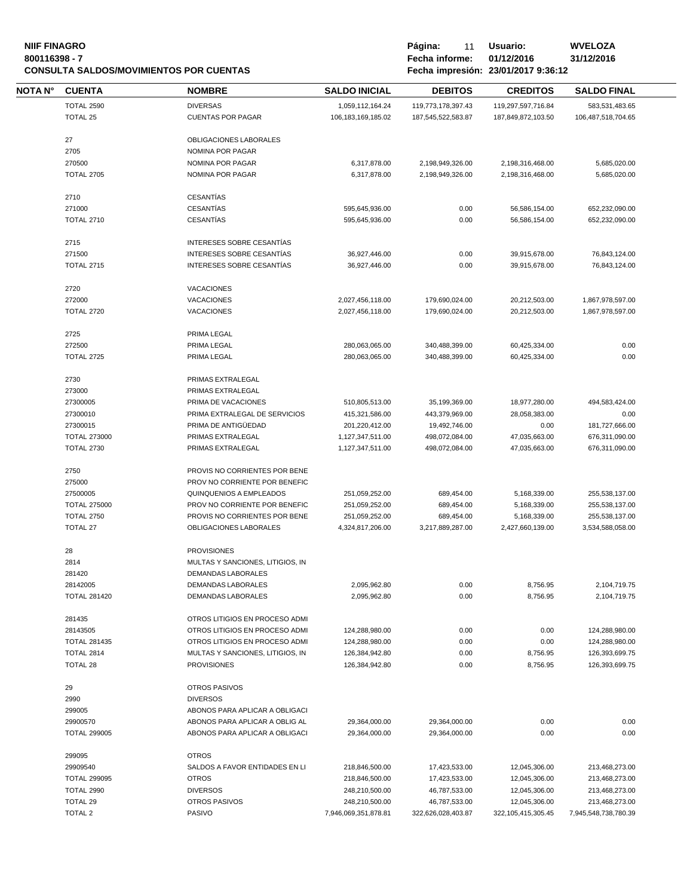**NIIF FINAGRO**
**800116398 - 7**
**CONSULTA SALDOS/MOVIMIENTOS POR CUENTAS**

**Página:** 11 **Usuario:** WVELOZA
**Fecha informe:** 01/12/2016 31/12/2016
**Fecha impresión:** 23/01/2017 9:36:12

| NOTA N° | CUENTA | NOMBRE | SALDO INICIAL | DEBITOS | CREDITOS | SALDO FINAL |
|---|---|---|---|---|---|---|
| | TOTAL 2590 | DIVERSAS | 1,059,112,164.24 | 119,773,178,397.43 | 119,297,597,716.84 | 583,531,483.65 |
| | TOTAL 25 | CUENTAS POR PAGAR | 106,183,169,185.02 | 187,545,522,583.87 | 187,849,872,103.50 | 106,487,518,704.65 |
| | 27 | OBLIGACIONES LABORALES | | | | |
| | 2705 | NOMINA POR PAGAR | | | | |
| | 270500 | NOMINA POR PAGAR | 6,317,878.00 | 2,198,949,326.00 | 2,198,316,468.00 | 5,685,020.00 |
| | TOTAL 2705 | NOMINA POR PAGAR | 6,317,878.00 | 2,198,949,326.00 | 2,198,316,468.00 | 5,685,020.00 |
| | 2710 | CESANTÍAS | | | | |
| | 271000 | CESANTÍAS | 595,645,936.00 | 0.00 | 56,586,154.00 | 652,232,090.00 |
| | TOTAL 2710 | CESANTÍAS | 595,645,936.00 | 0.00 | 56,586,154.00 | 652,232,090.00 |
| | 2715 | INTERESES SOBRE CESANTÍAS | | | | |
| | 271500 | INTERESES SOBRE CESANTÍAS | 36,927,446.00 | 0.00 | 39,915,678.00 | 76,843,124.00 |
| | TOTAL 2715 | INTERESES SOBRE CESANTÍAS | 36,927,446.00 | 0.00 | 39,915,678.00 | 76,843,124.00 |
| | 2720 | VACACIONES | | | | |
| | 272000 | VACACIONES | 2,027,456,118.00 | 179,690,024.00 | 20,212,503.00 | 1,867,978,597.00 |
| | TOTAL 2720 | VACACIONES | 2,027,456,118.00 | 179,690,024.00 | 20,212,503.00 | 1,867,978,597.00 |
| | 2725 | PRIMA LEGAL | | | | |
| | 272500 | PRIMA LEGAL | 280,063,065.00 | 340,488,399.00 | 60,425,334.00 | 0.00 |
| | TOTAL 2725 | PRIMA LEGAL | 280,063,065.00 | 340,488,399.00 | 60,425,334.00 | 0.00 |
| | 2730 | PRIMAS EXTRALEGAL | | | | |
| | 273000 | PRIMAS EXTRALEGAL | | | | |
| | 27300005 | PRIMA DE VACACIONES | 510,805,513.00 | 35,199,369.00 | 18,977,280.00 | 494,583,424.00 |
| | 27300010 | PRIMA EXTRALEGAL DE SERVICIOS | 415,321,586.00 | 443,379,969.00 | 28,058,383.00 | 0.00 |
| | 27300015 | PRIMA DE ANTIGÜEDAD | 201,220,412.00 | 19,492,746.00 | 0.00 | 181,727,666.00 |
| | TOTAL 273000 | PRIMAS EXTRALEGAL | 1,127,347,511.00 | 498,072,084.00 | 47,035,663.00 | 676,311,090.00 |
| | TOTAL 2730 | PRIMAS EXTRALEGAL | 1,127,347,511.00 | 498,072,084.00 | 47,035,663.00 | 676,311,090.00 |
| | 2750 | PROVIS NO CORRIENTES POR BENE | | | | |
| | 275000 | PROV NO CORRIENTE POR BENEFIC | | | | |
| | 27500005 | QUINQUENIOS A EMPLEADOS | 251,059,252.00 | 689,454.00 | 5,168,339.00 | 255,538,137.00 |
| | TOTAL 275000 | PROV NO CORRIENTE POR BENEFIC | 251,059,252.00 | 689,454.00 | 5,168,339.00 | 255,538,137.00 |
| | TOTAL 2750 | PROVIS NO CORRIENTES POR BENE | 251,059,252.00 | 689,454.00 | 5,168,339.00 | 255,538,137.00 |
| | TOTAL 27 | OBLIGACIONES LABORALES | 4,324,817,206.00 | 3,217,889,287.00 | 2,427,660,139.00 | 3,534,588,058.00 |
| | 28 | PROVISIONES | | | | |
| | 2814 | MULTAS Y SANCIONES, LITIGIOS, IN | | | | |
| | 281420 | DEMANDAS LABORALES | | | | |
| | 28142005 | DEMANDAS LABORALES | 2,095,962.80 | 0.00 | 8,756.95 | 2,104,719.75 |
| | TOTAL 281420 | DEMANDAS LABORALES | 2,095,962.80 | 0.00 | 8,756.95 | 2,104,719.75 |
| | 281435 | OTROS LITIGIOS EN PROCESO ADMI | | | | |
| | 28143505 | OTROS LITIGIOS EN PROCESO ADMI | 124,288,980.00 | 0.00 | 0.00 | 124,288,980.00 |
| | TOTAL 281435 | OTROS LITIGIOS EN PROCESO ADMI | 124,288,980.00 | 0.00 | 0.00 | 124,288,980.00 |
| | TOTAL 2814 | MULTAS Y SANCIONES, LITIGIOS, IN | 126,384,942.80 | 0.00 | 8,756.95 | 126,393,699.75 |
| | TOTAL 28 | PROVISIONES | 126,384,942.80 | 0.00 | 8,756.95 | 126,393,699.75 |
| | 29 | OTROS PASIVOS | | | | |
| | 2990 | DIVERSOS | | | | |
| | 299005 | ABONOS PARA APLICAR A OBLIGACI | | | | |
| | 29900570 | ABONOS PARA APLICAR A OBLIG AL | 29,364,000.00 | 29,364,000.00 | 0.00 | 0.00 |
| | TOTAL 299005 | ABONOS PARA APLICAR A OBLIGACI | 29,364,000.00 | 29,364,000.00 | 0.00 | 0.00 |
| | 299095 | OTROS | | | | |
| | 29909540 | SALDOS A FAVOR ENTIDADES EN LI | 218,846,500.00 | 17,423,533.00 | 12,045,306.00 | 213,468,273.00 |
| | TOTAL 299095 | OTROS | 218,846,500.00 | 17,423,533.00 | 12,045,306.00 | 213,468,273.00 |
| | TOTAL 2990 | DIVERSOS | 248,210,500.00 | 46,787,533.00 | 12,045,306.00 | 213,468,273.00 |
| | TOTAL 29 | OTROS PASIVOS | 248,210,500.00 | 46,787,533.00 | 12,045,306.00 | 213,468,273.00 |
| | TOTAL 2 | PASIVO | 7,946,069,351,878.81 | 322,626,028,403.87 | 322,105,415,305.45 | 7,945,548,738,780.39 |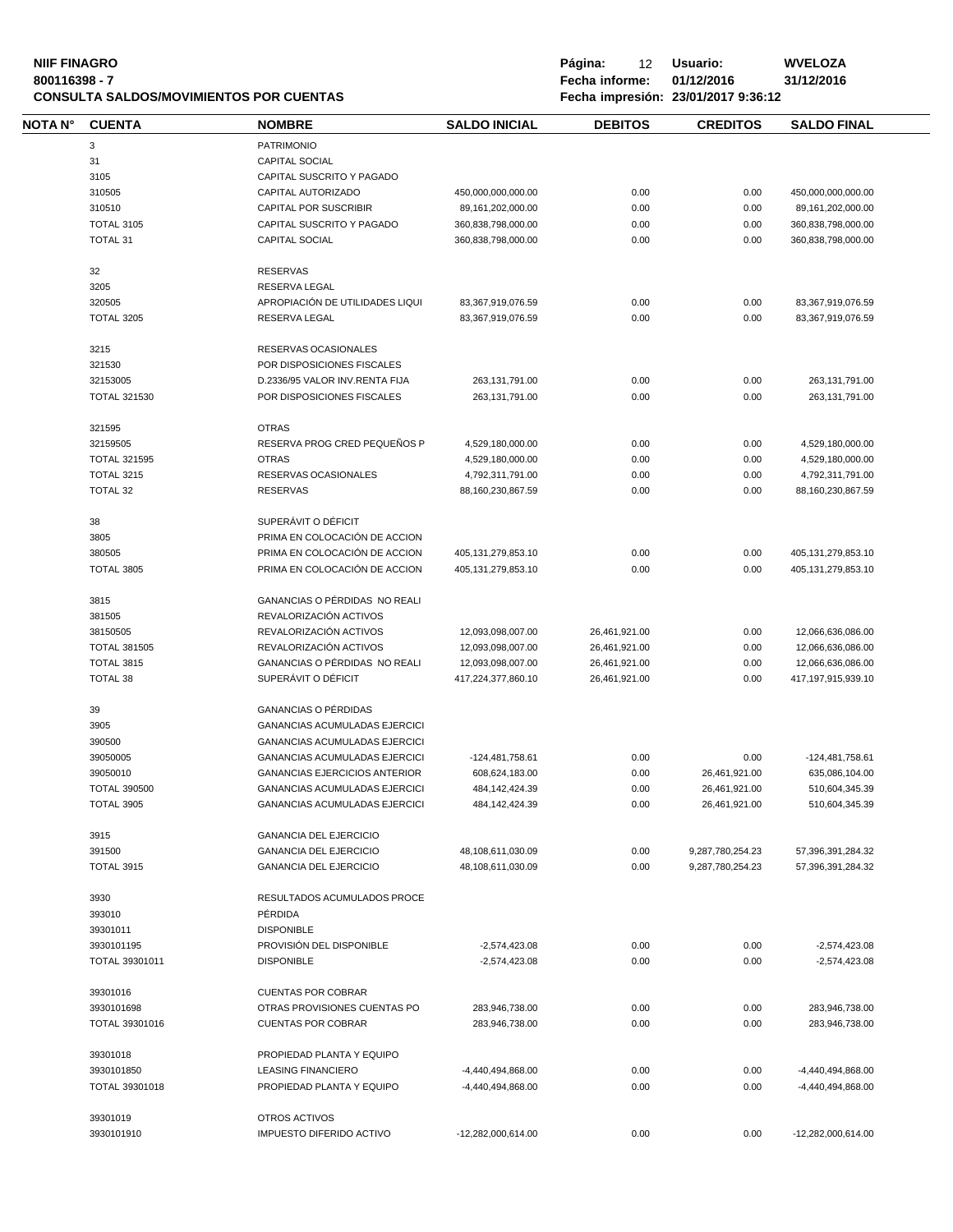**NIIF FINAGRO**
**800116398 - 7**
**CONSULTA SALDOS/MOVIMIENTOS POR CUENTAS**

**Página:** 12 **Usuario:** WVELOZA
**Fecha informe:** 01/12/2016 31/12/2016
**Fecha impresión:** 23/01/2017 9:36:12

| NOTA N° | CUENTA | NOMBRE | SALDO INICIAL | DEBITOS | CREDITOS | SALDO FINAL |
|---|---|---|---|---|---|---|
| | 3 | PATRIMONIO | | | | |
| | 31 | CAPITAL SOCIAL | | | | |
| | 3105 | CAPITAL SUSCRITO Y PAGADO | | | | |
| | 310505 | CAPITAL AUTORIZADO | 450,000,000,000.00 | 0.00 | 0.00 | 450,000,000,000.00 |
| | 310510 | CAPITAL POR SUSCRIBIR | 89,161,202,000.00 | 0.00 | 0.00 | 89,161,202,000.00 |
| | TOTAL 3105 | CAPITAL SUSCRITO Y PAGADO | 360,838,798,000.00 | 0.00 | 0.00 | 360,838,798,000.00 |
| | TOTAL 31 | CAPITAL SOCIAL | 360,838,798,000.00 | 0.00 | 0.00 | 360,838,798,000.00 |
| | 32 | RESERVAS | | | | |
| | 3205 | RESERVA LEGAL | | | | |
| | 320505 | APROPIACIÓN DE UTILIDADES LIQUI | 83,367,919,076.59 | 0.00 | 0.00 | 83,367,919,076.59 |
| | TOTAL 3205 | RESERVA LEGAL | 83,367,919,076.59 | 0.00 | 0.00 | 83,367,919,076.59 |
| | 3215 | RESERVAS OCASIONALES | | | | |
| | 321530 | POR DISPOSICIONES FISCALES | | | | |
| | 32153005 | D.2336/95 VALOR INV.RENTA FIJA | 263,131,791.00 | 0.00 | 0.00 | 263,131,791.00 |
| | TOTAL 321530 | POR DISPOSICIONES FISCALES | 263,131,791.00 | 0.00 | 0.00 | 263,131,791.00 |
| | 321595 | OTRAS | | | | |
| | 32159505 | RESERVA PROG CRED PEQUEÑOS P | 4,529,180,000.00 | 0.00 | 0.00 | 4,529,180,000.00 |
| | TOTAL 321595 | OTRAS | 4,529,180,000.00 | 0.00 | 0.00 | 4,529,180,000.00 |
| | TOTAL 3215 | RESERVAS OCASIONALES | 4,792,311,791.00 | 0.00 | 0.00 | 4,792,311,791.00 |
| | TOTAL 32 | RESERVAS | 88,160,230,867.59 | 0.00 | 0.00 | 88,160,230,867.59 |
| | 38 | SUPERÁVIT O DÉFICIT | | | | |
| | 3805 | PRIMA EN COLOCACIÓN DE ACCION | | | | |
| | 380505 | PRIMA EN COLOCACIÓN DE ACCION | 405,131,279,853.10 | 0.00 | 0.00 | 405,131,279,853.10 |
| | TOTAL 3805 | PRIMA EN COLOCACIÓN DE ACCION | 405,131,279,853.10 | 0.00 | 0.00 | 405,131,279,853.10 |
| | 3815 | GANANCIAS O PÉRDIDAS NO REALI | | | | |
| | 381505 | REVALORIZACIÓN ACTIVOS | | | | |
| | 38150505 | REVALORIZACIÓN ACTIVOS | 12,093,098,007.00 | 26,461,921.00 | 0.00 | 12,066,636,086.00 |
| | TOTAL 381505 | REVALORIZACIÓN ACTIVOS | 12,093,098,007.00 | 26,461,921.00 | 0.00 | 12,066,636,086.00 |
| | TOTAL 3815 | GANANCIAS O PÉRDIDAS NO REALI | 12,093,098,007.00 | 26,461,921.00 | 0.00 | 12,066,636,086.00 |
| | TOTAL 38 | SUPERÁVIT O DÉFICIT | 417,224,377,860.10 | 26,461,921.00 | 0.00 | 417,197,915,939.10 |
| | 39 | GANANCIAS O PÉRDIDAS | | | | |
| | 3905 | GANANCIAS ACUMULADAS EJERCICI | | | | |
| | 390500 | GANANCIAS ACUMULADAS EJERCICI | | | | |
| | 39050005 | GANANCIAS ACUMULADAS EJERCICI | -124,481,758.61 | 0.00 | 0.00 | -124,481,758.61 |
| | 39050010 | GANANCIAS EJERCICIOS ANTERIOR | 608,624,183.00 | 0.00 | 26,461,921.00 | 635,086,104.00 |
| | TOTAL 390500 | GANANCIAS ACUMULADAS EJERCICI | 484,142,424.39 | 0.00 | 26,461,921.00 | 510,604,345.39 |
| | TOTAL 3905 | GANANCIAS ACUMULADAS EJERCICI | 484,142,424.39 | 0.00 | 26,461,921.00 | 510,604,345.39 |
| | 3915 | GANANCIA DEL EJERCICIO | | | | |
| | 391500 | GANANCIA DEL EJERCICIO | 48,108,611,030.09 | 0.00 | 9,287,780,254.23 | 57,396,391,284.32 |
| | TOTAL 3915 | GANANCIA DEL EJERCICIO | 48,108,611,030.09 | 0.00 | 9,287,780,254.23 | 57,396,391,284.32 |
| | 3930 | RESULTADOS ACUMULADOS PROCE | | | | |
| | 393010 | PÉRDIDA | | | | |
| | 39301011 | DISPONIBLE | | | | |
| | 3930101195 | PROVISIÓN DEL DISPONIBLE | -2,574,423.08 | 0.00 | 0.00 | -2,574,423.08 |
| | TOTAL 39301011 | DISPONIBLE | -2,574,423.08 | 0.00 | 0.00 | -2,574,423.08 |
| | 39301016 | CUENTAS POR COBRAR | | | | |
| | 3930101698 | OTRAS PROVISIONES CUENTAS PO | 283,946,738.00 | 0.00 | 0.00 | 283,946,738.00 |
| | TOTAL 39301016 | CUENTAS POR COBRAR | 283,946,738.00 | 0.00 | 0.00 | 283,946,738.00 |
| | 39301018 | PROPIEDAD PLANTA Y EQUIPO | | | | |
| | 3930101850 | LEASING FINANCIERO | -4,440,494,868.00 | 0.00 | 0.00 | -4,440,494,868.00 |
| | TOTAL 39301018 | PROPIEDAD PLANTA Y EQUIPO | -4,440,494,868.00 | 0.00 | 0.00 | -4,440,494,868.00 |
| | 39301019 | OTROS ACTIVOS | | | | |
| | 3930101910 | IMPUESTO DIFERIDO ACTIVO | -12,282,000,614.00 | 0.00 | 0.00 | -12,282,000,614.00 |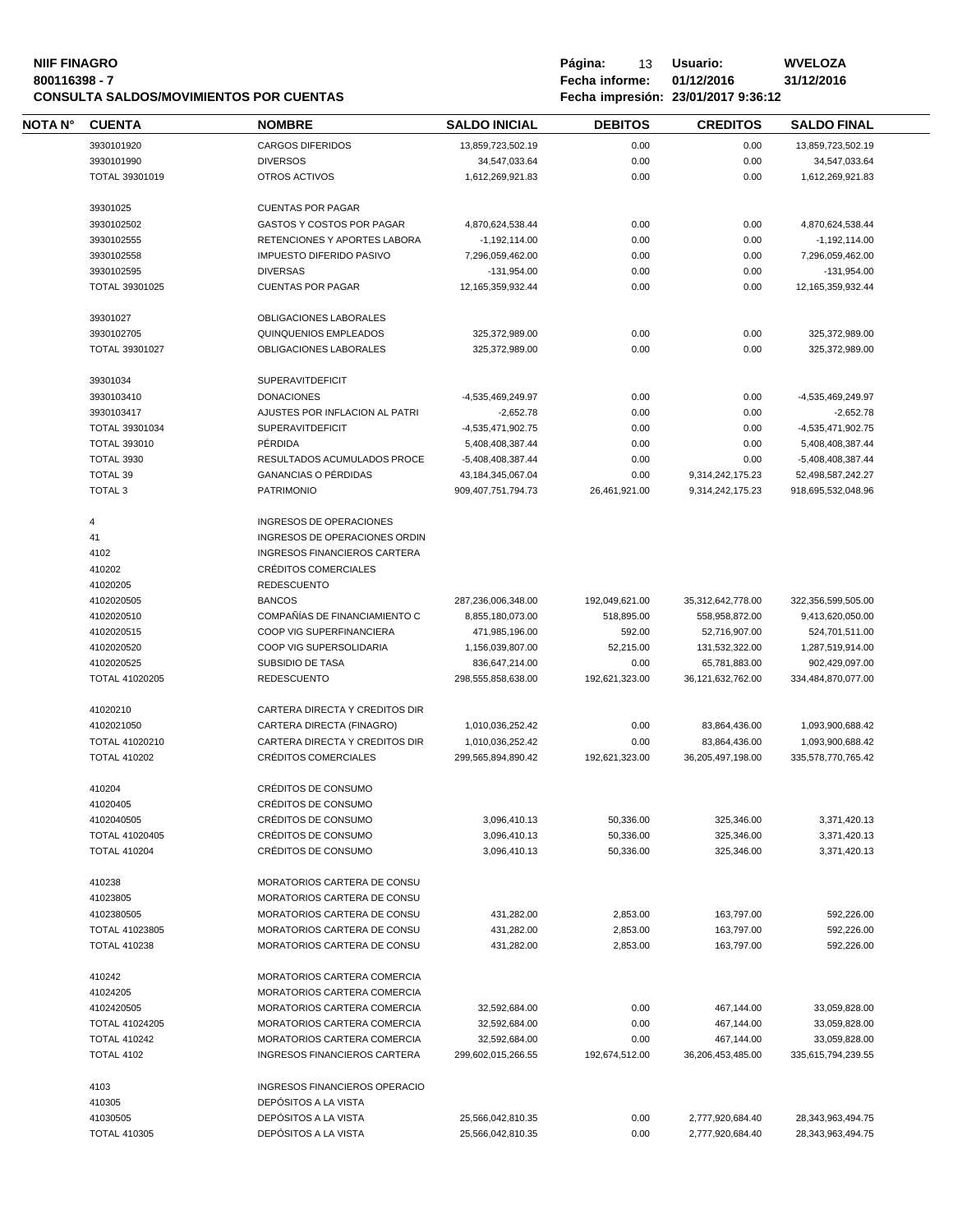**NIIF FINAGRO**
**800116398 - 7**
**CONSULTA SALDOS/MOVIMIENTOS POR CUENTAS**

**Página:** 13 **Usuario:** WVELOZA
**Fecha informe:** 01/12/2016 31/12/2016
**Fecha impresión:** 23/01/2017 9:36:12

| NOTA N° | CUENTA | NOMBRE | SALDO INICIAL | DEBITOS | CREDITOS | SALDO FINAL |
|---|---|---|---|---|---|---|
| | 3930101920 | CARGOS DIFERIDOS | 13,859,723,502.19 | 0.00 | 0.00 | 13,859,723,502.19 |
| | 3930101990 | DIVERSOS | 34,547,033.64 | 0.00 | 0.00 | 34,547,033.64 |
| | TOTAL 39301019 | OTROS ACTIVOS | 1,612,269,921.83 | 0.00 | 0.00 | 1,612,269,921.83 |
| | 39301025 | CUENTAS POR PAGAR | | | | |
| | 3930102502 | GASTOS Y COSTOS POR PAGAR | 4,870,624,538.44 | 0.00 | 0.00 | 4,870,624,538.44 |
| | 3930102555 | RETENCIONES Y APORTES LABORA | -1,192,114.00 | 0.00 | 0.00 | -1,192,114.00 |
| | 3930102558 | IMPUESTO DIFERIDO PASIVO | 7,296,059,462.00 | 0.00 | 0.00 | 7,296,059,462.00 |
| | 3930102595 | DIVERSAS | -131,954.00 | 0.00 | 0.00 | -131,954.00 |
| | TOTAL 39301025 | CUENTAS POR PAGAR | 12,165,359,932.44 | 0.00 | 0.00 | 12,165,359,932.44 |
| | 39301027 | OBLIGACIONES LABORALES | | | | |
| | 3930102705 | QUINQUENIOS EMPLEADOS | 325,372,989.00 | 0.00 | 0.00 | 325,372,989.00 |
| | TOTAL 39301027 | OBLIGACIONES LABORALES | 325,372,989.00 | 0.00 | 0.00 | 325,372,989.00 |
| | 39301034 | SUPERAVITDEFICIT | | | | |
| | 3930103410 | DONACIONES | -4,535,469,249.97 | 0.00 | 0.00 | -4,535,469,249.97 |
| | 3930103417 | AJUSTES POR INFLACION AL PATRI | -2,652.78 | 0.00 | 0.00 | -2,652.78 |
| | TOTAL 39301034 | SUPERAVITDEFICIT | -4,535,471,902.75 | 0.00 | 0.00 | -4,535,471,902.75 |
| | TOTAL 393010 | PÉRDIDA | 5,408,408,387.44 | 0.00 | 0.00 | 5,408,408,387.44 |
| | TOTAL 3930 | RESULTADOS ACUMULADOS PROCE | -5,408,408,387.44 | 0.00 | 0.00 | -5,408,408,387.44 |
| | TOTAL 39 | GANANCIAS O PÉRDIDAS | 43,184,345,067.04 | 0.00 | 9,314,242,175.23 | 52,498,587,242.27 |
| | TOTAL 3 | PATRIMONIO | 909,407,751,794.73 | 26,461,921.00 | 9,314,242,175.23 | 918,695,532,048.96 |
| | 4 | INGRESOS DE OPERACIONES | | | | |
| | 41 | INGRESOS DE OPERACIONES ORDIN | | | | |
| | 4102 | INGRESOS FINANCIEROS CARTERA | | | | |
| | 410202 | CRÉDITOS COMERCIALES | | | | |
| | 41020205 | REDESCUENTO | | | | |
| | 4102020505 | BANCOS | 287,236,006,348.00 | 192,049,621.00 | 35,312,642,778.00 | 322,356,599,505.00 |
| | 4102020510 | COMPAÑÍAS DE FINANCIAMIENTO C | 8,855,180,073.00 | 518,895.00 | 558,958,872.00 | 9,413,620,050.00 |
| | 4102020515 | COOP VIG SUPERFINANCIERA | 471,985,196.00 | 592.00 | 52,716,907.00 | 524,701,511.00 |
| | 4102020520 | COOP VIG SUPERSOLIDARIA | 1,156,039,807.00 | 52,215.00 | 131,532,322.00 | 1,287,519,914.00 |
| | 4102020525 | SUBSIDIO DE TASA | 836,647,214.00 | 0.00 | 65,781,883.00 | 902,429,097.00 |
| | TOTAL 41020205 | REDESCUENTO | 298,555,858,638.00 | 192,621,323.00 | 36,121,632,762.00 | 334,484,870,077.00 |
| | 41020210 | CARTERA DIRECTA Y CREDITOS DIR | | | | |
| | 4102021050 | CARTERA DIRECTA (FINAGRO) | 1,010,036,252.42 | 0.00 | 83,864,436.00 | 1,093,900,688.42 |
| | TOTAL 41020210 | CARTERA DIRECTA Y CREDITOS DIR | 1,010,036,252.42 | 0.00 | 83,864,436.00 | 1,093,900,688.42 |
| | TOTAL 410202 | CRÉDITOS COMERCIALES | 299,565,894,890.42 | 192,621,323.00 | 36,205,497,198.00 | 335,578,770,765.42 |
| | 410204 | CRÉDITOS DE CONSUMO | | | | |
| | 41020405 | CRÉDITOS DE CONSUMO | | | | |
| | 4102040505 | CRÉDITOS DE CONSUMO | 3,096,410.13 | 50,336.00 | 325,346.00 | 3,371,420.13 |
| | TOTAL 41020405 | CRÉDITOS DE CONSUMO | 3,096,410.13 | 50,336.00 | 325,346.00 | 3,371,420.13 |
| | TOTAL 410204 | CRÉDITOS DE CONSUMO | 3,096,410.13 | 50,336.00 | 325,346.00 | 3,371,420.13 |
| | 410238 | MORATORIOS CARTERA DE CONSU | | | | |
| | 41023805 | MORATORIOS CARTERA DE CONSU | | | | |
| | 4102380505 | MORATORIOS CARTERA DE CONSU | 431,282.00 | 2,853.00 | 163,797.00 | 592,226.00 |
| | TOTAL 41023805 | MORATORIOS CARTERA DE CONSU | 431,282.00 | 2,853.00 | 163,797.00 | 592,226.00 |
| | TOTAL 410238 | MORATORIOS CARTERA DE CONSU | 431,282.00 | 2,853.00 | 163,797.00 | 592,226.00 |
| | 410242 | MORATORIOS CARTERA COMERCIA | | | | |
| | 41024205 | MORATORIOS CARTERA COMERCIA | | | | |
| | 4102420505 | MORATORIOS CARTERA COMERCIA | 32,592,684.00 | 0.00 | 467,144.00 | 33,059,828.00 |
| | TOTAL 41024205 | MORATORIOS CARTERA COMERCIA | 32,592,684.00 | 0.00 | 467,144.00 | 33,059,828.00 |
| | TOTAL 410242 | MORATORIOS CARTERA COMERCIA | 32,592,684.00 | 0.00 | 467,144.00 | 33,059,828.00 |
| | TOTAL 4102 | INGRESOS FINANCIEROS CARTERA | 299,602,015,266.55 | 192,674,512.00 | 36,206,453,485.00 | 335,615,794,239.55 |
| | 4103 | INGRESOS FINANCIEROS OPERACIO | | | | |
| | 410305 | DEPÓSITOS A LA VISTA | | | | |
| | 41030505 | DEPÓSITOS A LA VISTA | 25,566,042,810.35 | 0.00 | 2,777,920,684.40 | 28,343,963,494.75 |
| | TOTAL 410305 | DEPÓSITOS A LA VISTA | 25,566,042,810.35 | 0.00 | 2,777,920,684.40 | 28,343,963,494.75 |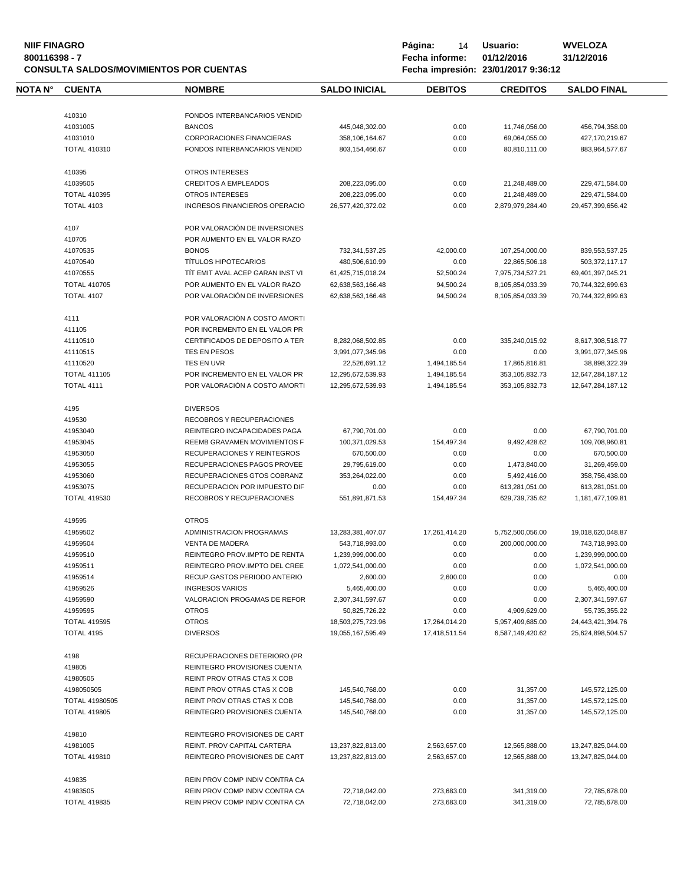**NIIF FINAGRO**
**800116398 - 7**
**CONSULTA SALDOS/MOVIMIENTOS POR CUENTAS**

**Página:** 14 **Usuario:** WVELOZA
**Fecha informe:** 01/12/2016 31/12/2016
**Fecha impresión:** 23/01/2017 9:36:12

| NOTA N° | CUENTA | NOMBRE | SALDO INICIAL | DEBITOS | CREDITOS | SALDO FINAL |
|---|---|---|---|---|---|---|
| | 410310 | FONDOS INTERBANCARIOS VENDID | | | | |
| | 41031005 | BANCOS | 445,048,302.00 | 0.00 | 11,746,056.00 | 456,794,358.00 |
| | 41031010 | CORPORACIONES FINANCIERAS | 358,106,164.67 | 0.00 | 69,064,055.00 | 427,170,219.67 |
| | TOTAL 410310 | FONDOS INTERBANCARIOS VENDID | 803,154,466.67 | 0.00 | 80,810,111.00 | 883,964,577.67 |
| | 410395 | OTROS INTERESES | | | | |
| | 41039505 | CREDITOS A EMPLEADOS | 208,223,095.00 | 0.00 | 21,248,489.00 | 229,471,584.00 |
| | TOTAL 410395 | OTROS INTERESES | 208,223,095.00 | 0.00 | 21,248,489.00 | 229,471,584.00 |
| | TOTAL 4103 | INGRESOS FINANCIEROS OPERACIO | 26,577,420,372.02 | 0.00 | 2,879,979,284.40 | 29,457,399,656.42 |
| | 4107 | POR VALORACIÓN DE INVERSIONES | | | | |
| | 410705 | POR AUMENTO EN EL VALOR RAZO | | | | |
| | 41070535 | BONOS | 732,341,537.25 | 42,000.00 | 107,254,000.00 | 839,553,537.25 |
| | 41070540 | TÍTULOS HIPOTECARIOS | 480,506,610.99 | 0.00 | 22,865,506.18 | 503,372,117.17 |
| | 41070555 | TÍT EMIT AVAL ACEP GARAN INST VI | 61,425,715,018.24 | 52,500.24 | 7,975,734,527.21 | 69,401,397,045.21 |
| | TOTAL 410705 | POR AUMENTO EN EL VALOR RAZO | 62,638,563,166.48 | 94,500.24 | 8,105,854,033.39 | 70,744,322,699.63 |
| | TOTAL 4107 | POR VALORACIÓN DE INVERSIONES | 62,638,563,166.48 | 94,500.24 | 8,105,854,033.39 | 70,744,322,699.63 |
| | 4111 | POR VALORACIÓN A COSTO AMORTI | | | | |
| | 411105 | POR INCREMENTO EN EL VALOR PR | | | | |
| | 41110510 | CERTIFICADOS DE DEPOSITO A TER | 8,282,068,502.85 | 0.00 | 335,240,015.92 | 8,617,308,518.77 |
| | 41110515 | TES EN PESOS | 3,991,077,345.96 | 0.00 | 0.00 | 3,991,077,345.96 |
| | 41110520 | TES EN UVR | 22,526,691.12 | 1,494,185.54 | 17,865,816.81 | 38,898,322.39 |
| | TOTAL 411105 | POR INCREMENTO EN EL VALOR PR | 12,295,672,539.93 | 1,494,185.54 | 353,105,832.73 | 12,647,284,187.12 |
| | TOTAL 4111 | POR VALORACIÓN A COSTO AMORTI | 12,295,672,539.93 | 1,494,185.54 | 353,105,832.73 | 12,647,284,187.12 |
| | 4195 | DIVERSOS | | | | |
| | 419530 | RECOBROS Y RECUPERACIONES | | | | |
| | 41953040 | REINTEGRO INCAPACIDADES PAGA | 67,790,701.00 | 0.00 | 0.00 | 67,790,701.00 |
| | 41953045 | REEMB GRAVAMEN MOVIMIENTOS F | 100,371,029.53 | 154,497.34 | 9,492,428.62 | 109,708,960.81 |
| | 41953050 | RECUPERACIONES Y REINTEGROS | 670,500.00 | 0.00 | 0.00 | 670,500.00 |
| | 41953055 | RECUPERACIONES PAGOS PROVEE | 29,795,619.00 | 0.00 | 1,473,840.00 | 31,269,459.00 |
| | 41953060 | RECUPERACIONES GTOS COBRANZ | 353,264,022.00 | 0.00 | 5,492,416.00 | 358,756,438.00 |
| | 41953075 | RECUPERACION POR IMPUESTO DIF | 0.00 | 0.00 | 613,281,051.00 | 613,281,051.00 |
| | TOTAL 419530 | RECOBROS Y RECUPERACIONES | 551,891,871.53 | 154,497.34 | 629,739,735.62 | 1,181,477,109.81 |
| | 419595 | OTROS | | | | |
| | 41959502 | ADMINISTRACION PROGRAMAS | 13,283,381,407.07 | 17,261,414.20 | 5,752,500,056.00 | 19,018,620,048.87 |
| | 41959504 | VENTA DE MADERA | 543,718,993.00 | 0.00 | 200,000,000.00 | 743,718,993.00 |
| | 41959510 | REINTEGRO PROV.IMPTO DE RENTA | 1,239,999,000.00 | 0.00 | 0.00 | 1,239,999,000.00 |
| | 41959511 | REINTEGRO PROV.IMPTO DEL CREE | 1,072,541,000.00 | 0.00 | 0.00 | 1,072,541,000.00 |
| | 41959514 | RECUP.GASTOS PERIODO ANTERIO | 2,600.00 | 2,600.00 | 0.00 | 0.00 |
| | 41959526 | INGRESOS VARIOS | 5,465,400.00 | 0.00 | 0.00 | 5,465,400.00 |
| | 41959590 | VALORACION PROGAMAS DE REFOR | 2,307,341,597.67 | 0.00 | 0.00 | 2,307,341,597.67 |
| | 41959595 | OTROS | 50,825,726.22 | 0.00 | 4,909,629.00 | 55,735,355.22 |
| | TOTAL 419595 | OTROS | 18,503,275,723.96 | 17,264,014.20 | 5,957,409,685.00 | 24,443,421,394.76 |
| | TOTAL 4195 | DIVERSOS | 19,055,167,595.49 | 17,418,511.54 | 6,587,149,420.62 | 25,624,898,504.57 |
| | 4198 | RECUPERACIONES DETERIORO (PR | | | | |
| | 419805 | REINTEGRO PROVISIONES CUENTA | | | | |
| | 41980505 | REINT PROV OTRAS CTAS X COB | | | | |
| | 4198050505 | REINT PROV OTRAS CTAS X COB | 145,540,768.00 | 0.00 | 31,357.00 | 145,572,125.00 |
| | TOTAL 41980505 | REINT PROV OTRAS CTAS X COB | 145,540,768.00 | 0.00 | 31,357.00 | 145,572,125.00 |
| | TOTAL 419805 | REINTEGRO PROVISIONES CUENTA | 145,540,768.00 | 0.00 | 31,357.00 | 145,572,125.00 |
| | 419810 | REINTEGRO PROVISIONES DE CART | | | | |
| | 41981005 | REINT. PROV CAPITAL CARTERA | 13,237,822,813.00 | 2,563,657.00 | 12,565,888.00 | 13,247,825,044.00 |
| | TOTAL 419810 | REINTEGRO PROVISIONES DE CART | 13,237,822,813.00 | 2,563,657.00 | 12,565,888.00 | 13,247,825,044.00 |
| | 419835 | REIN PROV COMP INDIV CONTRA CA | | | | |
| | 41983505 | REIN PROV COMP INDIV CONTRA CA | 72,718,042.00 | 273,683.00 | 341,319.00 | 72,785,678.00 |
| | TOTAL 419835 | REIN PROV COMP INDIV CONTRA CA | 72,718,042.00 | 273,683.00 | 341,319.00 | 72,785,678.00 |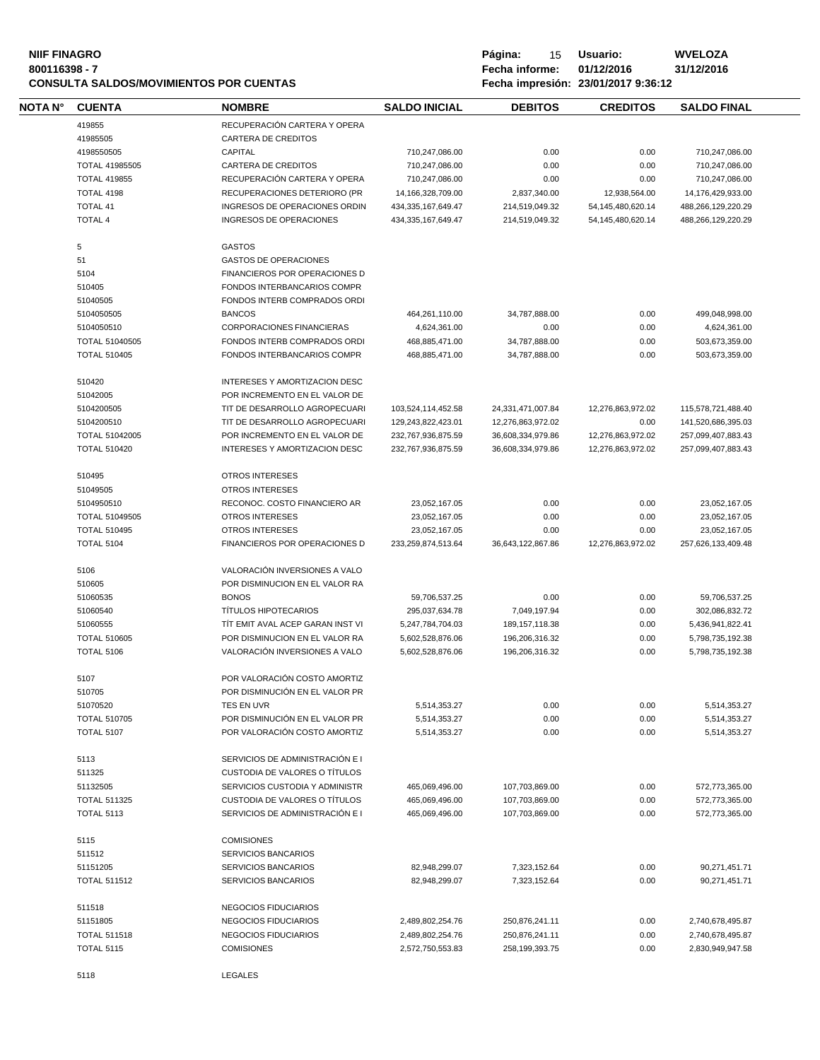| NOTA N° | CUENTA | NOMBRE | SALDO INICIAL | DEBITOS | CREDITOS | SALDO FINAL |
|---|---|---|---|---|---|---|
| | 419855 | RECUPERACIÓN CARTERA Y OPERA | | | | |
| | 41985505 | CARTERA DE CREDITOS | | | | |
| | 4198550505 | CAPITAL | 710,247,086.00 | 0.00 | 0.00 | 710,247,086.00 |
| | TOTAL 41985505 | CARTERA DE CREDITOS | 710,247,086.00 | 0.00 | 0.00 | 710,247,086.00 |
| | TOTAL 419855 | RECUPERACIÓN CARTERA Y OPERA | 710,247,086.00 | 0.00 | 0.00 | 710,247,086.00 |
| | TOTAL 4198 | RECUPERACIONES DETERIORO (PR | 14,166,328,709.00 | 2,837,340.00 | 12,938,564.00 | 14,176,429,933.00 |
| | TOTAL 41 | INGRESOS DE OPERACIONES ORDIN | 434,335,167,649.47 | 214,519,049.32 | 54,145,480,620.14 | 488,266,129,220.29 |
| | TOTAL 4 | INGRESOS DE OPERACIONES | 434,335,167,649.47 | 214,519,049.32 | 54,145,480,620.14 | 488,266,129,220.29 |
| | 5 | GASTOS | | | | |
| | 51 | GASTOS DE OPERACIONES | | | | |
| | 5104 | FINANCIEROS POR OPERACIONES D | | | | |
| | 510405 | FONDOS INTERBANCARIOS COMPR | | | | |
| | 51040505 | FONDOS INTERB COMPRADOS ORDI | | | | |
| | 5104050505 | BANCOS | 464,261,110.00 | 34,787,888.00 | 0.00 | 499,048,998.00 |
| | 5104050510 | CORPORACIONES FINANCIERAS | 4,624,361.00 | 0.00 | 0.00 | 4,624,361.00 |
| | TOTAL 51040505 | FONDOS INTERB COMPRADOS ORDI | 468,885,471.00 | 34,787,888.00 | 0.00 | 503,673,359.00 |
| | TOTAL 510405 | FONDOS INTERBANCARIOS COMPR | 468,885,471.00 | 34,787,888.00 | 0.00 | 503,673,359.00 |
| | 510420 | INTERESES Y AMORTIZACION DESC | | | | |
| | 51042005 | POR INCREMENTO EN EL VALOR DE | | | | |
| | 5104200505 | TIT DE DESARROLLO AGROPECUARI | 103,524,114,452.58 | 24,331,471,007.84 | 12,276,863,972.02 | 115,578,721,488.40 |
| | 5104200510 | TIT DE DESARROLLO AGROPECUARI | 129,243,822,423.01 | 12,276,863,972.02 | 0.00 | 141,520,686,395.03 |
| | TOTAL 51042005 | POR INCREMENTO EN EL VALOR DE | 232,767,936,875.59 | 36,608,334,979.86 | 12,276,863,972.02 | 257,099,407,883.43 |
| | TOTAL 510420 | INTERESES Y AMORTIZACION DESC | 232,767,936,875.59 | 36,608,334,979.86 | 12,276,863,972.02 | 257,099,407,883.43 |
| | 510495 | OTROS INTERESES | | | | |
| | 51049505 | OTROS INTERESES | | | | |
| | 5104950510 | RECONOC. COSTO FINANCIERO AR | 23,052,167.05 | 0.00 | 0.00 | 23,052,167.05 |
| | TOTAL 51049505 | OTROS INTERESES | 23,052,167.05 | 0.00 | 0.00 | 23,052,167.05 |
| | TOTAL 510495 | OTROS INTERESES | 23,052,167.05 | 0.00 | 0.00 | 23,052,167.05 |
| | TOTAL 5104 | FINANCIEROS POR OPERACIONES D | 233,259,874,513.64 | 36,643,122,867.86 | 12,276,863,972.02 | 257,626,133,409.48 |
| | 5106 | VALORACIÓN INVERSIONES A VALO | | | | |
| | 510605 | POR DISMINUCION EN EL VALOR RA | | | | |
| | 51060535 | BONOS | 59,706,537.25 | 0.00 | 0.00 | 59,706,537.25 |
| | 51060540 | TÍTULOS HIPOTECARIOS | 295,037,634.78 | 7,049,197.94 | 0.00 | 302,086,832.72 |
| | 51060555 | TÍT EMIT AVAL ACEP GARAN INST VI | 5,247,784,704.03 | 189,157,118.38 | 0.00 | 5,436,941,822.41 |
| | TOTAL 510605 | POR DISMINUCION EN EL VALOR RA | 5,602,528,876.06 | 196,206,316.32 | 0.00 | 5,798,735,192.38 |
| | TOTAL 5106 | VALORACIÓN INVERSIONES A VALO | 5,602,528,876.06 | 196,206,316.32 | 0.00 | 5,798,735,192.38 |
| | 5107 | POR VALORACIÓN COSTO AMORTIZ | | | | |
| | 510705 | POR DISMINUCIÓN EN EL VALOR PR | | | | |
| | 51070520 | TES EN UVR | 5,514,353.27 | 0.00 | 0.00 | 5,514,353.27 |
| | TOTAL 510705 | POR DISMINUCIÓN EN EL VALOR PR | 5,514,353.27 | 0.00 | 0.00 | 5,514,353.27 |
| | TOTAL 5107 | POR VALORACIÓN COSTO AMORTIZ | 5,514,353.27 | 0.00 | 0.00 | 5,514,353.27 |
| | 5113 | SERVICIOS DE ADMINISTRACIÓN E I | | | | |
| | 511325 | CUSTODIA DE VALORES O TÍTULOS | | | | |
| | 51132505 | SERVICIOS CUSTODIA Y ADMINISTR | 465,069,496.00 | 107,703,869.00 | 0.00 | 572,773,365.00 |
| | TOTAL 511325 | CUSTODIA DE VALORES O TÍTULOS | 465,069,496.00 | 107,703,869.00 | 0.00 | 572,773,365.00 |
| | TOTAL 5113 | SERVICIOS DE ADMINISTRACIÓN E I | 465,069,496.00 | 107,703,869.00 | 0.00 | 572,773,365.00 |
| | 5115 | COMISIONES | | | | |
| | 511512 | SERVICIOS BANCARIOS | | | | |
| | 51151205 | SERVICIOS BANCARIOS | 82,948,299.07 | 7,323,152.64 | 0.00 | 90,271,451.71 |
| | TOTAL 511512 | SERVICIOS BANCARIOS | 82,948,299.07 | 7,323,152.64 | 0.00 | 90,271,451.71 |
| | 511518 | NEGOCIOS FIDUCIARIOS | | | | |
| | 51151805 | NEGOCIOS FIDUCIARIOS | 2,489,802,254.76 | 250,876,241.11 | 0.00 | 2,740,678,495.87 |
| | TOTAL 511518 | NEGOCIOS FIDUCIARIOS | 2,489,802,254.76 | 250,876,241.11 | 0.00 | 2,740,678,495.87 |
| | TOTAL 5115 | COMISIONES | 2,572,750,553.83 | 258,199,393.75 | 0.00 | 2,830,949,947.58 |
| | 5118 | LEGALES | | | | |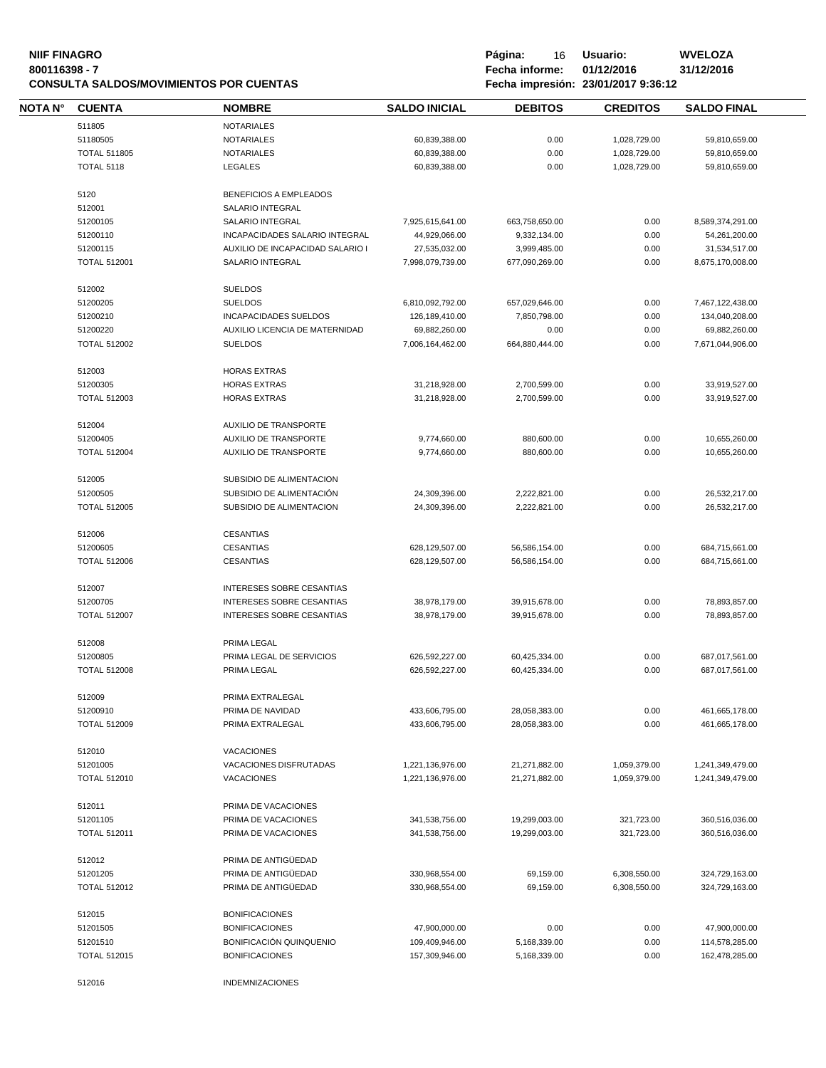**NIIF FINAGRO**
**800116398 - 7**
**CONSULTA SALDOS/MOVIMIENTOS POR CUENTAS**

**Página:** 16 **Usuario:** **WVELOZA**
**Fecha informe:** **01/12/2016** **31/12/2016**
**Fecha impresión: 23/01/2017 9:36:12**

| NOTA N° | CUENTA | NOMBRE | SALDO INICIAL | DEBITOS | CREDITOS | SALDO FINAL |
|---|---|---|---|---|---|---|
| | 511805 | NOTARIALES | | | | |
| | 51180505 | NOTARIALES | 60,839,388.00 | 0.00 | 1,028,729.00 | 59,810,659.00 |
| | TOTAL 511805 | NOTARIALES | 60,839,388.00 | 0.00 | 1,028,729.00 | 59,810,659.00 |
| | TOTAL 5118 | LEGALES | 60,839,388.00 | 0.00 | 1,028,729.00 | 59,810,659.00 |
| | 5120 | BENEFICIOS A EMPLEADOS | | | | |
| | 512001 | SALARIO INTEGRAL | | | | |
| | 51200105 | SALARIO INTEGRAL | 7,925,615,641.00 | 663,758,650.00 | 0.00 | 8,589,374,291.00 |
| | 51200110 | INCAPACIDADES SALARIO INTEGRAL | 44,929,066.00 | 9,332,134.00 | 0.00 | 54,261,200.00 |
| | 51200115 | AUXILIO DE INCAPACIDAD SALARIO I | 27,535,032.00 | 3,999,485.00 | 0.00 | 31,534,517.00 |
| | TOTAL 512001 | SALARIO INTEGRAL | 7,998,079,739.00 | 677,090,269.00 | 0.00 | 8,675,170,008.00 |
| | 512002 | SUELDOS | | | | |
| | 51200205 | SUELDOS | 6,810,092,792.00 | 657,029,646.00 | 0.00 | 7,467,122,438.00 |
| | 51200210 | INCAPACIDADES SUELDOS | 126,189,410.00 | 7,850,798.00 | 0.00 | 134,040,208.00 |
| | 51200220 | AUXILIO LICENCIA DE MATERNIDAD | 69,882,260.00 | 0.00 | 0.00 | 69,882,260.00 |
| | TOTAL 512002 | SUELDOS | 7,006,164,462.00 | 664,880,444.00 | 0.00 | 7,671,044,906.00 |
| | 512003 | HORAS EXTRAS | | | | |
| | 51200305 | HORAS EXTRAS | 31,218,928.00 | 2,700,599.00 | 0.00 | 33,919,527.00 |
| | TOTAL 512003 | HORAS EXTRAS | 31,218,928.00 | 2,700,599.00 | 0.00 | 33,919,527.00 |
| | 512004 | AUXILIO DE TRANSPORTE | | | | |
| | 51200405 | AUXILIO DE TRANSPORTE | 9,774,660.00 | 880,600.00 | 0.00 | 10,655,260.00 |
| | TOTAL 512004 | AUXILIO DE TRANSPORTE | 9,774,660.00 | 880,600.00 | 0.00 | 10,655,260.00 |
| | 512005 | SUBSIDIO DE ALIMENTACION | | | | |
| | 51200505 | SUBSIDIO DE ALIMENTACIÓN | 24,309,396.00 | 2,222,821.00 | 0.00 | 26,532,217.00 |
| | TOTAL 512005 | SUBSIDIO DE ALIMENTACION | 24,309,396.00 | 2,222,821.00 | 0.00 | 26,532,217.00 |
| | 512006 | CESANTIAS | | | | |
| | 51200605 | CESANTIAS | 628,129,507.00 | 56,586,154.00 | 0.00 | 684,715,661.00 |
| | TOTAL 512006 | CESANTIAS | 628,129,507.00 | 56,586,154.00 | 0.00 | 684,715,661.00 |
| | 512007 | INTERESES SOBRE CESANTIAS | | | | |
| | 51200705 | INTERESES SOBRE CESANTIAS | 38,978,179.00 | 39,915,678.00 | 0.00 | 78,893,857.00 |
| | TOTAL 512007 | INTERESES SOBRE CESANTIAS | 38,978,179.00 | 39,915,678.00 | 0.00 | 78,893,857.00 |
| | 512008 | PRIMA LEGAL | | | | |
| | 51200805 | PRIMA LEGAL DE SERVICIOS | 626,592,227.00 | 60,425,334.00 | 0.00 | 687,017,561.00 |
| | TOTAL 512008 | PRIMA LEGAL | 626,592,227.00 | 60,425,334.00 | 0.00 | 687,017,561.00 |
| | 512009 | PRIMA EXTRALEGAL | | | | |
| | 51200910 | PRIMA DE NAVIDAD | 433,606,795.00 | 28,058,383.00 | 0.00 | 461,665,178.00 |
| | TOTAL 512009 | PRIMA EXTRALEGAL | 433,606,795.00 | 28,058,383.00 | 0.00 | 461,665,178.00 |
| | 512010 | VACACIONES | | | | |
| | 51201005 | VACACIONES DISFRUTADAS | 1,221,136,976.00 | 21,271,882.00 | 1,059,379.00 | 1,241,349,479.00 |
| | TOTAL 512010 | VACACIONES | 1,221,136,976.00 | 21,271,882.00 | 1,059,379.00 | 1,241,349,479.00 |
| | 512011 | PRIMA DE VACACIONES | | | | |
| | 51201105 | PRIMA DE VACACIONES | 341,538,756.00 | 19,299,003.00 | 321,723.00 | 360,516,036.00 |
| | TOTAL 512011 | PRIMA DE VACACIONES | 341,538,756.00 | 19,299,003.00 | 321,723.00 | 360,516,036.00 |
| | 512012 | PRIMA DE ANTIGÜEDAD | | | | |
| | 51201205 | PRIMA DE ANTIGÜEDAD | 330,968,554.00 | 69,159.00 | 6,308,550.00 | 324,729,163.00 |
| | TOTAL 512012 | PRIMA DE ANTIGÜEDAD | 330,968,554.00 | 69,159.00 | 6,308,550.00 | 324,729,163.00 |
| | 512015 | BONIFICACIONES | | | | |
| | 51201505 | BONIFICACIONES | 47,900,000.00 | 0.00 | 0.00 | 47,900,000.00 |
| | 51201510 | BONIFICACIÓN QUINQUENIO | 109,409,946.00 | 5,168,339.00 | 0.00 | 114,578,285.00 |
| | TOTAL 512015 | BONIFICACIONES | 157,309,946.00 | 5,168,339.00 | 0.00 | 162,478,285.00 |
| | 512016 | INDEMNIZACIONES | | | | |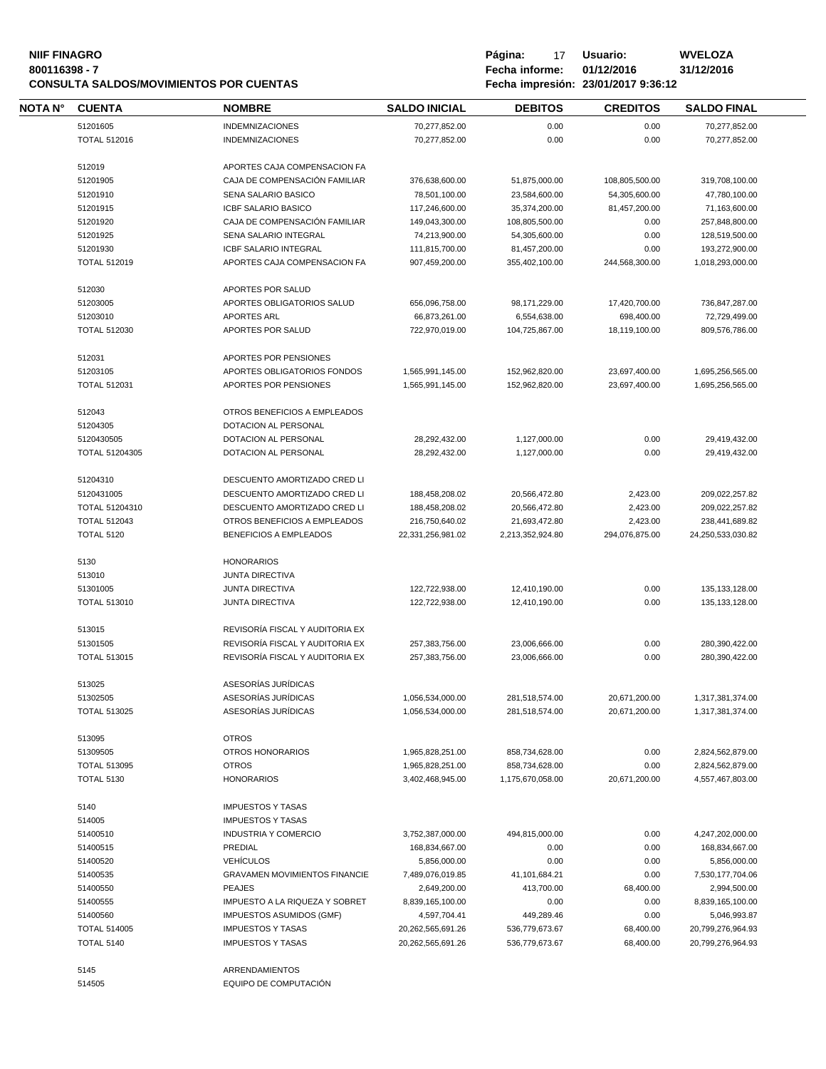**NIIF FINAGRO**
**800116398 - 7**
**CONSULTA SALDOS/MOVIMIENTOS POR CUENTAS**

**Usuario:** WVELOZA
**Fecha informe:** 01/12/2016 31/12/2016
**Fecha impresión:** 23/01/2017 9:36:12

| NOTA N° | CUENTA | NOMBRE | SALDO INICIAL | DEBITOS | CREDITOS | SALDO FINAL |
|---|---|---|---|---|---|---|
| | 51201605 | INDEMNIZACIONES | 70,277,852.00 | 0.00 | 0.00 | 70,277,852.00 |
| | TOTAL 512016 | INDEMNIZACIONES | 70,277,852.00 | 0.00 | 0.00 | 70,277,852.00 |
| | 512019 | APORTES CAJA COMPENSACION FA | | | | |
| | 51201905 | CAJA DE COMPENSACIÓN FAMILIAR | 376,638,600.00 | 51,875,000.00 | 108,805,500.00 | 319,708,100.00 |
| | 51201910 | SENA SALARIO BASICO | 78,501,100.00 | 23,584,600.00 | 54,305,600.00 | 47,780,100.00 |
| | 51201915 | ICBF SALARIO BASICO | 117,246,600.00 | 35,374,200.00 | 81,457,200.00 | 71,163,600.00 |
| | 51201920 | CAJA DE COMPENSACIÓN FAMILIAR | 149,043,300.00 | 108,805,500.00 | 0.00 | 257,848,800.00 |
| | 51201925 | SENA SALARIO INTEGRAL | 74,213,900.00 | 54,305,600.00 | 0.00 | 128,519,500.00 |
| | 51201930 | ICBF SALARIO INTEGRAL | 111,815,700.00 | 81,457,200.00 | 0.00 | 193,272,900.00 |
| | TOTAL 512019 | APORTES CAJA COMPENSACION FA | 907,459,200.00 | 355,402,100.00 | 244,568,300.00 | 1,018,293,000.00 |
| | 512030 | APORTES POR SALUD | | | | |
| | 51203005 | APORTES OBLIGATORIOS SALUD | 656,096,758.00 | 98,171,229.00 | 17,420,700.00 | 736,847,287.00 |
| | 51203010 | APORTES ARL | 66,873,261.00 | 6,554,638.00 | 698,400.00 | 72,729,499.00 |
| | TOTAL 512030 | APORTES POR SALUD | 722,970,019.00 | 104,725,867.00 | 18,119,100.00 | 809,576,786.00 |
| | 512031 | APORTES POR PENSIONES | | | | |
| | 51203105 | APORTES OBLIGATORIOS FONDOS | 1,565,991,145.00 | 152,962,820.00 | 23,697,400.00 | 1,695,256,565.00 |
| | TOTAL 512031 | APORTES POR PENSIONES | 1,565,991,145.00 | 152,962,820.00 | 23,697,400.00 | 1,695,256,565.00 |
| | 512043 | OTROS BENEFICIOS A EMPLEADOS | | | | |
| | 51204305 | DOTACION AL PERSONAL | | | | |
| | 5120430505 | DOTACION AL PERSONAL | 28,292,432.00 | 1,127,000.00 | 0.00 | 29,419,432.00 |
| | TOTAL 51204305 | DOTACION AL PERSONAL | 28,292,432.00 | 1,127,000.00 | 0.00 | 29,419,432.00 |
| | 51204310 | DESCUENTO AMORTIZADO CRED LI | | | | |
| | 5120431005 | DESCUENTO AMORTIZADO CRED LI | 188,458,208.02 | 20,566,472.80 | 2,423.00 | 209,022,257.82 |
| | TOTAL 51204310 | DESCUENTO AMORTIZADO CRED LI | 188,458,208.02 | 20,566,472.80 | 2,423.00 | 209,022,257.82 |
| | TOTAL 512043 | OTROS BENEFICIOS A EMPLEADOS | 216,750,640.02 | 21,693,472.80 | 2,423.00 | 238,441,689.82 |
| | TOTAL 5120 | BENEFICIOS A EMPLEADOS | 22,331,256,981.02 | 2,213,352,924.80 | 294,076,875.00 | 24,250,533,030.82 |
| | 5130 | HONORARIOS | | | | |
| | 513010 | JUNTA DIRECTIVA | | | | |
| | 51301005 | JUNTA DIRECTIVA | 122,722,938.00 | 12,410,190.00 | 0.00 | 135,133,128.00 |
| | TOTAL 513010 | JUNTA DIRECTIVA | 122,722,938.00 | 12,410,190.00 | 0.00 | 135,133,128.00 |
| | 513015 | REVISORÍA FISCAL Y AUDITORIA EX | | | | |
| | 51301505 | REVISORÍA FISCAL Y AUDITORIA EX | 257,383,756.00 | 23,006,666.00 | 0.00 | 280,390,422.00 |
| | TOTAL 513015 | REVISORÍA FISCAL Y AUDITORIA EX | 257,383,756.00 | 23,006,666.00 | 0.00 | 280,390,422.00 |
| | 513025 | ASESORÍAS JURÍDICAS | | | | |
| | 51302505 | ASESORÍAS JURÍDICAS | 1,056,534,000.00 | 281,518,574.00 | 20,671,200.00 | 1,317,381,374.00 |
| | TOTAL 513025 | ASESORÍAS JURÍDICAS | 1,056,534,000.00 | 281,518,574.00 | 20,671,200.00 | 1,317,381,374.00 |
| | 513095 | OTROS | | | | |
| | 51309505 | OTROS HONORARIOS | 1,965,828,251.00 | 858,734,628.00 | 0.00 | 2,824,562,879.00 |
| | TOTAL 513095 | OTROS | 1,965,828,251.00 | 858,734,628.00 | 0.00 | 2,824,562,879.00 |
| | TOTAL 5130 | HONORARIOS | 3,402,468,945.00 | 1,175,670,058.00 | 20,671,200.00 | 4,557,467,803.00 |
| | 5140 | IMPUESTOS Y TASAS | | | | |
| | 514005 | IMPUESTOS Y TASAS | | | | |
| | 51400510 | INDUSTRIA Y COMERCIO | 3,752,387,000.00 | 494,815,000.00 | 0.00 | 4,247,202,000.00 |
| | 51400515 | PREDIAL | 168,834,667.00 | 0.00 | 0.00 | 168,834,667.00 |
| | 51400520 | VEHÍCULOS | 5,856,000.00 | 0.00 | 0.00 | 5,856,000.00 |
| | 51400535 | GRAVAMEN MOVIMIENTOS FINANCIE | 7,489,076,019.85 | 41,101,684.21 | 0.00 | 7,530,177,704.06 |
| | 51400550 | PEAJES | 2,649,200.00 | 413,700.00 | 68,400.00 | 2,994,500.00 |
| | 51400555 | IMPUESTO A LA RIQUEZA Y SOBRET | 8,839,165,100.00 | 0.00 | 0.00 | 8,839,165,100.00 |
| | 51400560 | IMPUESTOS ASUMIDOS (GMF) | 4,597,704.41 | 449,289.46 | 0.00 | 5,046,993.87 |
| | TOTAL 514005 | IMPUESTOS Y TASAS | 20,262,565,691.26 | 536,779,673.67 | 68,400.00 | 20,799,276,964.93 |
| | TOTAL 5140 | IMPUESTOS Y TASAS | 20,262,565,691.26 | 536,779,673.67 | 68,400.00 | 20,799,276,964.93 |
| | 5145 | ARRENDAMIENTOS | | | | |
| | 514505 | EQUIPO DE COMPUTACIÓN | | | | |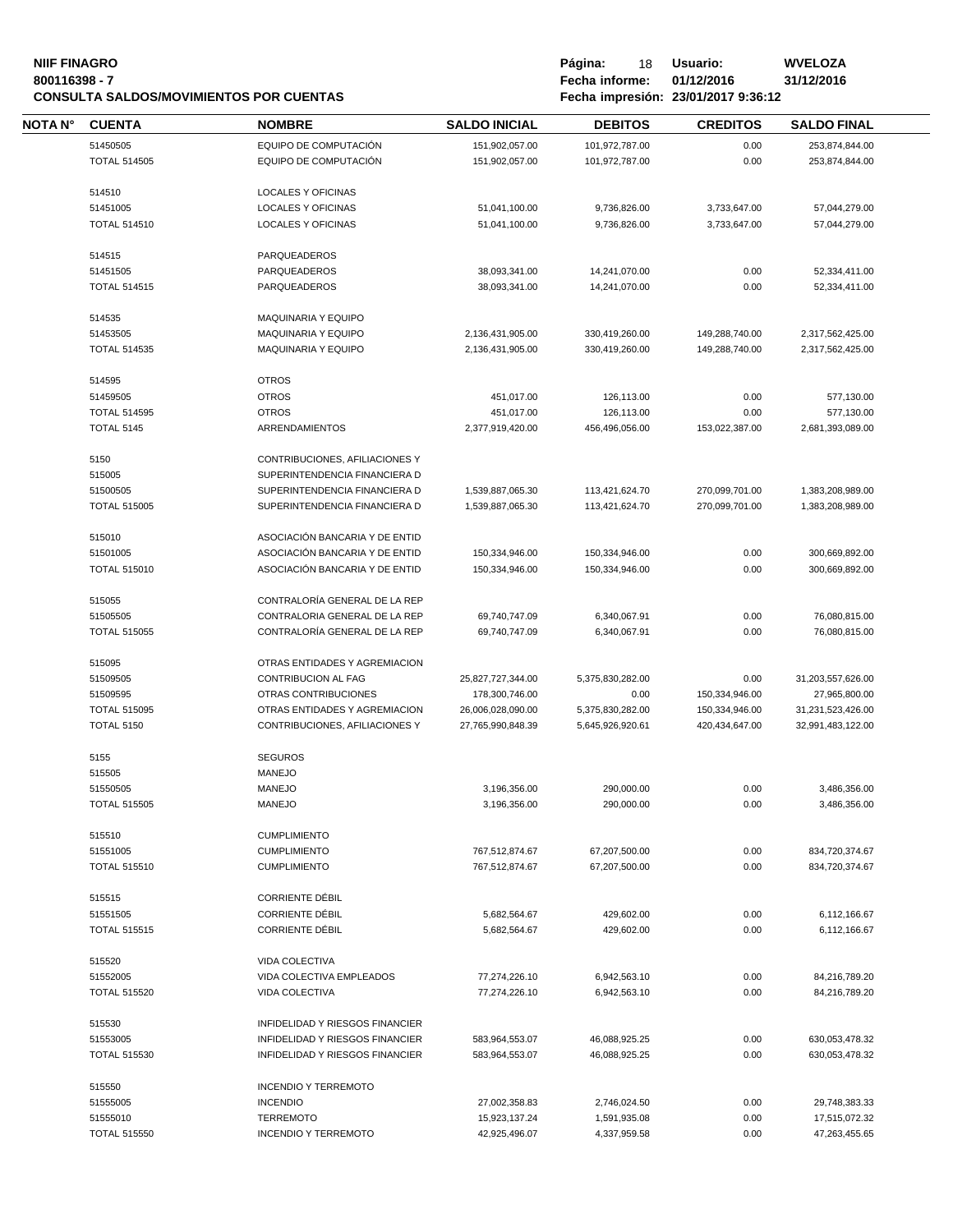**NIIF FINAGRO**
**800116398 - 7**
**CONSULTA SALDOS/MOVIMIENTOS POR CUENTAS**

**Página:** 18 **Usuario:** **WVELOZA**
**Fecha informe:** **01/12/2016** **31/12/2016**
**Fecha impresión: 23/01/2017 9:36:12**

| NOTA N° | CUENTA | NOMBRE | SALDO INICIAL | DEBITOS | CREDITOS | SALDO FINAL |
|---|---|---|---|---|---|---|
| | 51450505 | EQUIPO DE COMPUTACIÓN | 151,902,057.00 | 101,972,787.00 | 0.00 | 253,874,844.00 |
| | TOTAL 514505 | EQUIPO DE COMPUTACIÓN | 151,902,057.00 | 101,972,787.00 | 0.00 | 253,874,844.00 |
| | 514510 | LOCALES Y OFICINAS | | | | |
| | 51451005 | LOCALES Y OFICINAS | 51,041,100.00 | 9,736,826.00 | 3,733,647.00 | 57,044,279.00 |
| | TOTAL 514510 | LOCALES Y OFICINAS | 51,041,100.00 | 9,736,826.00 | 3,733,647.00 | 57,044,279.00 |
| | 514515 | PARQUEADEROS | | | | |
| | 51451505 | PARQUEADEROS | 38,093,341.00 | 14,241,070.00 | 0.00 | 52,334,411.00 |
| | TOTAL 514515 | PARQUEADEROS | 38,093,341.00 | 14,241,070.00 | 0.00 | 52,334,411.00 |
| | 514535 | MAQUINARIA Y EQUIPO | | | | |
| | 51453505 | MAQUINARIA Y EQUIPO | 2,136,431,905.00 | 330,419,260.00 | 149,288,740.00 | 2,317,562,425.00 |
| | TOTAL 514535 | MAQUINARIA Y EQUIPO | 2,136,431,905.00 | 330,419,260.00 | 149,288,740.00 | 2,317,562,425.00 |
| | 514595 | OTROS | | | | |
| | 51459505 | OTROS | 451,017.00 | 126,113.00 | 0.00 | 577,130.00 |
| | TOTAL 514595 | OTROS | 451,017.00 | 126,113.00 | 0.00 | 577,130.00 |
| | TOTAL 5145 | ARRENDAMIENTOS | 2,377,919,420.00 | 456,496,056.00 | 153,022,387.00 | 2,681,393,089.00 |
| | 5150 | CONTRIBUCIONES, AFILIACIONES Y | | | | |
| | 515005 | SUPERINTENDENCIA FINANCIERA D | | | | |
| | 51500505 | SUPERINTENDENCIA FINANCIERA D | 1,539,887,065.30 | 113,421,624.70 | 270,099,701.00 | 1,383,208,989.00 |
| | TOTAL 515005 | SUPERINTENDENCIA FINANCIERA D | 1,539,887,065.30 | 113,421,624.70 | 270,099,701.00 | 1,383,208,989.00 |
| | 515010 | ASOCIACIÓN BANCARIA Y DE ENTID | | | | |
| | 51501005 | ASOCIACIÓN BANCARIA Y DE ENTID | 150,334,946.00 | 150,334,946.00 | 0.00 | 300,669,892.00 |
| | TOTAL 515010 | ASOCIACIÓN BANCARIA Y DE ENTID | 150,334,946.00 | 150,334,946.00 | 0.00 | 300,669,892.00 |
| | 515055 | CONTRALORÍA GENERAL DE LA REP | | | | |
| | 51505505 | CONTRALORIA GENERAL DE LA REP | 69,740,747.09 | 6,340,067.91 | 0.00 | 76,080,815.00 |
| | TOTAL 515055 | CONTRALORÍA GENERAL DE LA REP | 69,740,747.09 | 6,340,067.91 | 0.00 | 76,080,815.00 |
| | 515095 | OTRAS ENTIDADES Y AGREMIACION | | | | |
| | 51509505 | CONTRIBUCION AL FAG | 25,827,727,344.00 | 5,375,830,282.00 | 0.00 | 31,203,557,626.00 |
| | 51509595 | OTRAS CONTRIBUCIONES | 178,300,746.00 | 0.00 | 150,334,946.00 | 27,965,800.00 |
| | TOTAL 515095 | OTRAS ENTIDADES Y AGREMIACION | 26,006,028,090.00 | 5,375,830,282.00 | 150,334,946.00 | 31,231,523,426.00 |
| | TOTAL 5150 | CONTRIBUCIONES, AFILIACIONES Y | 27,765,990,848.39 | 5,645,926,920.61 | 420,434,647.00 | 32,991,483,122.00 |
| | 5155 | SEGUROS | | | | |
| | 515505 | MANEJO | | | | |
| | 51550505 | MANEJO | 3,196,356.00 | 290,000.00 | 0.00 | 3,486,356.00 |
| | TOTAL 515505 | MANEJO | 3,196,356.00 | 290,000.00 | 0.00 | 3,486,356.00 |
| | 515510 | CUMPLIMIENTO | | | | |
| | 51551005 | CUMPLIMIENTO | 767,512,874.67 | 67,207,500.00 | 0.00 | 834,720,374.67 |
| | TOTAL 515510 | CUMPLIMIENTO | 767,512,874.67 | 67,207,500.00 | 0.00 | 834,720,374.67 |
| | 515515 | CORRIENTE DÉBIL | | | | |
| | 51551505 | CORRIENTE DÉBIL | 5,682,564.67 | 429,602.00 | 0.00 | 6,112,166.67 |
| | TOTAL 515515 | CORRIENTE DÉBIL | 5,682,564.67 | 429,602.00 | 0.00 | 6,112,166.67 |
| | 515520 | VIDA COLECTIVA | | | | |
| | 51552005 | VIDA COLECTIVA EMPLEADOS | 77,274,226.10 | 6,942,563.10 | 0.00 | 84,216,789.20 |
| | TOTAL 515520 | VIDA COLECTIVA | 77,274,226.10 | 6,942,563.10 | 0.00 | 84,216,789.20 |
| | 515530 | INFIDELIDAD Y RIESGOS FINANCIER | | | | |
| | 51553005 | INFIDELIDAD Y RIESGOS FINANCIER | 583,964,553.07 | 46,088,925.25 | 0.00 | 630,053,478.32 |
| | TOTAL 515530 | INFIDELIDAD Y RIESGOS FINANCIER | 583,964,553.07 | 46,088,925.25 | 0.00 | 630,053,478.32 |
| | 515550 | INCENDIO Y TERREMOTO | | | | |
| | 51555005 | INCENDIO | 27,002,358.83 | 2,746,024.50 | 0.00 | 29,748,383.33 |
| | 51555010 | TERREMOTO | 15,923,137.24 | 1,591,935.08 | 0.00 | 17,515,072.32 |
| | TOTAL 515550 | INCENDIO Y TERREMOTO | 42,925,496.07 | 4,337,959.58 | 0.00 | 47,263,455.65 |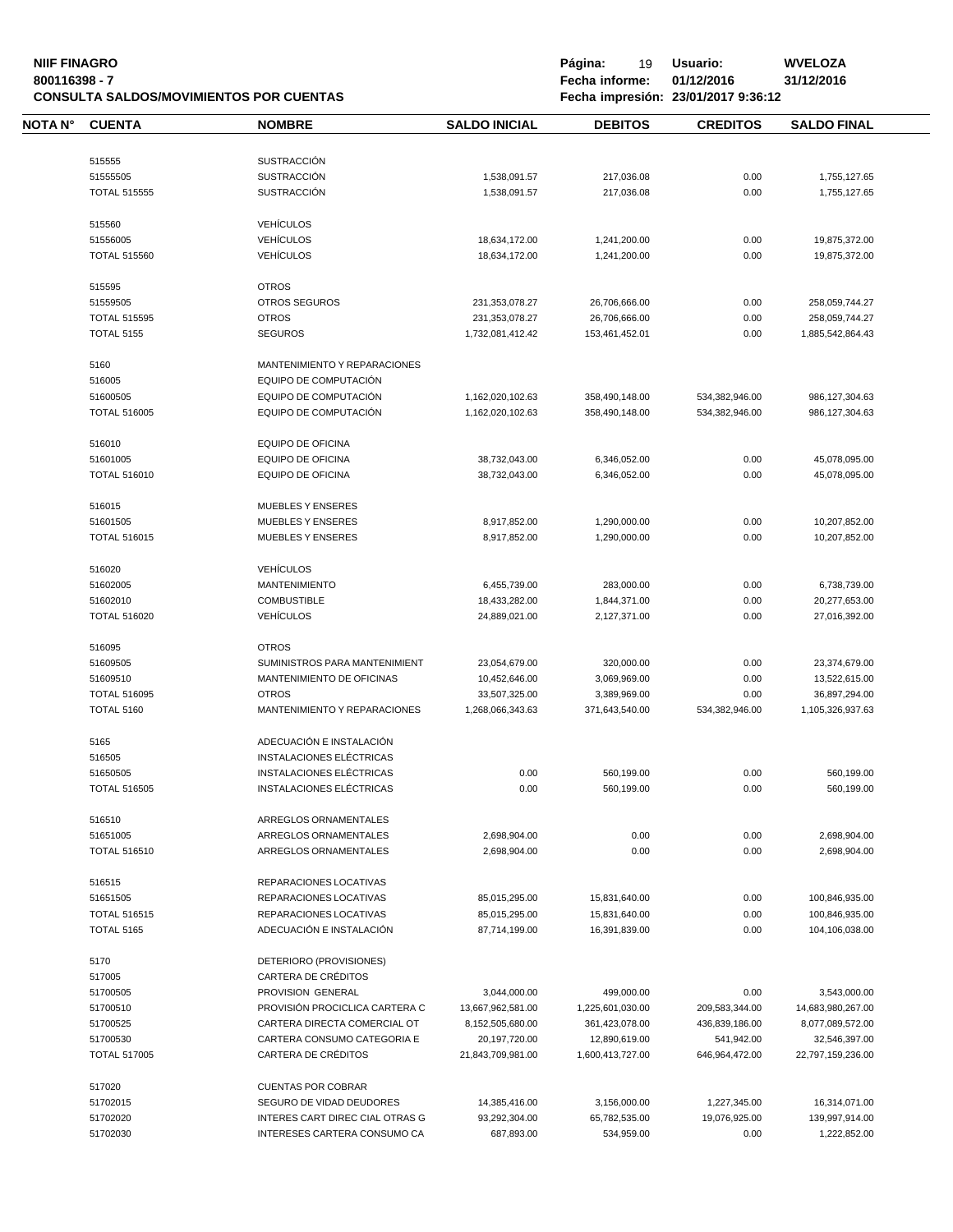**NIIF FINAGRO**
**800116398 - 7**
**CONSULTA SALDOS/MOVIMIENTOS POR CUENTAS**

**Página:** 19 **Usuario:** WVELOZA
**Fecha informe:** 01/12/2016 31/12/2016
**Fecha impresión:** 23/01/2017 9:36:12

| NOTA N° | CUENTA | NOMBRE | SALDO INICIAL | DEBITOS | CREDITOS | SALDO FINAL |
|---|---|---|---|---|---|---|
| | 515555 | SUSTRACCIÓN | | | | |
| | 51555505 | SUSTRACCIÓN | 1,538,091.57 | 217,036.08 | 0.00 | 1,755,127.65 |
| | TOTAL 515555 | SUSTRACCIÓN | 1,538,091.57 | 217,036.08 | 0.00 | 1,755,127.65 |
| | 515560 | VEHÍCULOS | | | | |
| | 51556005 | VEHÍCULOS | 18,634,172.00 | 1,241,200.00 | 0.00 | 19,875,372.00 |
| | TOTAL 515560 | VEHÍCULOS | 18,634,172.00 | 1,241,200.00 | 0.00 | 19,875,372.00 |
| | 515595 | OTROS | | | | |
| | 51559505 | OTROS SEGUROS | 231,353,078.27 | 26,706,666.00 | 0.00 | 258,059,744.27 |
| | TOTAL 515595 | OTROS | 231,353,078.27 | 26,706,666.00 | 0.00 | 258,059,744.27 |
| | TOTAL 5155 | SEGUROS | 1,732,081,412.42 | 153,461,452.01 | 0.00 | 1,885,542,864.43 |
| | 5160 | MANTENIMIENTO Y REPARACIONES | | | | |
| | 516005 | EQUIPO DE COMPUTACIÓN | | | | |
| | 51600505 | EQUIPO DE COMPUTACIÓN | 1,162,020,102.63 | 358,490,148.00 | 534,382,946.00 | 986,127,304.63 |
| | TOTAL 516005 | EQUIPO DE COMPUTACIÓN | 1,162,020,102.63 | 358,490,148.00 | 534,382,946.00 | 986,127,304.63 |
| | 516010 | EQUIPO DE OFICINA | | | | |
| | 51601005 | EQUIPO DE OFICINA | 38,732,043.00 | 6,346,052.00 | 0.00 | 45,078,095.00 |
| | TOTAL 516010 | EQUIPO DE OFICINA | 38,732,043.00 | 6,346,052.00 | 0.00 | 45,078,095.00 |
| | 516015 | MUEBLES Y ENSERES | | | | |
| | 51601505 | MUEBLES Y ENSERES | 8,917,852.00 | 1,290,000.00 | 0.00 | 10,207,852.00 |
| | TOTAL 516015 | MUEBLES Y ENSERES | 8,917,852.00 | 1,290,000.00 | 0.00 | 10,207,852.00 |
| | 516020 | VEHÍCULOS | | | | |
| | 51602005 | MANTENIMIENTO | 6,455,739.00 | 283,000.00 | 0.00 | 6,738,739.00 |
| | 51602010 | COMBUSTIBLE | 18,433,282.00 | 1,844,371.00 | 0.00 | 20,277,653.00 |
| | TOTAL 516020 | VEHÍCULOS | 24,889,021.00 | 2,127,371.00 | 0.00 | 27,016,392.00 |
| | 516095 | OTROS | | | | |
| | 51609505 | SUMINISTROS PARA MANTENIMIENT | 23,054,679.00 | 320,000.00 | 0.00 | 23,374,679.00 |
| | 51609510 | MANTENIMIENTO DE OFICINAS | 10,452,646.00 | 3,069,969.00 | 0.00 | 13,522,615.00 |
| | TOTAL 516095 | OTROS | 33,507,325.00 | 3,389,969.00 | 0.00 | 36,897,294.00 |
| | TOTAL 5160 | MANTENIMIENTO Y REPARACIONES | 1,268,066,343.63 | 371,643,540.00 | 534,382,946.00 | 1,105,326,937.63 |
| | 5165 | ADECUACIÓN E INSTALACIÓN | | | | |
| | 516505 | INSTALACIONES ELÉCTRICAS | | | | |
| | 51650505 | INSTALACIONES ELÉCTRICAS | 0.00 | 560,199.00 | 0.00 | 560,199.00 |
| | TOTAL 516505 | INSTALACIONES ELÉCTRICAS | 0.00 | 560,199.00 | 0.00 | 560,199.00 |
| | 516510 | ARREGLOS ORNAMENTALES | | | | |
| | 51651005 | ARREGLOS ORNAMENTALES | 2,698,904.00 | 0.00 | 0.00 | 2,698,904.00 |
| | TOTAL 516510 | ARREGLOS ORNAMENTALES | 2,698,904.00 | 0.00 | 0.00 | 2,698,904.00 |
| | 516515 | REPARACIONES LOCATIVAS | | | | |
| | 51651505 | REPARACIONES LOCATIVAS | 85,015,295.00 | 15,831,640.00 | 0.00 | 100,846,935.00 |
| | TOTAL 516515 | REPARACIONES LOCATIVAS | 85,015,295.00 | 15,831,640.00 | 0.00 | 100,846,935.00 |
| | TOTAL 5165 | ADECUACIÓN E INSTALACIÓN | 87,714,199.00 | 16,391,839.00 | 0.00 | 104,106,038.00 |
| | 5170 | DETERIORO (PROVISIONES) | | | | |
| | 517005 | CARTERA DE CRÉDITOS | | | | |
| | 51700505 | PROVISION GENERAL | 3,044,000.00 | 499,000.00 | 0.00 | 3,543,000.00 |
| | 51700510 | PROVISIÓN PROCICLICA CARTERA C | 13,667,962,581.00 | 1,225,601,030.00 | 209,583,344.00 | 14,683,980,267.00 |
| | 51700525 | CARTERA DIRECTA COMERCIAL OT | 8,152,505,680.00 | 361,423,078.00 | 436,839,186.00 | 8,077,089,572.00 |
| | 51700530 | CARTERA CONSUMO CATEGORIA E | 20,197,720.00 | 12,890,619.00 | 541,942.00 | 32,546,397.00 |
| | TOTAL 517005 | CARTERA DE CRÉDITOS | 21,843,709,981.00 | 1,600,413,727.00 | 646,964,472.00 | 22,797,159,236.00 |
| | 517020 | CUENTAS POR COBRAR | | | | |
| | 51702015 | SEGURO DE VIDAD DEUDORES | 14,385,416.00 | 3,156,000.00 | 1,227,345.00 | 16,314,071.00 |
| | 51702020 | INTERES CART DIREC CIAL OTRAS G | 93,292,304.00 | 65,782,535.00 | 19,076,925.00 | 139,997,914.00 |
| | 51702030 | INTERESES CARTERA CONSUMO CA | 687,893.00 | 534,959.00 | 0.00 | 1,222,852.00 |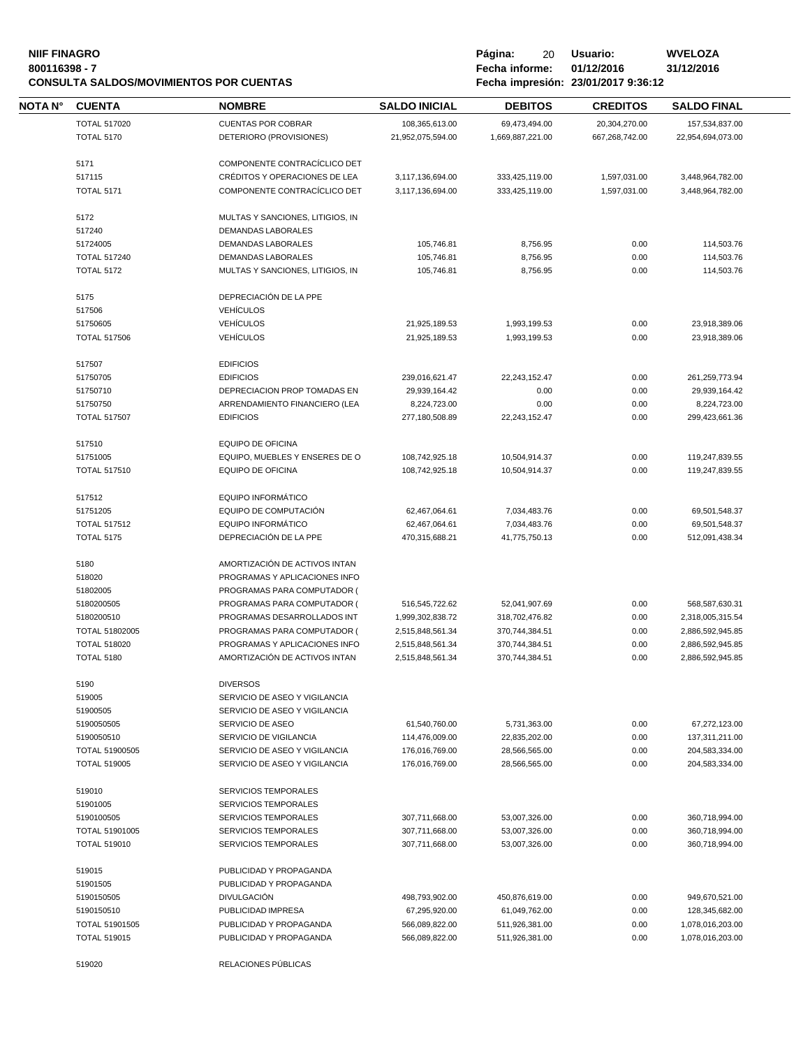**NIIF FINAGRO**
**800116398 - 7**
**CONSULTA SALDOS/MOVIMIENTOS POR CUENTAS**

**Página:** 20 **Usuario:** WVELOZA
**Fecha informe:** 01/12/2016 31/12/2016
**Fecha impresión:** 23/01/2017 9:36:12

| NOTA N° | CUENTA | NOMBRE | SALDO INICIAL | DEBITOS | CREDITOS | SALDO FINAL |
|---|---|---|---|---|---|---|
| | TOTAL 517020 | CUENTAS POR COBRAR | 108,365,613.00 | 69,473,494.00 | 20,304,270.00 | 157,534,837.00 |
| | TOTAL 5170 | DETERIORO (PROVISIONES) | 21,952,075,594.00 | 1,669,887,221.00 | 667,268,742.00 | 22,954,694,073.00 |
| | 5171 | COMPONENTE CONTRACÍCLICO DET | | | | |
| | 517115 | CRÉDITOS Y OPERACIONES DE LEA | 3,117,136,694.00 | 333,425,119.00 | 1,597,031.00 | 3,448,964,782.00 |
| | TOTAL 5171 | COMPONENTE CONTRACÍCLICO DET | 3,117,136,694.00 | 333,425,119.00 | 1,597,031.00 | 3,448,964,782.00 |
| | 5172 | MULTAS Y SANCIONES, LITIGIOS, IN | | | | |
| | 517240 | DEMANDAS LABORALES | | | | |
| | 51724005 | DEMANDAS LABORALES | 105,746.81 | 8,756.95 | 0.00 | 114,503.76 |
| | TOTAL 517240 | DEMANDAS LABORALES | 105,746.81 | 8,756.95 | 0.00 | 114,503.76 |
| | TOTAL 5172 | MULTAS Y SANCIONES, LITIGIOS, IN | 105,746.81 | 8,756.95 | 0.00 | 114,503.76 |
| | 5175 | DEPRECIACIÓN DE LA PPE | | | | |
| | 517506 | VEHÍCULOS | | | | |
| | 51750605 | VEHÍCULOS | 21,925,189.53 | 1,993,199.53 | 0.00 | 23,918,389.06 |
| | TOTAL 517506 | VEHÍCULOS | 21,925,189.53 | 1,993,199.53 | 0.00 | 23,918,389.06 |
| | 517507 | EDIFICIOS | | | | |
| | 51750705 | EDIFICIOS | 239,016,621.47 | 22,243,152.47 | 0.00 | 261,259,773.94 |
| | 51750710 | DEPRECIACION PROP TOMADAS EN | 29,939,164.42 | 0.00 | 0.00 | 29,939,164.42 |
| | 51750750 | ARRENDAMIENTO FINANCIERO (LEA | 8,224,723.00 | 0.00 | 0.00 | 8,224,723.00 |
| | TOTAL 517507 | EDIFICIOS | 277,180,508.89 | 22,243,152.47 | 0.00 | 299,423,661.36 |
| | 517510 | EQUIPO DE OFICINA | | | | |
| | 51751005 | EQUIPO, MUEBLES Y ENSERES DE O | 108,742,925.18 | 10,504,914.37 | 0.00 | 119,247,839.55 |
| | TOTAL 517510 | EQUIPO DE OFICINA | 108,742,925.18 | 10,504,914.37 | 0.00 | 119,247,839.55 |
| | 517512 | EQUIPO INFORMÁTICO | | | | |
| | 51751205 | EQUIPO DE COMPUTACIÓN | 62,467,064.61 | 7,034,483.76 | 0.00 | 69,501,548.37 |
| | TOTAL 517512 | EQUIPO INFORMÁTICO | 62,467,064.61 | 7,034,483.76 | 0.00 | 69,501,548.37 |
| | TOTAL 5175 | DEPRECIACIÓN DE LA PPE | 470,315,688.21 | 41,775,750.13 | 0.00 | 512,091,438.34 |
| | 5180 | AMORTIZACIÓN DE ACTIVOS INTAN | | | | |
| | 518020 | PROGRAMAS Y APLICACIONES INFO | | | | |
| | 51802005 | PROGRAMAS PARA COMPUTADOR ( | | | | |
| | 5180200505 | PROGRAMAS PARA COMPUTADOR ( | 516,545,722.62 | 52,041,907.69 | 0.00 | 568,587,630.31 |
| | 5180200510 | PROGRAMAS DESARROLLADOS INT | 1,999,302,838.72 | 318,702,476.82 | 0.00 | 2,318,005,315.54 |
| | TOTAL 51802005 | PROGRAMAS PARA COMPUTADOR ( | 2,515,848,561.34 | 370,744,384.51 | 0.00 | 2,886,592,945.85 |
| | TOTAL 518020 | PROGRAMAS Y APLICACIONES INFO | 2,515,848,561.34 | 370,744,384.51 | 0.00 | 2,886,592,945.85 |
| | TOTAL 5180 | AMORTIZACIÓN DE ACTIVOS INTAN | 2,515,848,561.34 | 370,744,384.51 | 0.00 | 2,886,592,945.85 |
| | 5190 | DIVERSOS | | | | |
| | 519005 | SERVICIO DE ASEO Y VIGILANCIA | | | | |
| | 51900505 | SERVICIO DE ASEO Y VIGILANCIA | | | | |
| | 5190050505 | SERVICIO DE ASEO | 61,540,760.00 | 5,731,363.00 | 0.00 | 67,272,123.00 |
| | 5190050510 | SERVICIO DE VIGILANCIA | 114,476,009.00 | 22,835,202.00 | 0.00 | 137,311,211.00 |
| | TOTAL 51900505 | SERVICIO DE ASEO Y VIGILANCIA | 176,016,769.00 | 28,566,565.00 | 0.00 | 204,583,334.00 |
| | TOTAL 519005 | SERVICIO DE ASEO Y VIGILANCIA | 176,016,769.00 | 28,566,565.00 | 0.00 | 204,583,334.00 |
| | 519010 | SERVICIOS TEMPORALES | | | | |
| | 51901005 | SERVICIOS TEMPORALES | | | | |
| | 5190100505 | SERVICIOS TEMPORALES | 307,711,668.00 | 53,007,326.00 | 0.00 | 360,718,994.00 |
| | TOTAL 51901005 | SERVICIOS TEMPORALES | 307,711,668.00 | 53,007,326.00 | 0.00 | 360,718,994.00 |
| | TOTAL 519010 | SERVICIOS TEMPORALES | 307,711,668.00 | 53,007,326.00 | 0.00 | 360,718,994.00 |
| | 519015 | PUBLICIDAD Y PROPAGANDA | | | | |
| | 51901505 | PUBLICIDAD Y PROPAGANDA | | | | |
| | 5190150505 | DIVULGACIÓN | 498,793,902.00 | 450,876,619.00 | 0.00 | 949,670,521.00 |
| | 5190150510 | PUBLICIDAD IMPRESA | 67,295,920.00 | 61,049,762.00 | 0.00 | 128,345,682.00 |
| | TOTAL 51901505 | PUBLICIDAD Y PROPAGANDA | 566,089,822.00 | 511,926,381.00 | 0.00 | 1,078,016,203.00 |
| | TOTAL 519015 | PUBLICIDAD Y PROPAGANDA | 566,089,822.00 | 511,926,381.00 | 0.00 | 1,078,016,203.00 |
| | 519020 | RELACIONES PÚBLICAS | | | | |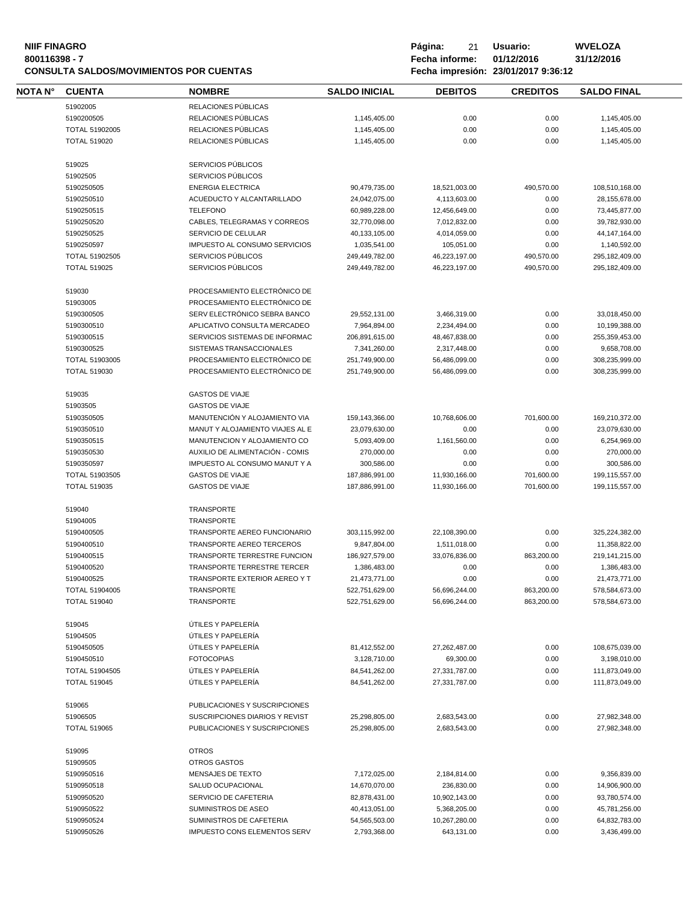**NIIF FINAGRO**
**800116398 - 7**
**CONSULTA SALDOS/MOVIMIENTOS POR CUENTAS**

**Página:** 21 **Usuario:** WVELOZA
**Fecha informe:** 01/12/2016 31/12/2016
**Fecha impresión:** 23/01/2017 9:36:12

| NOTA N° | CUENTA | NOMBRE | SALDO INICIAL | DEBITOS | CREDITOS | SALDO FINAL |
|---|---|---|---|---|---|---|
| | 51902005 | RELACIONES PÚBLICAS | | | | |
| | 5190200505 | RELACIONES PÚBLICAS | 1,145,405.00 | 0.00 | 0.00 | 1,145,405.00 |
| | TOTAL 51902005 | RELACIONES PÚBLICAS | 1,145,405.00 | 0.00 | 0.00 | 1,145,405.00 |
| | TOTAL 519020 | RELACIONES PÚBLICAS | 1,145,405.00 | 0.00 | 0.00 | 1,145,405.00 |
| | | | | | | |
| | 519025 | SERVICIOS PÚBLICOS | | | | |
| | 51902505 | SERVICIOS PÚBLICOS | | | | |
| | 5190250505 | ENERGIA ELECTRICA | 90,479,735.00 | 18,521,003.00 | 490,570.00 | 108,510,168.00 |
| | 5190250510 | ACUEDUCTO Y ALCANTARILLADO | 24,042,075.00 | 4,113,603.00 | 0.00 | 28,155,678.00 |
| | 5190250515 | TELEFONO | 60,989,228.00 | 12,456,649.00 | 0.00 | 73,445,877.00 |
| | 5190250520 | CABLES, TELEGRAMAS Y CORREOS | 32,770,098.00 | 7,012,832.00 | 0.00 | 39,782,930.00 |
| | 5190250525 | SERVICIO DE CELULAR | 40,133,105.00 | 4,014,059.00 | 0.00 | 44,147,164.00 |
| | 5190250597 | IMPUESTO AL CONSUMO SERVICIOS | 1,035,541.00 | 105,051.00 | 0.00 | 1,140,592.00 |
| | TOTAL 51902505 | SERVICIOS PÚBLICOS | 249,449,782.00 | 46,223,197.00 | 490,570.00 | 295,182,409.00 |
| | TOTAL 519025 | SERVICIOS PÚBLICOS | 249,449,782.00 | 46,223,197.00 | 490,570.00 | 295,182,409.00 |
| | | | | | | |
| | 519030 | PROCESAMIENTO ELECTRÓNICO DE | | | | |
| | 51903005 | PROCESAMIENTO ELECTRÓNICO DE | | | | |
| | 5190300505 | SERV ELECTRÓNICO SEBRA BANCO | 29,552,131.00 | 3,466,319.00 | 0.00 | 33,018,450.00 |
| | 5190300510 | APLICATIVO CONSULTA MERCADEO | 7,964,894.00 | 2,234,494.00 | 0.00 | 10,199,388.00 |
| | 5190300515 | SERVICIOS SISTEMAS DE INFORMAC | 206,891,615.00 | 48,467,838.00 | 0.00 | 255,359,453.00 |
| | 5190300525 | SISTEMAS TRANSACCIONALES | 7,341,260.00 | 2,317,448.00 | 0.00 | 9,658,708.00 |
| | TOTAL 51903005 | PROCESAMIENTO ELECTRÓNICO DE | 251,749,900.00 | 56,486,099.00 | 0.00 | 308,235,999.00 |
| | TOTAL 519030 | PROCESAMIENTO ELECTRÓNICO DE | 251,749,900.00 | 56,486,099.00 | 0.00 | 308,235,999.00 |
| | | | | | | |
| | 519035 | GASTOS DE VIAJE | | | | |
| | 51903505 | GASTOS DE VIAJE | | | | |
| | 5190350505 | MANUTENCIÓN Y ALOJAMIENTO VIA | 159,143,366.00 | 10,768,606.00 | 701,600.00 | 169,210,372.00 |
| | 5190350510 | MANUT Y ALOJAMIENTO VIAJES AL E | 23,079,630.00 | 0.00 | 0.00 | 23,079,630.00 |
| | 5190350515 | MANUTENCION Y ALOJAMIENTO CO | 5,093,409.00 | 1,161,560.00 | 0.00 | 6,254,969.00 |
| | 5190350530 | AUXILIO DE ALIMENTACIÓN - COMIS | 270,000.00 | 0.00 | 0.00 | 270,000.00 |
| | 5190350597 | IMPUESTO AL CONSUMO MANUT Y A | 300,586.00 | 0.00 | 0.00 | 300,586.00 |
| | TOTAL 51903505 | GASTOS DE VIAJE | 187,886,991.00 | 11,930,166.00 | 701,600.00 | 199,115,557.00 |
| | TOTAL 519035 | GASTOS DE VIAJE | 187,886,991.00 | 11,930,166.00 | 701,600.00 | 199,115,557.00 |
| | | | | | | |
| | 519040 | TRANSPORTE | | | | |
| | 51904005 | TRANSPORTE | | | | |
| | 5190400505 | TRANSPORTE AEREO FUNCIONARIO | 303,115,992.00 | 22,108,390.00 | 0.00 | 325,224,382.00 |
| | 5190400510 | TRANSPORTE AEREO TERCEROS | 9,847,804.00 | 1,511,018.00 | 0.00 | 11,358,822.00 |
| | 5190400515 | TRANSPORTE TERRESTRE FUNCION | 186,927,579.00 | 33,076,836.00 | 863,200.00 | 219,141,215.00 |
| | 5190400520 | TRANSPORTE TERRESTRE TERCER | 1,386,483.00 | 0.00 | 0.00 | 1,386,483.00 |
| | 5190400525 | TRANSPORTE EXTERIOR AEREO Y T | 21,473,771.00 | 0.00 | 0.00 | 21,473,771.00 |
| | TOTAL 51904005 | TRANSPORTE | 522,751,629.00 | 56,696,244.00 | 863,200.00 | 578,584,673.00 |
| | TOTAL 519040 | TRANSPORTE | 522,751,629.00 | 56,696,244.00 | 863,200.00 | 578,584,673.00 |
| | | | | | | |
| | 519045 | ÚTILES Y PAPELERÍA | | | | |
| | 51904505 | ÚTILES Y PAPELERÍA | | | | |
| | 5190450505 | ÚTILES Y PAPELERÍA | 81,412,552.00 | 27,262,487.00 | 0.00 | 108,675,039.00 |
| | 5190450510 | FOTOCOPIAS | 3,128,710.00 | 69,300.00 | 0.00 | 3,198,010.00 |
| | TOTAL 51904505 | ÚTILES Y PAPELERÍA | 84,541,262.00 | 27,331,787.00 | 0.00 | 111,873,049.00 |
| | TOTAL 519045 | ÚTILES Y PAPELERÍA | 84,541,262.00 | 27,331,787.00 | 0.00 | 111,873,049.00 |
| | | | | | | |
| | 519065 | PUBLICACIONES Y SUSCRIPCIONES | | | | |
| | 51906505 | SUSCRIPCIONES DIARIOS Y REVIST | 25,298,805.00 | 2,683,543.00 | 0.00 | 27,982,348.00 |
| | TOTAL 519065 | PUBLICACIONES Y SUSCRIPCIONES | 25,298,805.00 | 2,683,543.00 | 0.00 | 27,982,348.00 |
| | | | | | | |
| | 519095 | OTROS | | | | |
| | 51909505 | OTROS GASTOS | | | | |
| | 5190950516 | MENSAJES DE TEXTO | 7,172,025.00 | 2,184,814.00 | 0.00 | 9,356,839.00 |
| | 5190950518 | SALUD OCUPACIONAL | 14,670,070.00 | 236,830.00 | 0.00 | 14,906,900.00 |
| | 5190950520 | SERVICIO DE CAFETERIA | 82,878,431.00 | 10,902,143.00 | 0.00 | 93,780,574.00 |
| | 5190950522 | SUMINISTROS DE ASEO | 40,413,051.00 | 5,368,205.00 | 0.00 | 45,781,256.00 |
| | 5190950524 | SUMINISTROS DE CAFETERIA | 54,565,503.00 | 10,267,280.00 | 0.00 | 64,832,783.00 |
| | 5190950526 | IMPUESTO CONS ELEMENTOS SERV | 2,793,368.00 | 643,131.00 | 0.00 | 3,436,499.00 |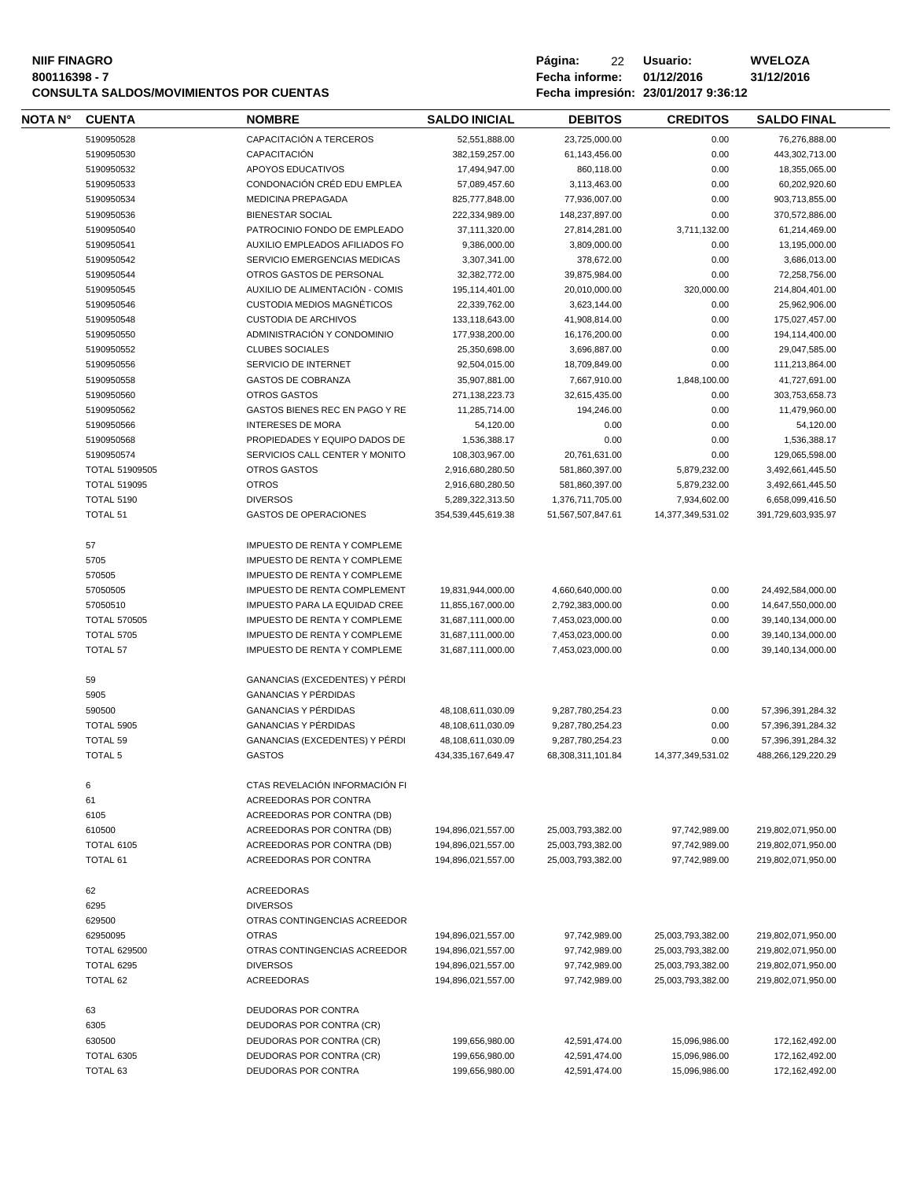**NIIF FINAGRO**
**800116398 - 7**
**CONSULTA SALDOS/MOVIMIENTOS POR CUENTAS**

**Usuario:** WVELOZA
**Fecha informe:** 01/12/2016 31/12/2016
**Fecha impresión:** 23/01/2017 9:36:12

| NOTA N° | CUENTA | NOMBRE | SALDO INICIAL | DEBITOS | CREDITOS | SALDO FINAL |
|---|---|---|---|---|---|---|
| | 5190950528 | CAPACITACIÓN A TERCEROS | 52,551,888.00 | 23,725,000.00 | 0.00 | 76,276,888.00 |
| | 5190950530 | CAPACITACIÓN | 382,159,257.00 | 61,143,456.00 | 0.00 | 443,302,713.00 |
| | 5190950532 | APOYOS EDUCATIVOS | 17,494,947.00 | 860,118.00 | 0.00 | 18,355,065.00 |
| | 5190950533 | CONDONACIÓN CRÉD EDU EMPLEA | 57,089,457.60 | 3,113,463.00 | 0.00 | 60,202,920.60 |
| | 5190950534 | MEDICINA PREPAGADA | 825,777,848.00 | 77,936,007.00 | 0.00 | 903,713,855.00 |
| | 5190950536 | BIENESTAR SOCIAL | 222,334,989.00 | 148,237,897.00 | 0.00 | 370,572,886.00 |
| | 5190950540 | PATROCINIO FONDO DE EMPLEADO | 37,111,320.00 | 27,814,281.00 | 3,711,132.00 | 61,214,469.00 |
| | 5190950541 | AUXILIO EMPLEADOS AFILIADOS FO | 9,386,000.00 | 3,809,000.00 | 0.00 | 13,195,000.00 |
| | 5190950542 | SERVICIO EMERGENCIAS MEDICAS | 3,307,341.00 | 378,672.00 | 0.00 | 3,686,013.00 |
| | 5190950544 | OTROS GASTOS DE PERSONAL | 32,382,772.00 | 39,875,984.00 | 0.00 | 72,258,756.00 |
| | 5190950545 | AUXILIO DE ALIMENTACIÓN - COMIS | 195,114,401.00 | 20,010,000.00 | 320,000.00 | 214,804,401.00 |
| | 5190950546 | CUSTODIA MEDIOS MAGNÉTICOS | 22,339,762.00 | 3,623,144.00 | 0.00 | 25,962,906.00 |
| | 5190950548 | CUSTODIA DE ARCHIVOS | 133,118,643.00 | 41,908,814.00 | 0.00 | 175,027,457.00 |
| | 5190950550 | ADMINISTRACIÓN Y CONDOMINIO | 177,938,200.00 | 16,176,200.00 | 0.00 | 194,114,400.00 |
| | 5190950552 | CLUBES SOCIALES | 25,350,698.00 | 3,696,887.00 | 0.00 | 29,047,585.00 |
| | 5190950556 | SERVICIO DE INTERNET | 92,504,015.00 | 18,709,849.00 | 0.00 | 111,213,864.00 |
| | 5190950558 | GASTOS DE COBRANZA | 35,907,881.00 | 7,667,910.00 | 1,848,100.00 | 41,727,691.00 |
| | 5190950560 | OTROS GASTOS | 271,138,223.73 | 32,615,435.00 | 0.00 | 303,753,658.73 |
| | 5190950562 | GASTOS BIENES REC EN PAGO Y RE | 11,285,714.00 | 194,246.00 | 0.00 | 11,479,960.00 |
| | 5190950566 | INTERESES DE MORA | 54,120.00 | 0.00 | 0.00 | 54,120.00 |
| | 5190950568 | PROPIEDADES Y EQUIPO DADOS DE | 1,536,388.17 | 0.00 | 0.00 | 1,536,388.17 |
| | 5190950574 | SERVICIOS CALL CENTER Y MONITO | 108,303,967.00 | 20,761,631.00 | 0.00 | 129,065,598.00 |
| | TOTAL 51909505 | OTROS GASTOS | 2,916,680,280.50 | 581,860,397.00 | 5,879,232.00 | 3,492,661,445.50 |
| | TOTAL 519095 | OTROS | 2,916,680,280.50 | 581,860,397.00 | 5,879,232.00 | 3,492,661,445.50 |
| | TOTAL 5190 | DIVERSOS | 5,289,322,313.50 | 1,376,711,705.00 | 7,934,602.00 | 6,658,099,416.50 |
| | TOTAL 51 | GASTOS DE OPERACIONES | 354,539,445,619.38 | 51,567,507,847.61 | 14,377,349,531.02 | 391,729,603,935.97 |
| | 57 | IMPUESTO DE RENTA Y COMPLEME | | | | |
| | 5705 | IMPUESTO DE RENTA Y COMPLEME | | | | |
| | 570505 | IMPUESTO DE RENTA Y COMPLEME | | | | |
| | 57050505 | IMPUESTO DE RENTA COMPLEMENT | 19,831,944,000.00 | 4,660,640,000.00 | 0.00 | 24,492,584,000.00 |
| | 57050510 | IMPUESTO PARA LA EQUIDAD CREE | 11,855,167,000.00 | 2,792,383,000.00 | 0.00 | 14,647,550,000.00 |
| | TOTAL 570505 | IMPUESTO DE RENTA Y COMPLEME | 31,687,111,000.00 | 7,453,023,000.00 | 0.00 | 39,140,134,000.00 |
| | TOTAL 5705 | IMPUESTO DE RENTA Y COMPLEME | 31,687,111,000.00 | 7,453,023,000.00 | 0.00 | 39,140,134,000.00 |
| | TOTAL 57 | IMPUESTO DE RENTA Y COMPLEME | 31,687,111,000.00 | 7,453,023,000.00 | 0.00 | 39,140,134,000.00 |
| | 59 | GANANCIAS (EXCEDENTES) Y PÉRDI | | | | |
| | 5905 | GANANCIAS Y PÉRDIDAS | | | | |
| | 590500 | GANANCIAS Y PÉRDIDAS | 48,108,611,030.09 | 9,287,780,254.23 | 0.00 | 57,396,391,284.32 |
| | TOTAL 5905 | GANANCIAS Y PÉRDIDAS | 48,108,611,030.09 | 9,287,780,254.23 | 0.00 | 57,396,391,284.32 |
| | TOTAL 59 | GANANCIAS (EXCEDENTES) Y PÉRDI | 48,108,611,030.09 | 9,287,780,254.23 | 0.00 | 57,396,391,284.32 |
| | TOTAL 5 | GASTOS | 434,335,167,649.47 | 68,308,311,101.84 | 14,377,349,531.02 | 488,266,129,220.29 |
| | 6 | CTAS REVELACIÓN INFORMACIÓN FI | | | | |
| | 61 | ACREEDORAS POR CONTRA | | | | |
| | 6105 | ACREEDORAS POR CONTRA (DB) | | | | |
| | 610500 | ACREEDORAS POR CONTRA (DB) | 194,896,021,557.00 | 25,003,793,382.00 | 97,742,989.00 | 219,802,071,950.00 |
| | TOTAL 6105 | ACREEDORAS POR CONTRA (DB) | 194,896,021,557.00 | 25,003,793,382.00 | 97,742,989.00 | 219,802,071,950.00 |
| | TOTAL 61 | ACREEDORAS POR CONTRA | 194,896,021,557.00 | 25,003,793,382.00 | 97,742,989.00 | 219,802,071,950.00 |
| | 62 | ACREEDORAS | | | | |
| | 6295 | DIVERSOS | | | | |
| | 629500 | OTRAS CONTINGENCIAS ACREEDOR | | | | |
| | 62950095 | OTRAS | 194,896,021,557.00 | 97,742,989.00 | 25,003,793,382.00 | 219,802,071,950.00 |
| | TOTAL 629500 | OTRAS CONTINGENCIAS ACREEDOR | 194,896,021,557.00 | 97,742,989.00 | 25,003,793,382.00 | 219,802,071,950.00 |
| | TOTAL 6295 | DIVERSOS | 194,896,021,557.00 | 97,742,989.00 | 25,003,793,382.00 | 219,802,071,950.00 |
| | TOTAL 62 | ACREEDORAS | 194,896,021,557.00 | 97,742,989.00 | 25,003,793,382.00 | 219,802,071,950.00 |
| | 63 | DEUDORAS POR CONTRA | | | | |
| | 6305 | DEUDORAS POR CONTRA (CR) | | | | |
| | 630500 | DEUDORAS POR CONTRA (CR) | 199,656,980.00 | 42,591,474.00 | 15,096,986.00 | 172,162,492.00 |
| | TOTAL 6305 | DEUDORAS POR CONTRA (CR) | 199,656,980.00 | 42,591,474.00 | 15,096,986.00 | 172,162,492.00 |
| | TOTAL 63 | DEUDORAS POR CONTRA | 199,656,980.00 | 42,591,474.00 | 15,096,986.00 | 172,162,492.00 |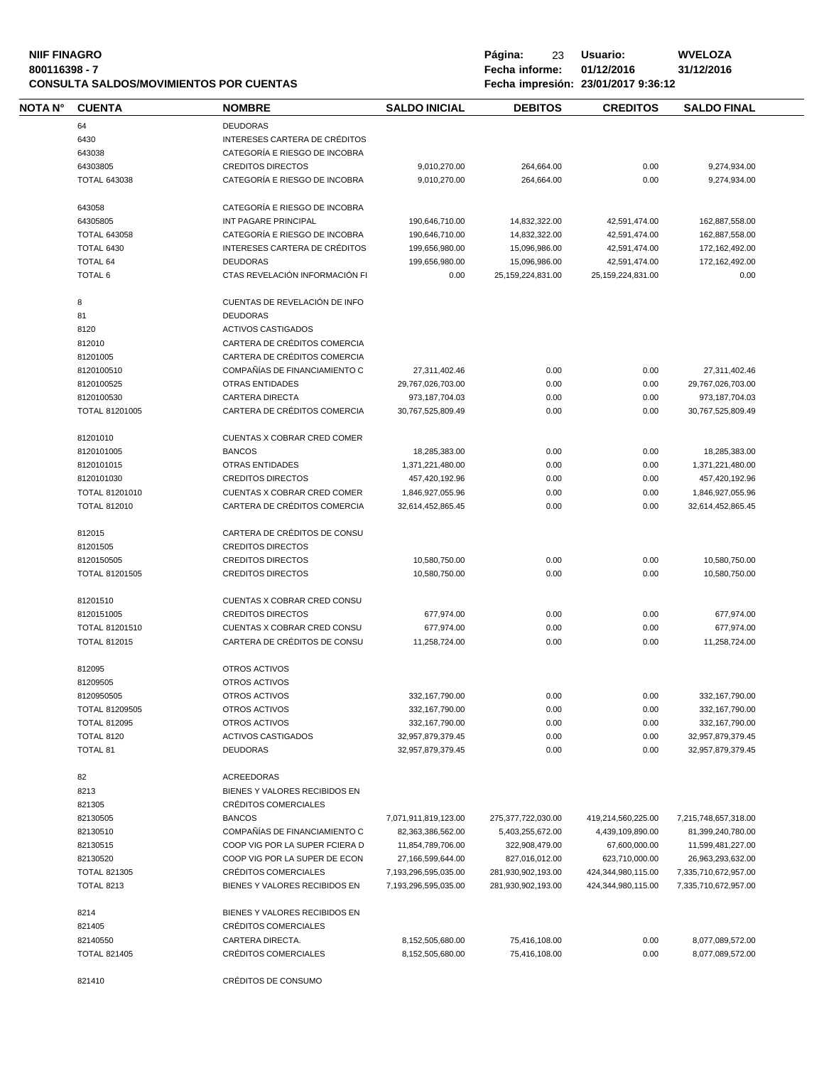**NIIF FINAGRO**
**800116398 - 7**
**CONSULTA SALDOS/MOVIMIENTOS POR CUENTAS**

**Página:** 23 **Usuario:** WVELOZA
**Fecha informe:** 01/12/2016 31/12/2016
**Fecha impresión:** 23/01/2017 9:36:12

| NOTA N° | CUENTA | NOMBRE | SALDO INICIAL | DEBITOS | CREDITOS | SALDO FINAL |
|---|---|---|---|---|---|---|
| | 64 | DEUDORAS | | | | |
| | 6430 | INTERESES CARTERA DE CRÉDITOS | | | | |
| | 643038 | CATEGORÍA E RIESGO DE INCOBRA | | | | |
| | 64303805 | CREDITOS DIRECTOS | 9,010,270.00 | 264,664.00 | 0.00 | 9,274,934.00 |
| | TOTAL 643038 | CATEGORÍA E RIESGO DE INCOBRA | 9,010,270.00 | 264,664.00 | 0.00 | 9,274,934.00 |
| | 643058 | CATEGORÍA E RIESGO DE INCOBRA | | | | |
| | 64305805 | INT PAGARE PRINCIPAL | 190,646,710.00 | 14,832,322.00 | 42,591,474.00 | 162,887,558.00 |
| | TOTAL 643058 | CATEGORÍA E RIESGO DE INCOBRA | 190,646,710.00 | 14,832,322.00 | 42,591,474.00 | 162,887,558.00 |
| | TOTAL 6430 | INTERESES CARTERA DE CRÉDITOS | 199,656,980.00 | 15,096,986.00 | 42,591,474.00 | 172,162,492.00 |
| | TOTAL 64 | DEUDORAS | 199,656,980.00 | 15,096,986.00 | 42,591,474.00 | 172,162,492.00 |
| | TOTAL 6 | CTAS REVELACIÓN INFORMACIÓN FI | 0.00 | 25,159,224,831.00 | 25,159,224,831.00 | 0.00 |
| | 8 | CUENTAS DE REVELACIÓN DE INFO | | | | |
| | 81 | DEUDORAS | | | | |
| | 8120 | ACTIVOS CASTIGADOS | | | | |
| | 812010 | CARTERA DE CRÉDITOS COMERCIA | | | | |
| | 81201005 | CARTERA DE CRÉDITOS COMERCIA | | | | |
| | 8120100510 | COMPAÑÍAS DE FINANCIAMIENTO C | 27,311,402.46 | 0.00 | 0.00 | 27,311,402.46 |
| | 8120100525 | OTRAS ENTIDADES | 29,767,026,703.00 | 0.00 | 0.00 | 29,767,026,703.00 |
| | 8120100530 | CARTERA DIRECTA | 973,187,704.03 | 0.00 | 0.00 | 973,187,704.03 |
| | TOTAL 81201005 | CARTERA DE CRÉDITOS COMERCIA | 30,767,525,809.49 | 0.00 | 0.00 | 30,767,525,809.49 |
| | 81201010 | CUENTAS X COBRAR CRED COMER | | | | |
| | 8120101005 | BANCOS | 18,285,383.00 | 0.00 | 0.00 | 18,285,383.00 |
| | 8120101015 | OTRAS ENTIDADES | 1,371,221,480.00 | 0.00 | 0.00 | 1,371,221,480.00 |
| | 8120101030 | CREDITOS DIRECTOS | 457,420,192.96 | 0.00 | 0.00 | 457,420,192.96 |
| | TOTAL 81201010 | CUENTAS X COBRAR CRED COMER | 1,846,927,055.96 | 0.00 | 0.00 | 1,846,927,055.96 |
| | TOTAL 812010 | CARTERA DE CRÉDITOS COMERCIA | 32,614,452,865.45 | 0.00 | 0.00 | 32,614,452,865.45 |
| | 812015 | CARTERA DE CRÉDITOS DE CONSU | | | | |
| | 81201505 | CREDITOS DIRECTOS | | | | |
| | 8120150505 | CREDITOS DIRECTOS | 10,580,750.00 | 0.00 | 0.00 | 10,580,750.00 |
| | TOTAL 81201505 | CREDITOS DIRECTOS | 10,580,750.00 | 0.00 | 0.00 | 10,580,750.00 |
| | 81201510 | CUENTAS X COBRAR CRED CONSU | | | | |
| | 8120151005 | CREDITOS DIRECTOS | 677,974.00 | 0.00 | 0.00 | 677,974.00 |
| | TOTAL 81201510 | CUENTAS X COBRAR CRED CONSU | 677,974.00 | 0.00 | 0.00 | 677,974.00 |
| | TOTAL 812015 | CARTERA DE CRÉDITOS DE CONSU | 11,258,724.00 | 0.00 | 0.00 | 11,258,724.00 |
| | 812095 | OTROS ACTIVOS | | | | |
| | 81209505 | OTROS ACTIVOS | | | | |
| | 8120950505 | OTROS ACTIVOS | 332,167,790.00 | 0.00 | 0.00 | 332,167,790.00 |
| | TOTAL 81209505 | OTROS ACTIVOS | 332,167,790.00 | 0.00 | 0.00 | 332,167,790.00 |
| | TOTAL 812095 | OTROS ACTIVOS | 332,167,790.00 | 0.00 | 0.00 | 332,167,790.00 |
| | TOTAL 8120 | ACTIVOS CASTIGADOS | 32,957,879,379.45 | 0.00 | 0.00 | 32,957,879,379.45 |
| | TOTAL 81 | DEUDORAS | 32,957,879,379.45 | 0.00 | 0.00 | 32,957,879,379.45 |
| | 82 | ACREEDORAS | | | | |
| | 8213 | BIENES Y VALORES RECIBIDOS EN | | | | |
| | 821305 | CRÉDITOS COMERCIALES | | | | |
| | 82130505 | BANCOS | 7,071,911,819,123.00 | 275,377,722,030.00 | 419,214,560,225.00 | 7,215,748,657,318.00 |
| | 82130510 | COMPAÑÍAS DE FINANCIAMIENTO C | 82,363,386,562.00 | 5,403,255,672.00 | 4,439,109,890.00 | 81,399,240,780.00 |
| | 82130515 | COOP VIG POR LA SUPER FCIERA D | 11,854,789,706.00 | 322,908,479.00 | 67,600,000.00 | 11,599,481,227.00 |
| | 82130520 | COOP VIG POR LA SUPER DE ECON | 27,166,599,644.00 | 827,016,012.00 | 623,710,000.00 | 26,963,293,632.00 |
| | TOTAL 821305 | CRÉDITOS COMERCIALES | 7,193,296,595,035.00 | 281,930,902,193.00 | 424,344,980,115.00 | 7,335,710,672,957.00 |
| | TOTAL 8213 | BIENES Y VALORES RECIBIDOS EN | 7,193,296,595,035.00 | 281,930,902,193.00 | 424,344,980,115.00 | 7,335,710,672,957.00 |
| | 8214 | BIENES Y VALORES RECIBIDOS EN | | | | |
| | 821405 | CRÉDITOS COMERCIALES | | | | |
| | 82140550 | CARTERA DIRECTA. | 8,152,505,680.00 | 75,416,108.00 | 0.00 | 8,077,089,572.00 |
| | TOTAL 821405 | CRÉDITOS COMERCIALES | 8,152,505,680.00 | 75,416,108.00 | 0.00 | 8,077,089,572.00 |
| | 821410 | CRÉDITOS DE CONSUMO | | | | |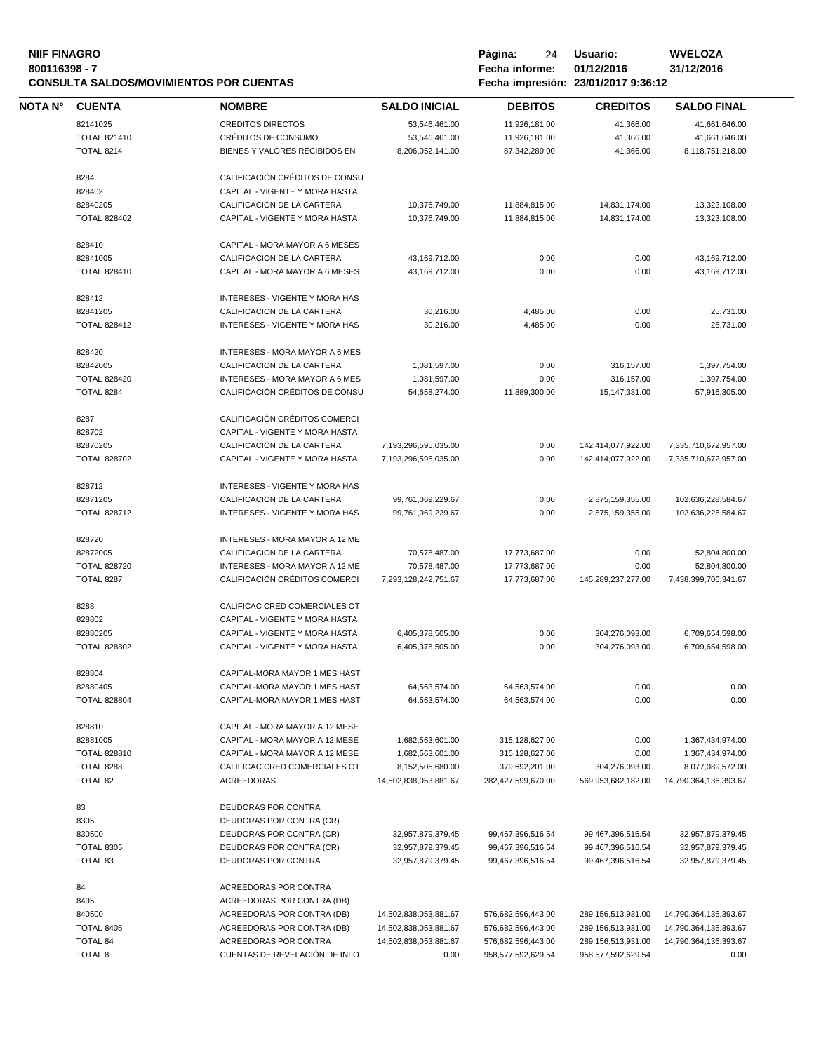**NIIF FINAGRO**
**800116398 - 7**
**CONSULTA SALDOS/MOVIMIENTOS POR CUENTAS**

**Página:** 24 **Usuario:** **WVELOZA**
**Fecha informe:** **01/12/2016** **31/12/2016**
**Fecha impresión: 23/01/2017 9:36:12**

| NOTA N° | CUENTA | NOMBRE | SALDO INICIAL | DEBITOS | CREDITOS | SALDO FINAL |
|---|---|---|---|---|---|---|
| | 82141025 | CREDITOS DIRECTOS | 53,546,461.00 | 11,926,181.00 | 41,366.00 | 41,661,646.00 |
| | TOTAL 821410 | CRÉDITOS DE CONSUMO | 53,546,461.00 | 11,926,181.00 | 41,366.00 | 41,661,646.00 |
| | TOTAL 8214 | BIENES Y VALORES RECIBIDOS EN | 8,206,052,141.00 | 87,342,289.00 | 41,366.00 | 8,118,751,218.00 |
| | 8284 | CALIFICACIÓN CRÉDITOS DE CONSU | | | | |
| | 828402 | CAPITAL - VIGENTE Y MORA HASTA | | | | |
| | 82840205 | CALIFICACION DE LA CARTERA | 10,376,749.00 | 11,884,815.00 | 14,831,174.00 | 13,323,108.00 |
| | TOTAL 828402 | CAPITAL - VIGENTE Y MORA HASTA | 10,376,749.00 | 11,884,815.00 | 14,831,174.00 | 13,323,108.00 |
| | 828410 | CAPITAL - MORA MAYOR A 6 MESES | | | | |
| | 82841005 | CALIFICACION DE LA CARTERA | 43,169,712.00 | 0.00 | 0.00 | 43,169,712.00 |
| | TOTAL 828410 | CAPITAL - MORA MAYOR A 6 MESES | 43,169,712.00 | 0.00 | 0.00 | 43,169,712.00 |
| | 828412 | INTERESES - VIGENTE Y MORA HAS | | | | |
| | 82841205 | CALIFICACION DE LA CARTERA | 30,216.00 | 4,485.00 | 0.00 | 25,731.00 |
| | TOTAL 828412 | INTERESES - VIGENTE Y MORA HAS | 30,216.00 | 4,485.00 | 0.00 | 25,731.00 |
| | 828420 | INTERESES - MORA MAYOR A 6 MES | | | | |
| | 82842005 | CALIFICACION DE LA CARTERA | 1,081,597.00 | 0.00 | 316,157.00 | 1,397,754.00 |
| | TOTAL 828420 | INTERESES - MORA MAYOR A 6 MES | 1,081,597.00 | 0.00 | 316,157.00 | 1,397,754.00 |
| | TOTAL 8284 | CALIFICACIÓN CRÉDITOS DE CONSU | 54,658,274.00 | 11,889,300.00 | 15,147,331.00 | 57,916,305.00 |
| | 8287 | CALIFICACIÓN CRÉDITOS COMERCI | | | | |
| | 828702 | CAPITAL - VIGENTE Y MORA HASTA | | | | |
| | 82870205 | CALIFICACIÓN DE LA CARTERA | 7,193,296,595,035.00 | 0.00 | 142,414,077,922.00 | 7,335,710,672,957.00 |
| | TOTAL 828702 | CAPITAL - VIGENTE Y MORA HASTA | 7,193,296,595,035.00 | 0.00 | 142,414,077,922.00 | 7,335,710,672,957.00 |
| | 828712 | INTERESES - VIGENTE Y MORA HAS | | | | |
| | 82871205 | CALIFICACION DE LA CARTERA | 99,761,069,229.67 | 0.00 | 2,875,159,355.00 | 102,636,228,584.67 |
| | TOTAL 828712 | INTERESES - VIGENTE Y MORA HAS | 99,761,069,229.67 | 0.00 | 2,875,159,355.00 | 102,636,228,584.67 |
| | 828720 | INTERESES - MORA MAYOR A 12 ME | | | | |
| | 82872005 | CALIFICACION DE LA CARTERA | 70,578,487.00 | 17,773,687.00 | 0.00 | 52,804,800.00 |
| | TOTAL 828720 | INTERESES - MORA MAYOR A 12 ME | 70,578,487.00 | 17,773,687.00 | 0.00 | 52,804,800.00 |
| | TOTAL 8287 | CALIFICACIÓN CRÉDITOS COMERCI | 7,293,128,242,751.67 | 17,773,687.00 | 145,289,237,277.00 | 7,438,399,706,341.67 |
| | 8288 | CALIFICAC CRED COMERCIALES OT | | | | |
| | 828802 | CAPITAL - VIGENTE Y MORA HASTA | | | | |
| | 82880205 | CAPITAL - VIGENTE Y MORA HASTA | 6,405,378,505.00 | 0.00 | 304,276,093.00 | 6,709,654,598.00 |
| | TOTAL 828802 | CAPITAL - VIGENTE Y MORA HASTA | 6,405,378,505.00 | 0.00 | 304,276,093.00 | 6,709,654,598.00 |
| | 828804 | CAPITAL-MORA MAYOR 1 MES HAST | | | | |
| | 82880405 | CAPITAL-MORA MAYOR 1 MES HAST | 64,563,574.00 | 64,563,574.00 | 0.00 | 0.00 |
| | TOTAL 828804 | CAPITAL-MORA MAYOR 1 MES HAST | 64,563,574.00 | 64,563,574.00 | 0.00 | 0.00 |
| | 828810 | CAPITAL - MORA MAYOR A 12 MESE | | | | |
| | 82881005 | CAPITAL - MORA MAYOR A 12 MESE | 1,682,563,601.00 | 315,128,627.00 | 0.00 | 1,367,434,974.00 |
| | TOTAL 828810 | CAPITAL - MORA MAYOR A 12 MESE | 1,682,563,601.00 | 315,128,627.00 | 0.00 | 1,367,434,974.00 |
| | TOTAL 8288 | CALIFICAC CRED COMERCIALES OT | 8,152,505,680.00 | 379,692,201.00 | 304,276,093.00 | 8,077,089,572.00 |
| | TOTAL 82 | ACREEDORAS | 14,502,838,053,881.67 | 282,427,599,670.00 | 569,953,682,182.00 | 14,790,364,136,393.67 |
| | 83 | DEUDORAS POR CONTRA | | | | |
| | 8305 | DEUDORAS POR CONTRA (CR) | | | | |
| | 830500 | DEUDORAS POR CONTRA (CR) | 32,957,879,379.45 | 99,467,396,516.54 | 99,467,396,516.54 | 32,957,879,379.45 |
| | TOTAL 8305 | DEUDORAS POR CONTRA (CR) | 32,957,879,379.45 | 99,467,396,516.54 | 99,467,396,516.54 | 32,957,879,379.45 |
| | TOTAL 83 | DEUDORAS POR CONTRA | 32,957,879,379.45 | 99,467,396,516.54 | 99,467,396,516.54 | 32,957,879,379.45 |
| | 84 | ACREEDORAS POR CONTRA | | | | |
| | 8405 | ACREEDORAS POR CONTRA (DB) | | | | |
| | 840500 | ACREEDORAS POR CONTRA (DB) | 14,502,838,053,881.67 | 576,682,596,443.00 | 289,156,513,931.00 | 14,790,364,136,393.67 |
| | TOTAL 8405 | ACREEDORAS POR CONTRA (DB) | 14,502,838,053,881.67 | 576,682,596,443.00 | 289,156,513,931.00 | 14,790,364,136,393.67 |
| | TOTAL 84 | ACREEDORAS POR CONTRA | 14,502,838,053,881.67 | 576,682,596,443.00 | 289,156,513,931.00 | 14,790,364,136,393.67 |
| | TOTAL 8 | CUENTAS DE REVELACIÓN DE INFO | 0.00 | 958,577,592,629.54 | 958,577,592,629.54 | 0.00 |